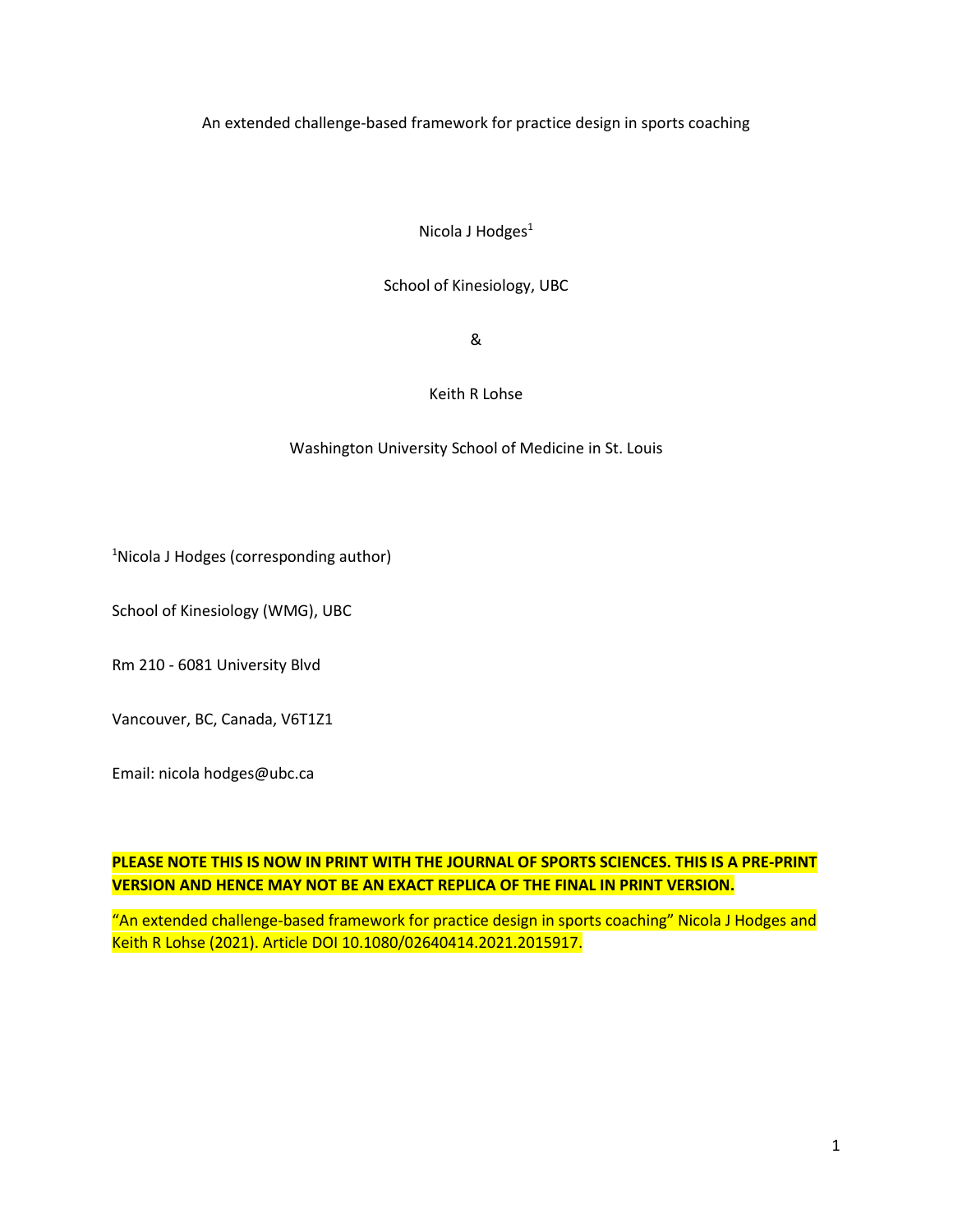# An extended challenge-based framework for practice design in sports coaching

Nicola J Hodges[1]

School of Kinesiology, UBC

&

Keith R Lohse

Washington University School of Medicine in St. Louis

[1]Nicola J Hodges (corresponding author)

School of Kinesiology (WMG), UBC

Rm 210 - 6081 University Blvd

Vancouver, BC, Canada, V6T1Z1

Email: nicola hodges@ubc.ca

**PLEASE NOTE THIS IS NOW IN PRINT WITH THE JOURNAL OF SPORTS SCIENCES. THIS IS A PRE-PRINT VERSION AND HENCE MAY NOT BE AN EXACT REPLICA OF THE FINAL IN PRINT VERSION.**

"An extended challenge-based framework for practice design in sports coaching" Nicola J Hodges and Keith R Lohse (2021). Article DOI 10.1080/02640414.2021.2015917.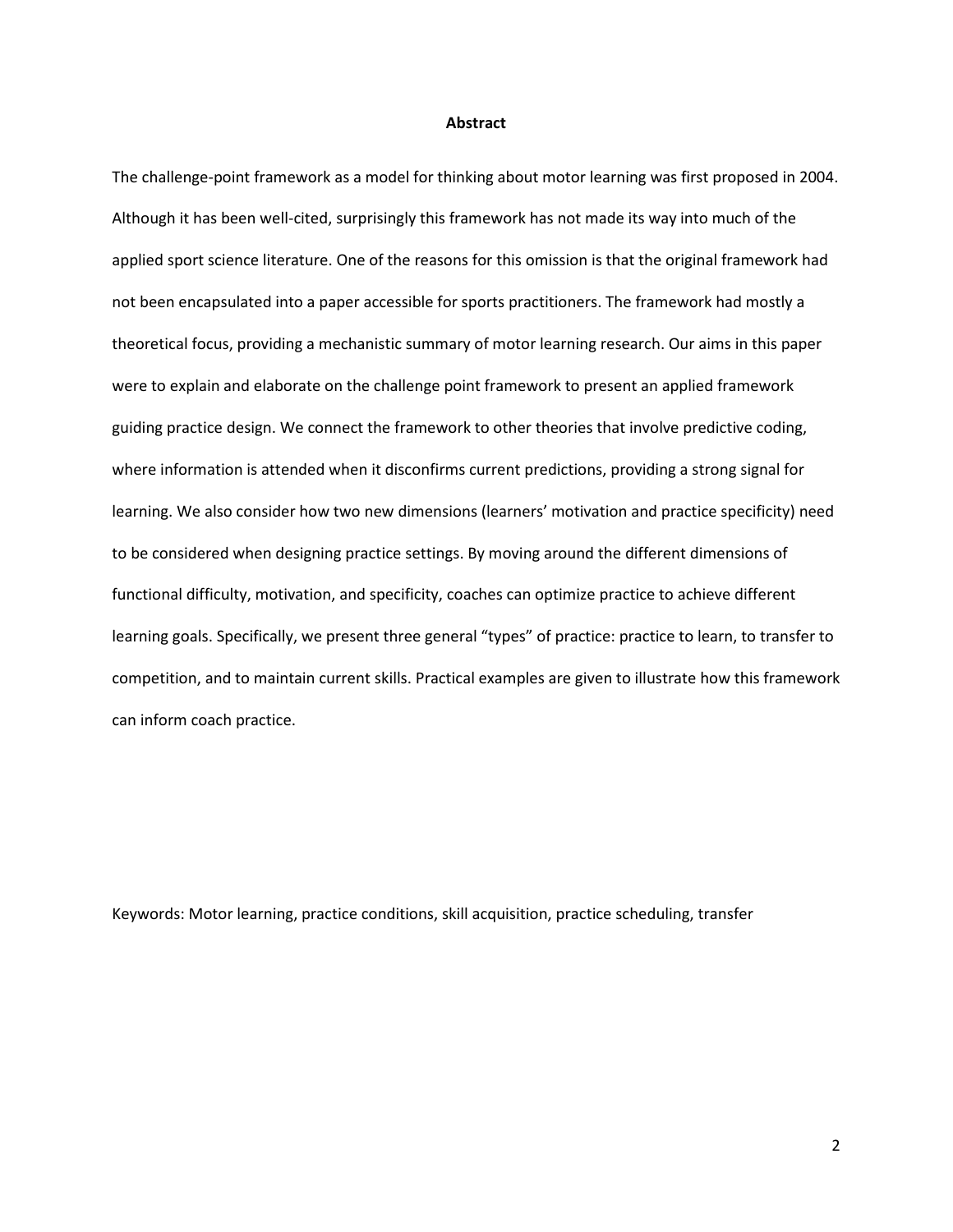## Abstract

The challenge-point framework as a model for thinking about motor learning was first proposed in 2004. Although it has been well-cited, surprisingly this framework has not made its way into much of the applied sport science literature. One of the reasons for this omission is that the original framework had not been encapsulated into a paper accessible for sports practitioners. The framework had mostly a theoretical focus, providing a mechanistic summary of motor learning research. Our aims in this paper were to explain and elaborate on the challenge point framework to present an applied framework guiding practice design. We connect the framework to other theories that involve predictive coding, where information is attended when it disconfirms current predictions, providing a strong signal for learning. We also consider how two new dimensions (learners' motivation and practice specificity) need to be considered when designing practice settings. By moving around the different dimensions of functional difficulty, motivation, and specificity, coaches can optimize practice to achieve different learning goals. Specifically, we present three general "types" of practice: practice to learn, to transfer to competition, and to maintain current skills. Practical examples are given to illustrate how this framework can inform coach practice.

Keywords: Motor learning, practice conditions, skill acquisition, practice scheduling, transfer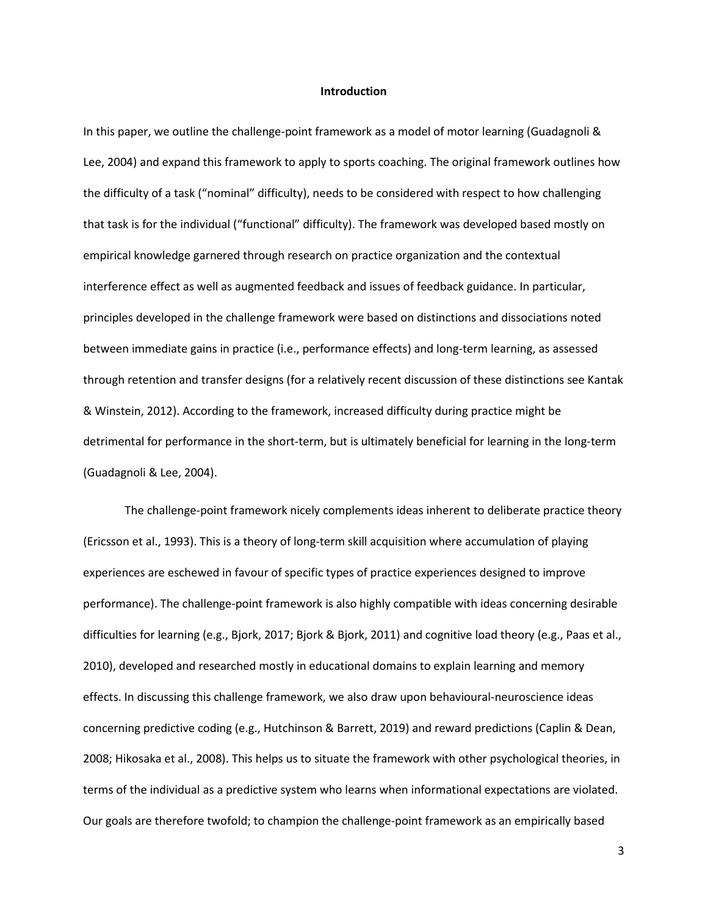## Introduction

In this paper, we outline the challenge-point framework as a model of motor learning (Guadagnoli & Lee, 2004) and expand this framework to apply to sports coaching. The original framework outlines how the difficulty of a task ("nominal" difficulty), needs to be considered with respect to how challenging that task is for the individual ("functional" difficulty). The framework was developed based mostly on empirical knowledge garnered through research on practice organization and the contextual interference effect as well as augmented feedback and issues of feedback guidance. In particular, principles developed in the challenge framework were based on distinctions and dissociations noted between immediate gains in practice (i.e., performance effects) and long-term learning, as assessed through retention and transfer designs (for a relatively recent discussion of these distinctions see Kantak & Winstein, 2012). According to the framework, increased difficulty during practice might be detrimental for performance in the short-term, but is ultimately beneficial for learning in the long-term (Guadagnoli & Lee, 2004).

The challenge-point framework nicely complements ideas inherent to deliberate practice theory (Ericsson et al., 1993). This is a theory of long-term skill acquisition where accumulation of playing experiences are eschewed in favour of specific types of practice experiences designed to improve performance). The challenge-point framework is also highly compatible with ideas concerning desirable difficulties for learning (e.g., Bjork, 2017; Bjork & Bjork, 2011) and cognitive load theory (e.g., Paas et al., 2010), developed and researched mostly in educational domains to explain learning and memory effects. In discussing this challenge framework, we also draw upon behavioural-neuroscience ideas concerning predictive coding (e.g., Hutchinson & Barrett, 2019) and reward predictions (Caplin & Dean, 2008; Hikosaka et al., 2008). This helps us to situate the framework with other psychological theories, in terms of the individual as a predictive system who learns when informational expectations are violated. Our goals are therefore twofold; to champion the challenge-point framework as an empirically based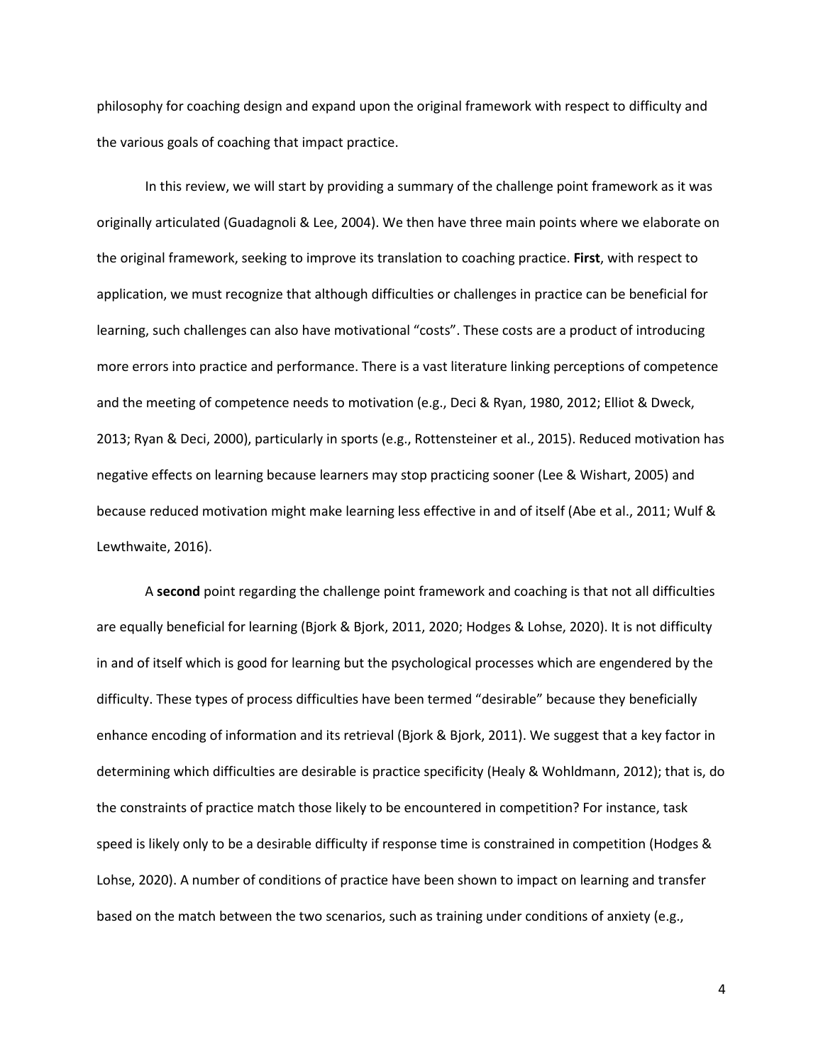philosophy for coaching design and expand upon the original framework with respect to difficulty and the various goals of coaching that impact practice.

In this review, we will start by providing a summary of the challenge point framework as it was originally articulated (Guadagnoli & Lee, 2004). We then have three main points where we elaborate on the original framework, seeking to improve its translation to coaching practice. **First**, with respect to application, we must recognize that although difficulties or challenges in practice can be beneficial for learning, such challenges can also have motivational "costs". These costs are a product of introducing more errors into practice and performance. There is a vast literature linking perceptions of competence and the meeting of competence needs to motivation (e.g., Deci & Ryan, 1980, 2012; Elliot & Dweck, 2013; Ryan & Deci, 2000), particularly in sports (e.g., Rottensteiner et al., 2015). Reduced motivation has negative effects on learning because learners may stop practicing sooner (Lee & Wishart, 2005) and because reduced motivation might make learning less effective in and of itself (Abe et al., 2011; Wulf & Lewthwaite, 2016).

A **second** point regarding the challenge point framework and coaching is that not all difficulties are equally beneficial for learning (Bjork & Bjork, 2011, 2020; Hodges & Lohse, 2020). It is not difficulty in and of itself which is good for learning but the psychological processes which are engendered by the difficulty. These types of process difficulties have been termed "desirable" because they beneficially enhance encoding of information and its retrieval (Bjork & Bjork, 2011). We suggest that a key factor in determining which difficulties are desirable is practice specificity (Healy & Wohldmann, 2012); that is, do the constraints of practice match those likely to be encountered in competition? For instance, task speed is likely only to be a desirable difficulty if response time is constrained in competition (Hodges & Lohse, 2020). A number of conditions of practice have been shown to impact on learning and transfer based on the match between the two scenarios, such as training under conditions of anxiety (e.g.,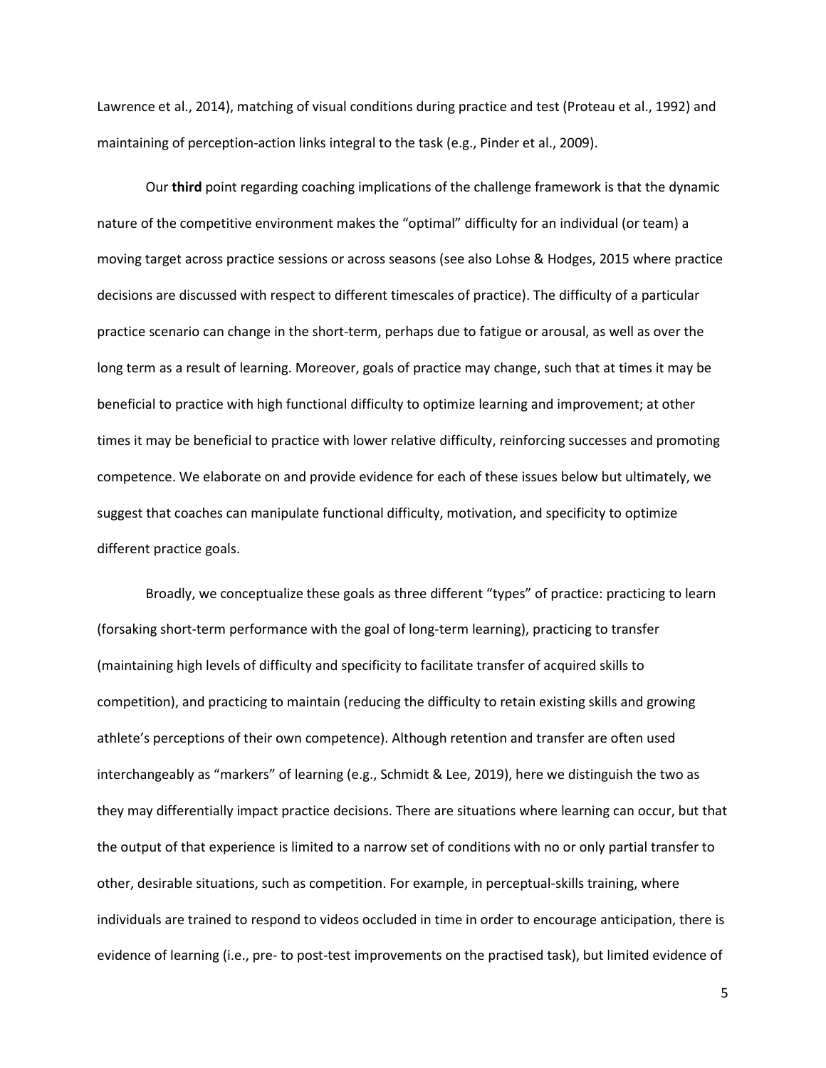Lawrence et al., 2014), matching of visual conditions during practice and test (Proteau et al., 1992) and maintaining of perception-action links integral to the task (e.g., Pinder et al., 2009).

Our **third** point regarding coaching implications of the challenge framework is that the dynamic nature of the competitive environment makes the "optimal" difficulty for an individual (or team) a moving target across practice sessions or across seasons (see also Lohse & Hodges, 2015 where practice decisions are discussed with respect to different timescales of practice). The difficulty of a particular practice scenario can change in the short-term, perhaps due to fatigue or arousal, as well as over the long term as a result of learning. Moreover, goals of practice may change, such that at times it may be beneficial to practice with high functional difficulty to optimize learning and improvement; at other times it may be beneficial to practice with lower relative difficulty, reinforcing successes and promoting competence. We elaborate on and provide evidence for each of these issues below but ultimately, we suggest that coaches can manipulate functional difficulty, motivation, and specificity to optimize different practice goals.

Broadly, we conceptualize these goals as three different "types" of practice: practicing to learn (forsaking short-term performance with the goal of long-term learning), practicing to transfer (maintaining high levels of difficulty and specificity to facilitate transfer of acquired skills to competition), and practicing to maintain (reducing the difficulty to retain existing skills and growing athlete's perceptions of their own competence). Although retention and transfer are often used interchangeably as "markers" of learning (e.g., Schmidt & Lee, 2019), here we distinguish the two as they may differentially impact practice decisions. There are situations where learning can occur, but that the output of that experience is limited to a narrow set of conditions with no or only partial transfer to other, desirable situations, such as competition. For example, in perceptual-skills training, where individuals are trained to respond to videos occluded in time in order to encourage anticipation, there is evidence of learning (i.e., pre- to post-test improvements on the practised task), but limited evidence of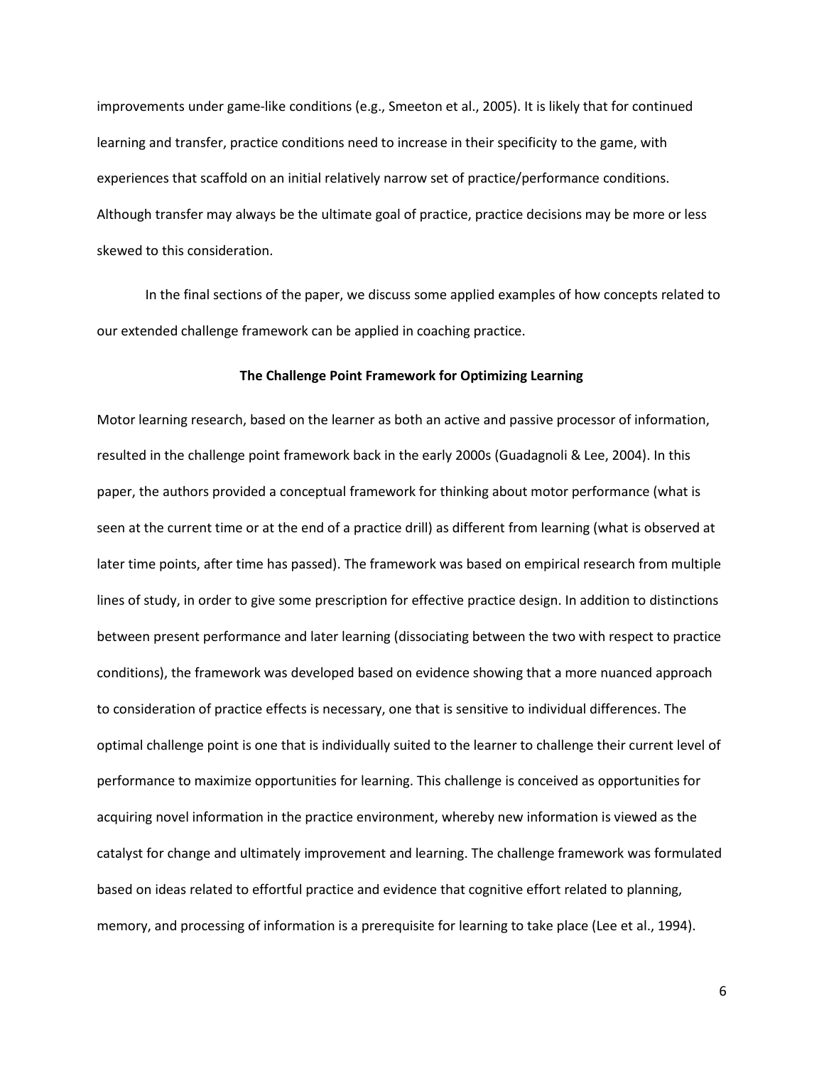improvements under game-like conditions (e.g., Smeeton et al., 2005). It is likely that for continued learning and transfer, practice conditions need to increase in their specificity to the game, with experiences that scaffold on an initial relatively narrow set of practice/performance conditions. Although transfer may always be the ultimate goal of practice, practice decisions may be more or less skewed to this consideration.

In the final sections of the paper, we discuss some applied examples of how concepts related to our extended challenge framework can be applied in coaching practice.

## The Challenge Point Framework for Optimizing Learning

Motor learning research, based on the learner as both an active and passive processor of information, resulted in the challenge point framework back in the early 2000s (Guadagnoli & Lee, 2004). In this paper, the authors provided a conceptual framework for thinking about motor performance (what is seen at the current time or at the end of a practice drill) as different from learning (what is observed at later time points, after time has passed). The framework was based on empirical research from multiple lines of study, in order to give some prescription for effective practice design. In addition to distinctions between present performance and later learning (dissociating between the two with respect to practice conditions), the framework was developed based on evidence showing that a more nuanced approach to consideration of practice effects is necessary, one that is sensitive to individual differences. The optimal challenge point is one that is individually suited to the learner to challenge their current level of performance to maximize opportunities for learning. This challenge is conceived as opportunities for acquiring novel information in the practice environment, whereby new information is viewed as the catalyst for change and ultimately improvement and learning. The challenge framework was formulated based on ideas related to effortful practice and evidence that cognitive effort related to planning, memory, and processing of information is a prerequisite for learning to take place (Lee et al., 1994).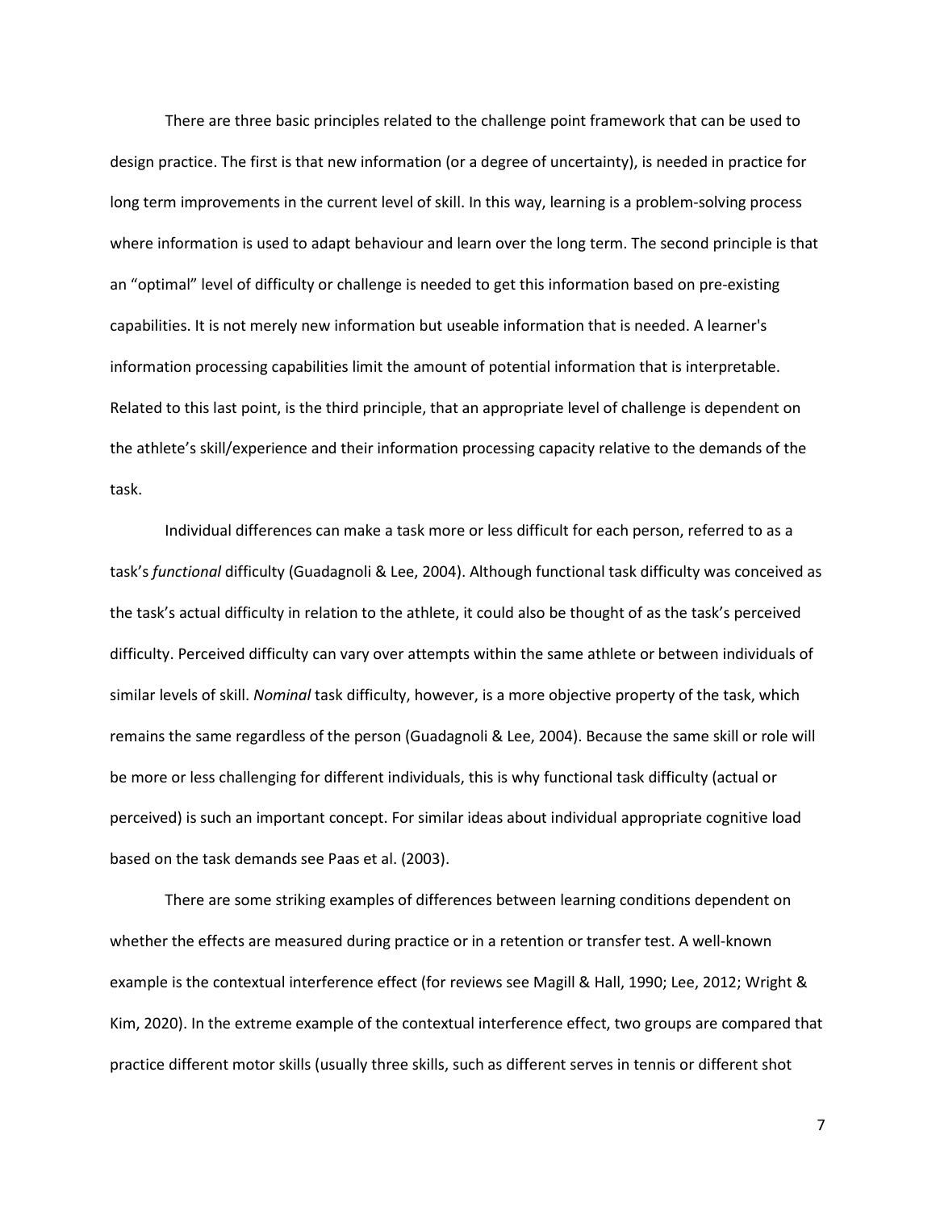There are three basic principles related to the challenge point framework that can be used to design practice. The first is that new information (or a degree of uncertainty), is needed in practice for long term improvements in the current level of skill. In this way, learning is a problem-solving process where information is used to adapt behaviour and learn over the long term. The second principle is that an “optimal” level of difficulty or challenge is needed to get this information based on pre-existing capabilities. It is not merely new information but useable information that is needed. A learner's information processing capabilities limit the amount of potential information that is interpretable. Related to this last point, is the third principle, that an appropriate level of challenge is dependent on the athlete’s skill/experience and their information processing capacity relative to the demands of the task.

Individual differences can make a task more or less difficult for each person, referred to as a task’s *functional* difficulty (Guadagnoli & Lee, 2004). Although functional task difficulty was conceived as the task’s actual difficulty in relation to the athlete, it could also be thought of as the task’s perceived difficulty. Perceived difficulty can vary over attempts within the same athlete or between individuals of similar levels of skill. *Nominal* task difficulty, however, is a more objective property of the task, which remains the same regardless of the person (Guadagnoli & Lee, 2004). Because the same skill or role will be more or less challenging for different individuals, this is why functional task difficulty (actual or perceived) is such an important concept. For similar ideas about individual appropriate cognitive load based on the task demands see Paas et al. (2003).

There are some striking examples of differences between learning conditions dependent on whether the effects are measured during practice or in a retention or transfer test. A well-known example is the contextual interference effect (for reviews see Magill & Hall, 1990; Lee, 2012; Wright & Kim, 2020). In the extreme example of the contextual interference effect, two groups are compared that practice different motor skills (usually three skills, such as different serves in tennis or different shot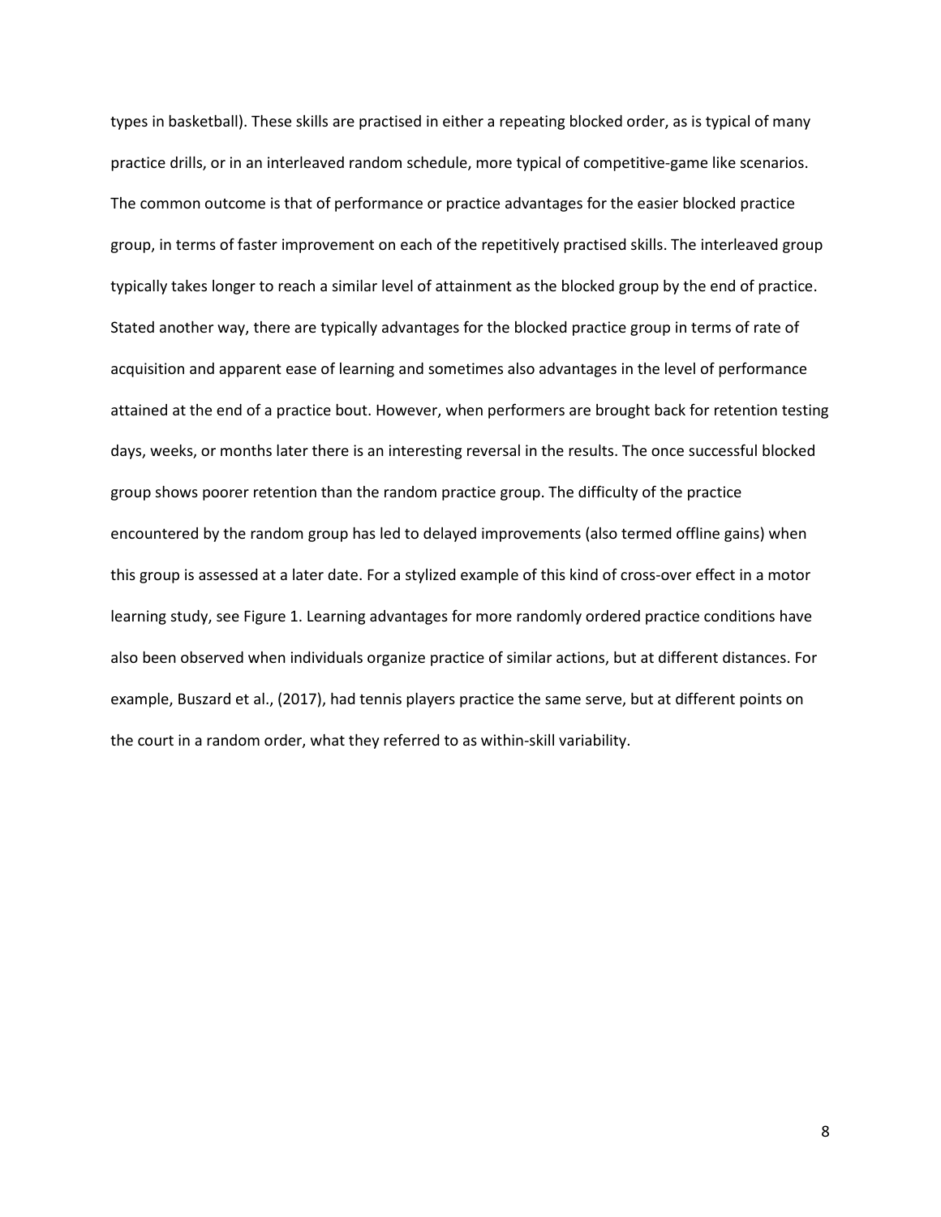types in basketball). These skills are practised in either a repeating blocked order, as is typical of many practice drills, or in an interleaved random schedule, more typical of competitive-game like scenarios. The common outcome is that of performance or practice advantages for the easier blocked practice group, in terms of faster improvement on each of the repetitively practised skills. The interleaved group typically takes longer to reach a similar level of attainment as the blocked group by the end of practice. Stated another way, there are typically advantages for the blocked practice group in terms of rate of acquisition and apparent ease of learning and sometimes also advantages in the level of performance attained at the end of a practice bout. However, when performers are brought back for retention testing days, weeks, or months later there is an interesting reversal in the results. The once successful blocked group shows poorer retention than the random practice group. The difficulty of the practice encountered by the random group has led to delayed improvements (also termed offline gains) when this group is assessed at a later date. For a stylized example of this kind of cross-over effect in a motor learning study, see Figure 1. Learning advantages for more randomly ordered practice conditions have also been observed when individuals organize practice of similar actions, but at different distances. For example, Buszard et al., (2017), had tennis players practice the same serve, but at different points on the court in a random order, what they referred to as within-skill variability.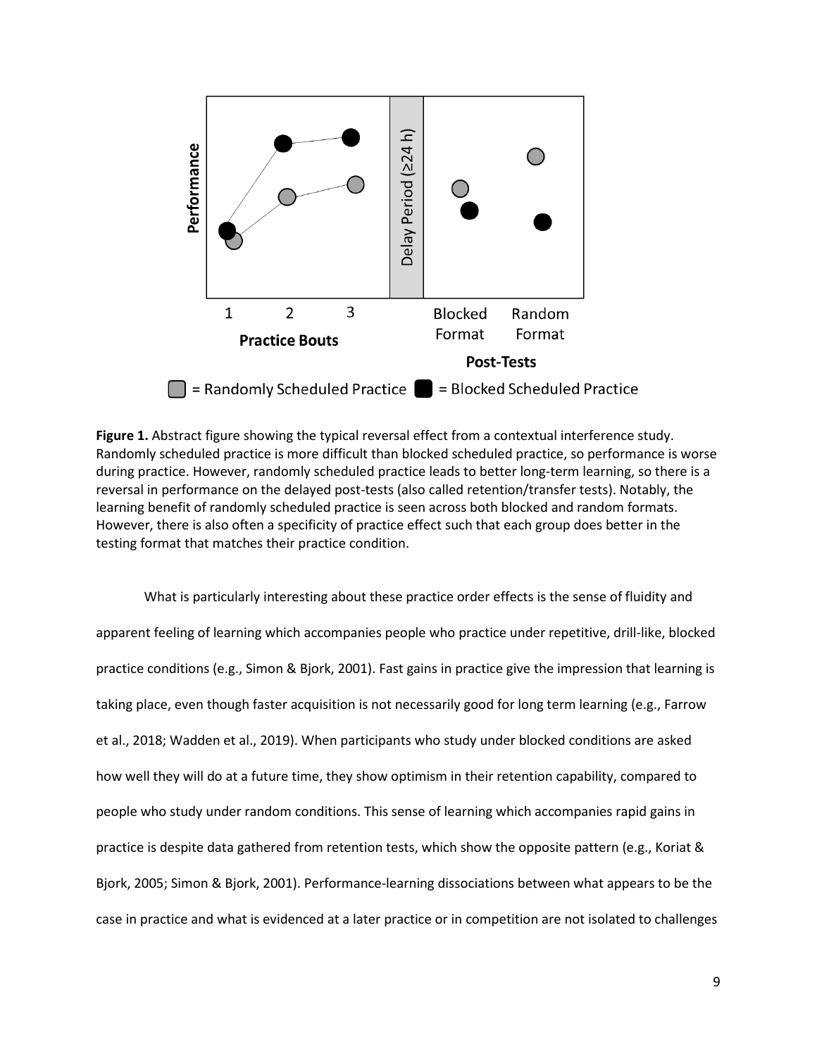**Figure 1.** Abstract figure showing the typical reversal effect from a contextual interference study. Randomly scheduled practice is more difficult than blocked scheduled practice, so performance is worse during practice. However, randomly scheduled practice leads to better long-term learning, so there is a reversal in performance on the delayed post-tests (also called retention/transfer tests). Notably, the learning benefit of randomly scheduled practice is seen across both blocked and random formats. However, there is also often a specificity of practice effect such that each group does better in the testing format that matches their practice condition.

What is particularly interesting about these practice order effects is the sense of fluidity and apparent feeling of learning which accompanies people who practice under repetitive, drill-like, blocked practice conditions (e.g., Simon & Bjork, 2001). Fast gains in practice give the impression that learning is taking place, even though faster acquisition is not necessarily good for long term learning (e.g., Farrow et al., 2018; Wadden et al., 2019). When participants who study under blocked conditions are asked how well they will do at a future time, they show optimism in their retention capability, compared to people who study under random conditions. This sense of learning which accompanies rapid gains in practice is despite data gathered from retention tests, which show the opposite pattern (e.g., Koriat & Bjork, 2005; Simon & Bjork, 2001). Performance-learning dissociations between what appears to be the case in practice and what is evidenced at a later practice or in competition are not isolated to challenges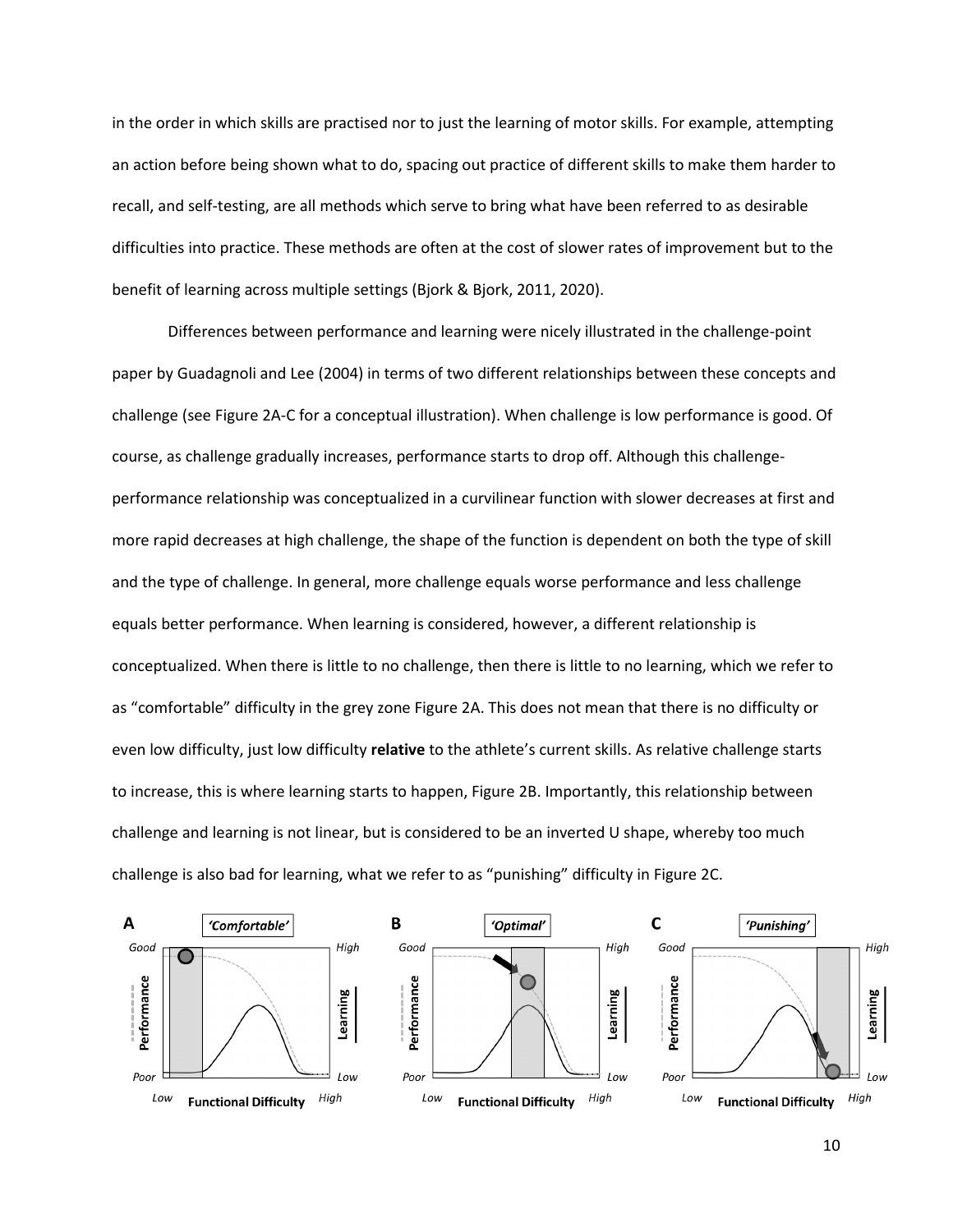in the order in which skills are practised nor to just the learning of motor skills. For example, attempting an action before being shown what to do, spacing out practice of different skills to make them harder to recall, and self-testing, are all methods which serve to bring what have been referred to as desirable difficulties into practice. These methods are often at the cost of slower rates of improvement but to the benefit of learning across multiple settings (Bjork & Bjork, 2011, 2020).

Differences between performance and learning were nicely illustrated in the challenge-point paper by Guadagnoli and Lee (2004) in terms of two different relationships between these concepts and challenge (see Figure 2A-C for a conceptual illustration). When challenge is low performance is good. Of course, as challenge gradually increases, performance starts to drop off. Although this challenge-performance relationship was conceptualized in a curvilinear function with slower decreases at first and more rapid decreases at high challenge, the shape of the function is dependent on both the type of skill and the type of challenge. In general, more challenge equals worse performance and less challenge equals better performance. When learning is considered, however, a different relationship is conceptualized. When there is little to no challenge, then there is little to no learning, which we refer to as "comfortable" difficulty in the grey zone Figure 2A. This does not mean that there is no difficulty or even low difficulty, just low difficulty **relative** to the athlete's current skills. As relative challenge starts to increase, this is where learning starts to happen, Figure 2B. Importantly, this relationship between challenge and learning is not linear, but is considered to be an inverted U shape, whereby too much challenge is also bad for learning, what we refer to as "punishing" difficulty in Figure 2C.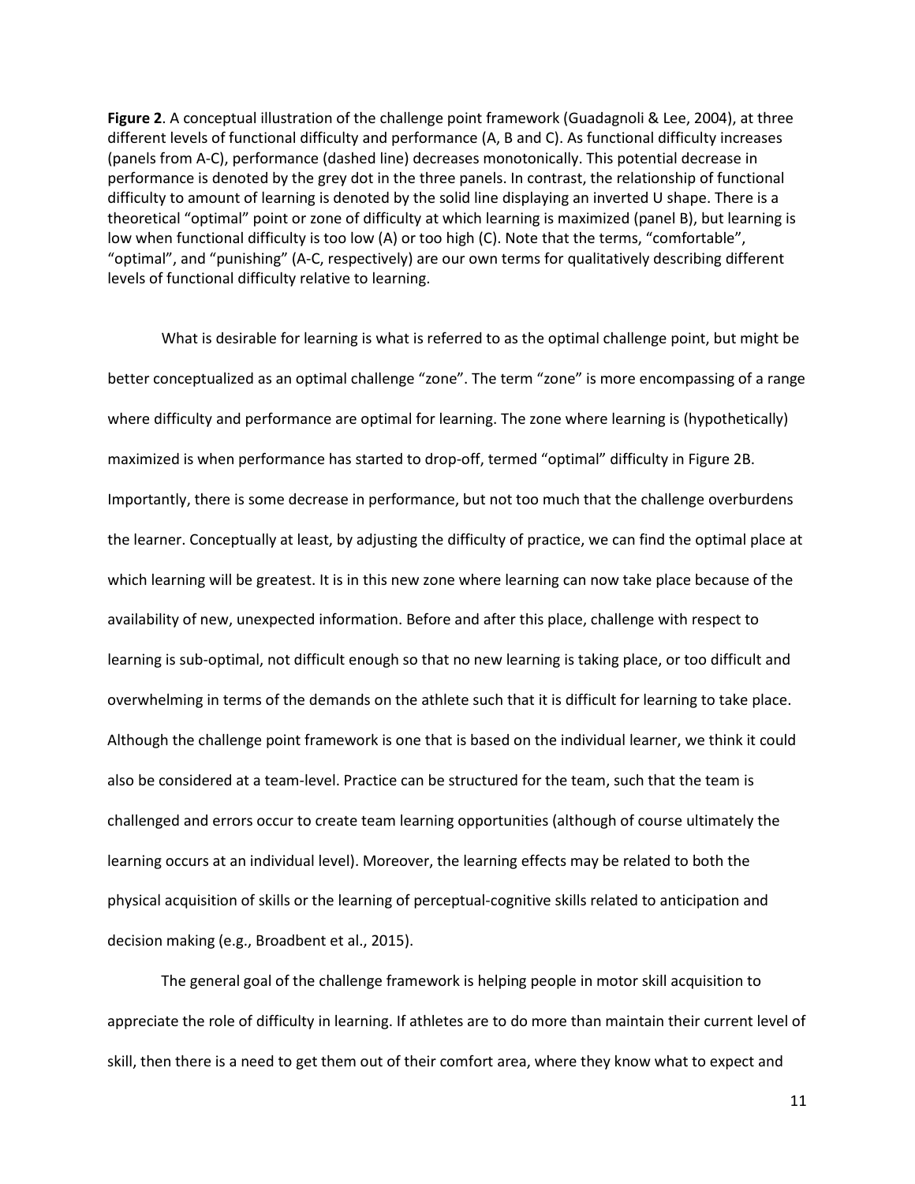**Figure 2**. A conceptual illustration of the challenge point framework (Guadagnoli & Lee, 2004), at three different levels of functional difficulty and performance (A, B and C). As functional difficulty increases (panels from A-C), performance (dashed line) decreases monotonically. This potential decrease in performance is denoted by the grey dot in the three panels. In contrast, the relationship of functional difficulty to amount of learning is denoted by the solid line displaying an inverted U shape. There is a theoretical "optimal" point or zone of difficulty at which learning is maximized (panel B), but learning is low when functional difficulty is too low (A) or too high (C). Note that the terms, "comfortable", "optimal", and "punishing" (A-C, respectively) are our own terms for qualitatively describing different levels of functional difficulty relative to learning.

What is desirable for learning is what is referred to as the optimal challenge point, but might be better conceptualized as an optimal challenge "zone". The term "zone" is more encompassing of a range where difficulty and performance are optimal for learning. The zone where learning is (hypothetically) maximized is when performance has started to drop-off, termed "optimal" difficulty in Figure 2B. Importantly, there is some decrease in performance, but not too much that the challenge overburdens the learner. Conceptually at least, by adjusting the difficulty of practice, we can find the optimal place at which learning will be greatest. It is in this new zone where learning can now take place because of the availability of new, unexpected information. Before and after this place, challenge with respect to learning is sub-optimal, not difficult enough so that no new learning is taking place, or too difficult and overwhelming in terms of the demands on the athlete such that it is difficult for learning to take place. Although the challenge point framework is one that is based on the individual learner, we think it could also be considered at a team-level. Practice can be structured for the team, such that the team is challenged and errors occur to create team learning opportunities (although of course ultimately the learning occurs at an individual level). Moreover, the learning effects may be related to both the physical acquisition of skills or the learning of perceptual-cognitive skills related to anticipation and decision making (e.g., Broadbent et al., 2015).

The general goal of the challenge framework is helping people in motor skill acquisition to appreciate the role of difficulty in learning. If athletes are to do more than maintain their current level of skill, then there is a need to get them out of their comfort area, where they know what to expect and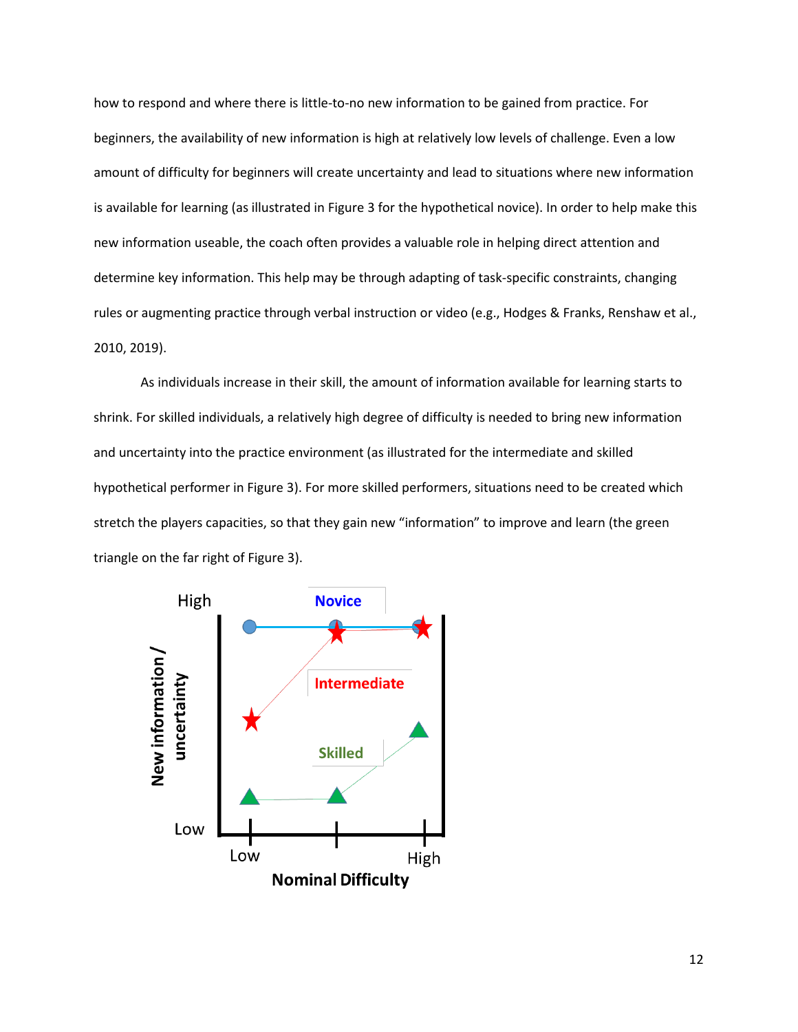how to respond and where there is little-to-no new information to be gained from practice. For beginners, the availability of new information is high at relatively low levels of challenge. Even a low amount of difficulty for beginners will create uncertainty and lead to situations where new information is available for learning (as illustrated in Figure 3 for the hypothetical novice). In order to help make this new information useable, the coach often provides a valuable role in helping direct attention and determine key information. This help may be through adapting of task-specific constraints, changing rules or augmenting practice through verbal instruction or video (e.g., Hodges & Franks, Renshaw et al., 2010, 2019).

As individuals increase in their skill, the amount of information available for learning starts to shrink. For skilled individuals, a relatively high degree of difficulty is needed to bring new information and uncertainty into the practice environment (as illustrated for the intermediate and skilled hypothetical performer in Figure 3). For more skilled performers, situations need to be created which stretch the players capacities, so that they gain new "information" to improve and learn (the green triangle on the far right of Figure 3).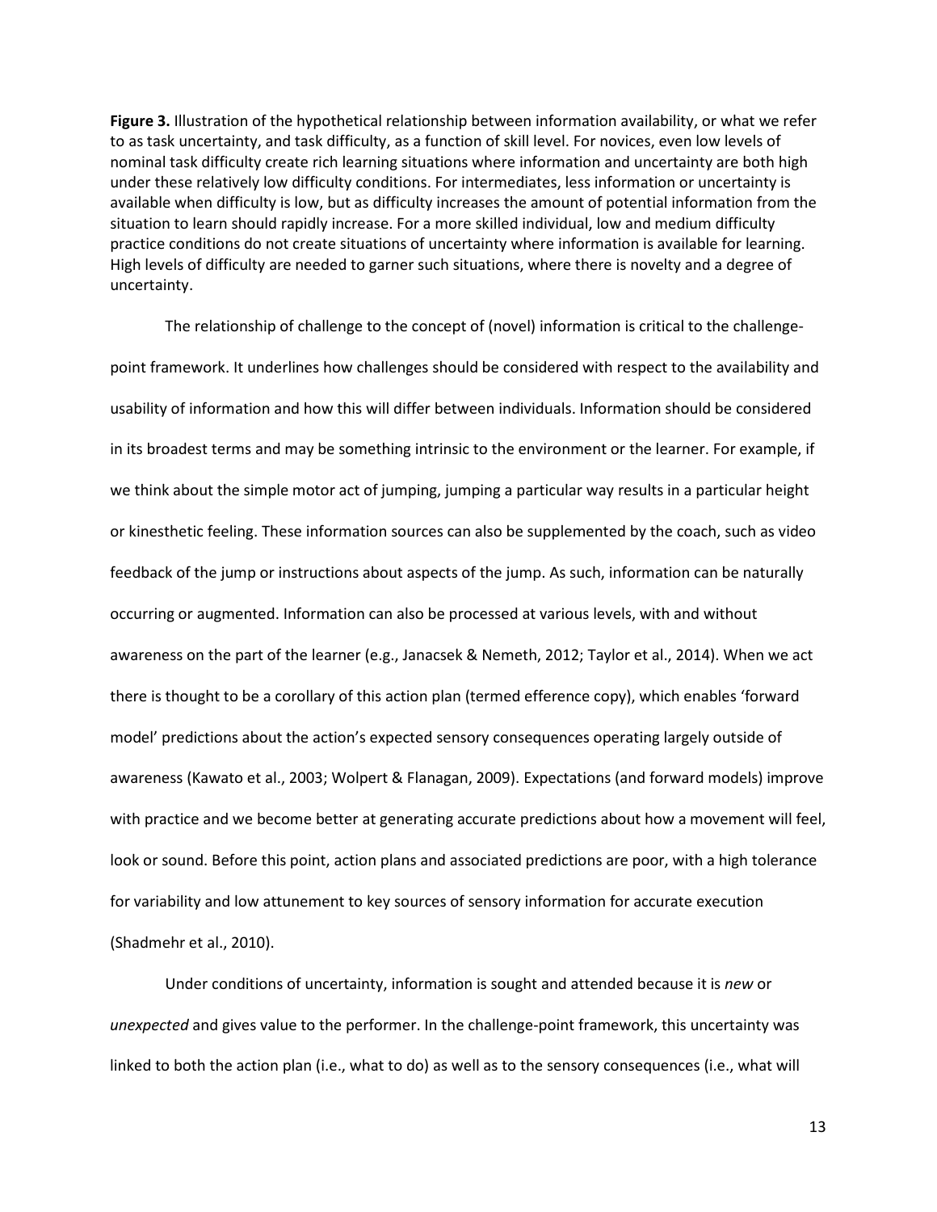**Figure 3.** Illustration of the hypothetical relationship between information availability, or what we refer to as task uncertainty, and task difficulty, as a function of skill level. For novices, even low levels of nominal task difficulty create rich learning situations where information and uncertainty are both high under these relatively low difficulty conditions. For intermediates, less information or uncertainty is available when difficulty is low, but as difficulty increases the amount of potential information from the situation to learn should rapidly increase. For a more skilled individual, low and medium difficulty practice conditions do not create situations of uncertainty where information is available for learning. High levels of difficulty are needed to garner such situations, where there is novelty and a degree of uncertainty.

The relationship of challenge to the concept of (novel) information is critical to the challenge-point framework. It underlines how challenges should be considered with respect to the availability and usability of information and how this will differ between individuals. Information should be considered in its broadest terms and may be something intrinsic to the environment or the learner. For example, if we think about the simple motor act of jumping, jumping a particular way results in a particular height or kinesthetic feeling. These information sources can also be supplemented by the coach, such as video feedback of the jump or instructions about aspects of the jump. As such, information can be naturally occurring or augmented. Information can also be processed at various levels, with and without awareness on the part of the learner (e.g., Janacsek & Nemeth, 2012; Taylor et al., 2014). When we act there is thought to be a corollary of this action plan (termed efference copy), which enables 'forward model' predictions about the action's expected sensory consequences operating largely outside of awareness (Kawato et al., 2003; Wolpert & Flanagan, 2009). Expectations (and forward models) improve with practice and we become better at generating accurate predictions about how a movement will feel, look or sound. Before this point, action plans and associated predictions are poor, with a high tolerance for variability and low attunement to key sources of sensory information for accurate execution (Shadmehr et al., 2010).

Under conditions of uncertainty, information is sought and attended because it is *new* or *unexpected* and gives value to the performer. In the challenge-point framework, this uncertainty was linked to both the action plan (i.e., what to do) as well as to the sensory consequences (i.e., what will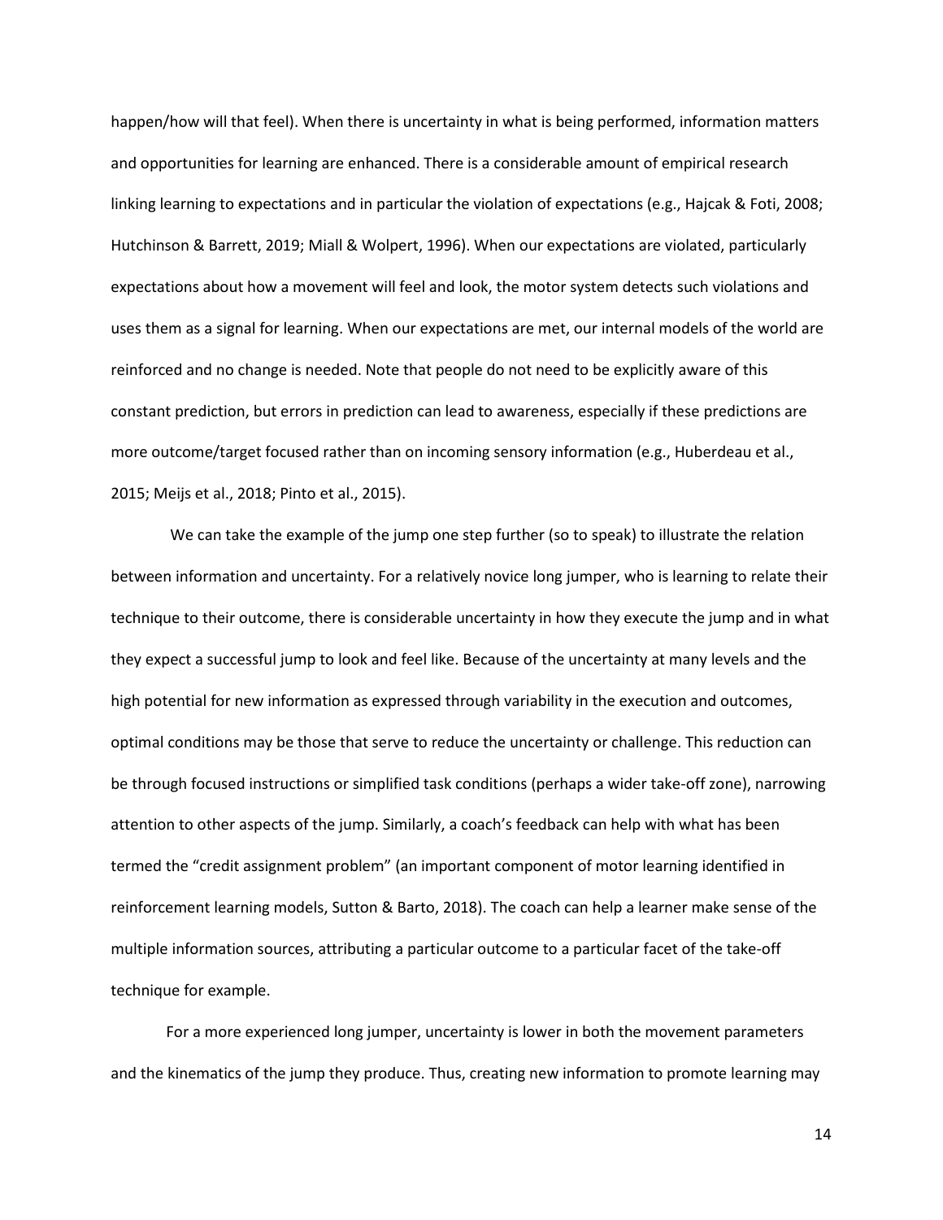happen/how will that feel). When there is uncertainty in what is being performed, information matters and opportunities for learning are enhanced. There is a considerable amount of empirical research linking learning to expectations and in particular the violation of expectations (e.g., Hajcak & Foti, 2008; Hutchinson & Barrett, 2019; Miall & Wolpert, 1996). When our expectations are violated, particularly expectations about how a movement will feel and look, the motor system detects such violations and uses them as a signal for learning. When our expectations are met, our internal models of the world are reinforced and no change is needed. Note that people do not need to be explicitly aware of this constant prediction, but errors in prediction can lead to awareness, especially if these predictions are more outcome/target focused rather than on incoming sensory information (e.g., Huberdeau et al., 2015; Meijs et al., 2018; Pinto et al., 2015).

We can take the example of the jump one step further (so to speak) to illustrate the relation between information and uncertainty. For a relatively novice long jumper, who is learning to relate their technique to their outcome, there is considerable uncertainty in how they execute the jump and in what they expect a successful jump to look and feel like. Because of the uncertainty at many levels and the high potential for new information as expressed through variability in the execution and outcomes, optimal conditions may be those that serve to reduce the uncertainty or challenge. This reduction can be through focused instructions or simplified task conditions (perhaps a wider take-off zone), narrowing attention to other aspects of the jump. Similarly, a coach's feedback can help with what has been termed the "credit assignment problem" (an important component of motor learning identified in reinforcement learning models, Sutton & Barto, 2018). The coach can help a learner make sense of the multiple information sources, attributing a particular outcome to a particular facet of the take-off technique for example.

For a more experienced long jumper, uncertainty is lower in both the movement parameters and the kinematics of the jump they produce. Thus, creating new information to promote learning may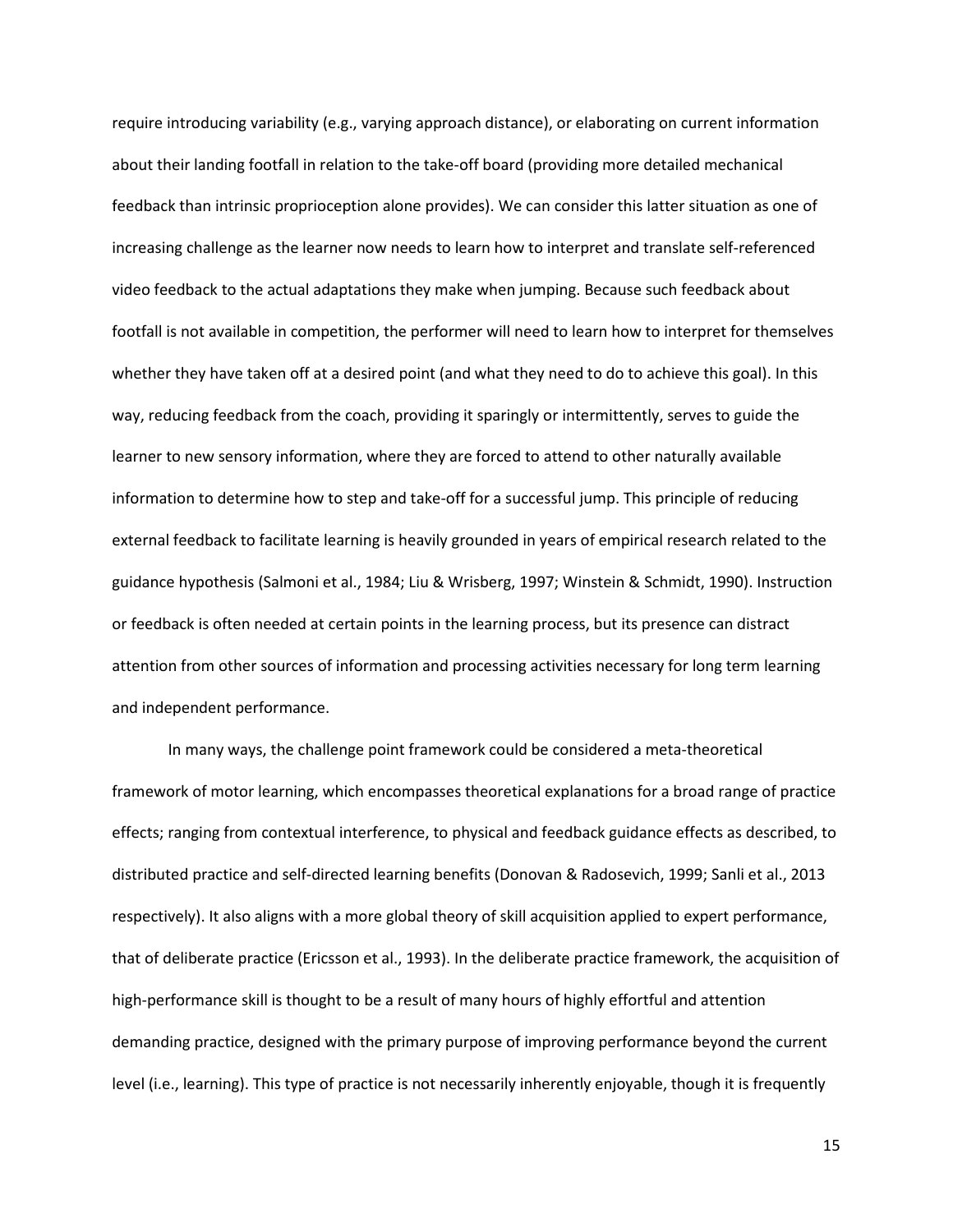require introducing variability (e.g., varying approach distance), or elaborating on current information about their landing footfall in relation to the take-off board (providing more detailed mechanical feedback than intrinsic proprioception alone provides). We can consider this latter situation as one of increasing challenge as the learner now needs to learn how to interpret and translate self-referenced video feedback to the actual adaptations they make when jumping. Because such feedback about footfall is not available in competition, the performer will need to learn how to interpret for themselves whether they have taken off at a desired point (and what they need to do to achieve this goal). In this way, reducing feedback from the coach, providing it sparingly or intermittently, serves to guide the learner to new sensory information, where they are forced to attend to other naturally available information to determine how to step and take-off for a successful jump. This principle of reducing external feedback to facilitate learning is heavily grounded in years of empirical research related to the guidance hypothesis (Salmoni et al., 1984; Liu & Wrisberg, 1997; Winstein & Schmidt, 1990). Instruction or feedback is often needed at certain points in the learning process, but its presence can distract attention from other sources of information and processing activities necessary for long term learning and independent performance.

In many ways, the challenge point framework could be considered a meta-theoretical framework of motor learning, which encompasses theoretical explanations for a broad range of practice effects; ranging from contextual interference, to physical and feedback guidance effects as described, to distributed practice and self-directed learning benefits (Donovan & Radosevich, 1999; Sanli et al., 2013 respectively). It also aligns with a more global theory of skill acquisition applied to expert performance, that of deliberate practice (Ericsson et al., 1993). In the deliberate practice framework, the acquisition of high-performance skill is thought to be a result of many hours of highly effortful and attention demanding practice, designed with the primary purpose of improving performance beyond the current level (i.e., learning). This type of practice is not necessarily inherently enjoyable, though it is frequently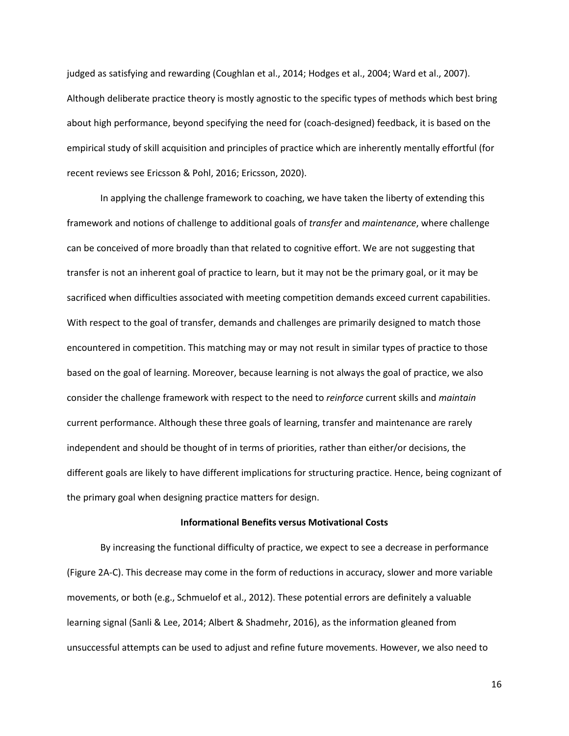judged as satisfying and rewarding (Coughlan et al., 2014; Hodges et al., 2004; Ward et al., 2007). Although deliberate practice theory is mostly agnostic to the specific types of methods which best bring about high performance, beyond specifying the need for (coach-designed) feedback, it is based on the empirical study of skill acquisition and principles of practice which are inherently mentally effortful (for recent reviews see Ericsson & Pohl, 2016; Ericsson, 2020).

In applying the challenge framework to coaching, we have taken the liberty of extending this framework and notions of challenge to additional goals of *transfer* and *maintenance*, where challenge can be conceived of more broadly than that related to cognitive effort. We are not suggesting that transfer is not an inherent goal of practice to learn, but it may not be the primary goal, or it may be sacrificed when difficulties associated with meeting competition demands exceed current capabilities. With respect to the goal of transfer, demands and challenges are primarily designed to match those encountered in competition. This matching may or may not result in similar types of practice to those based on the goal of learning. Moreover, because learning is not always the goal of practice, we also consider the challenge framework with respect to the need to *reinforce* current skills and *maintain* current performance. Although these three goals of learning, transfer and maintenance are rarely independent and should be thought of in terms of priorities, rather than either/or decisions, the different goals are likely to have different implications for structuring practice. Hence, being cognizant of the primary goal when designing practice matters for design.

### Informational Benefits versus Motivational Costs

By increasing the functional difficulty of practice, we expect to see a decrease in performance (Figure 2A-C). This decrease may come in the form of reductions in accuracy, slower and more variable movements, or both (e.g., Schmuelof et al., 2012). These potential errors are definitely a valuable learning signal (Sanli & Lee, 2014; Albert & Shadmehr, 2016), as the information gleaned from unsuccessful attempts can be used to adjust and refine future movements. However, we also need to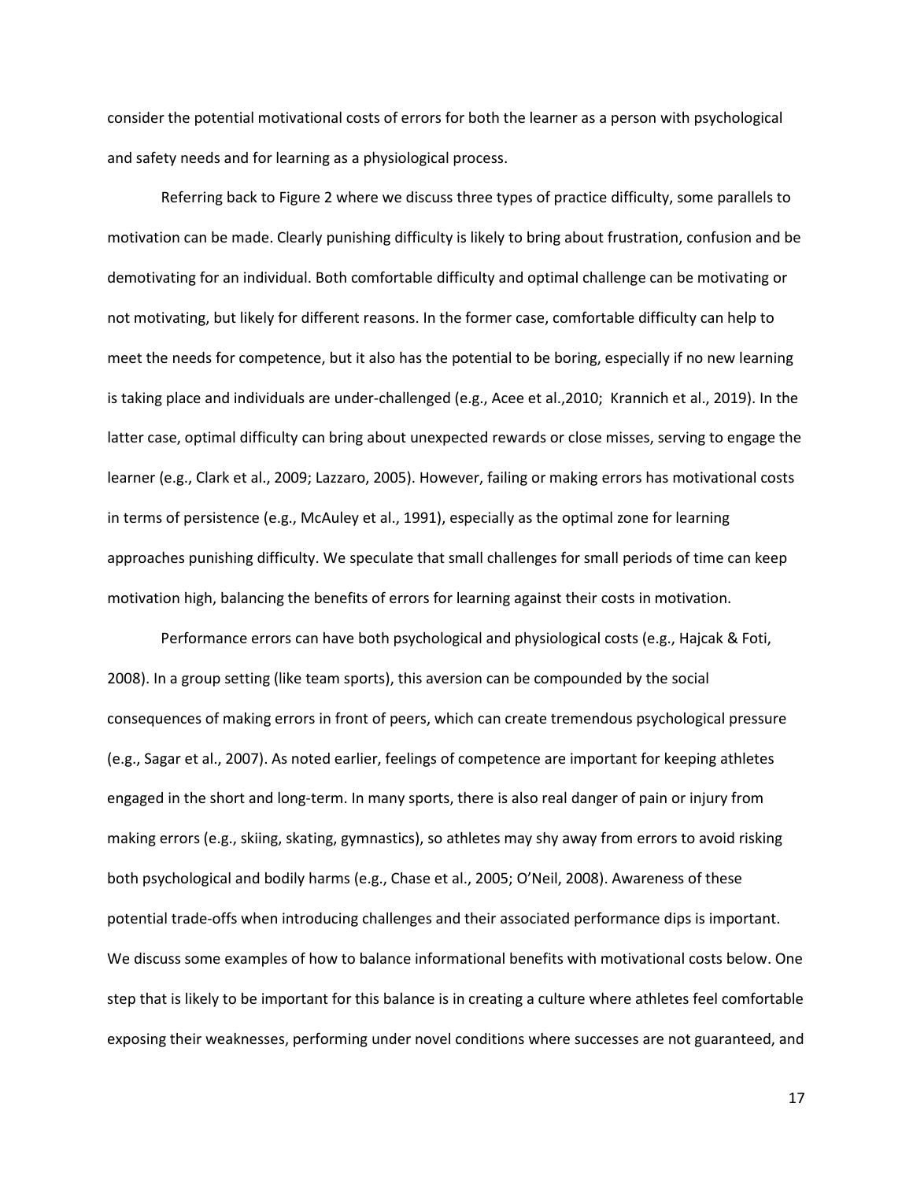consider the potential motivational costs of errors for both the learner as a person with psychological and safety needs and for learning as a physiological process.

Referring back to Figure 2 where we discuss three types of practice difficulty, some parallels to motivation can be made. Clearly punishing difficulty is likely to bring about frustration, confusion and be demotivating for an individual. Both comfortable difficulty and optimal challenge can be motivating or not motivating, but likely for different reasons. In the former case, comfortable difficulty can help to meet the needs for competence, but it also has the potential to be boring, especially if no new learning is taking place and individuals are under-challenged (e.g., Acee et al.,2010; Krannich et al., 2019). In the latter case, optimal difficulty can bring about unexpected rewards or close misses, serving to engage the learner (e.g., Clark et al., 2009; Lazzaro, 2005). However, failing or making errors has motivational costs in terms of persistence (e.g., McAuley et al., 1991), especially as the optimal zone for learning approaches punishing difficulty. We speculate that small challenges for small periods of time can keep motivation high, balancing the benefits of errors for learning against their costs in motivation.

Performance errors can have both psychological and physiological costs (e.g., Hajcak & Foti, 2008). In a group setting (like team sports), this aversion can be compounded by the social consequences of making errors in front of peers, which can create tremendous psychological pressure (e.g., Sagar et al., 2007). As noted earlier, feelings of competence are important for keeping athletes engaged in the short and long-term. In many sports, there is also real danger of pain or injury from making errors (e.g., skiing, skating, gymnastics), so athletes may shy away from errors to avoid risking both psychological and bodily harms (e.g., Chase et al., 2005; O'Neil, 2008). Awareness of these potential trade-offs when introducing challenges and their associated performance dips is important. We discuss some examples of how to balance informational benefits with motivational costs below. One step that is likely to be important for this balance is in creating a culture where athletes feel comfortable exposing their weaknesses, performing under novel conditions where successes are not guaranteed, and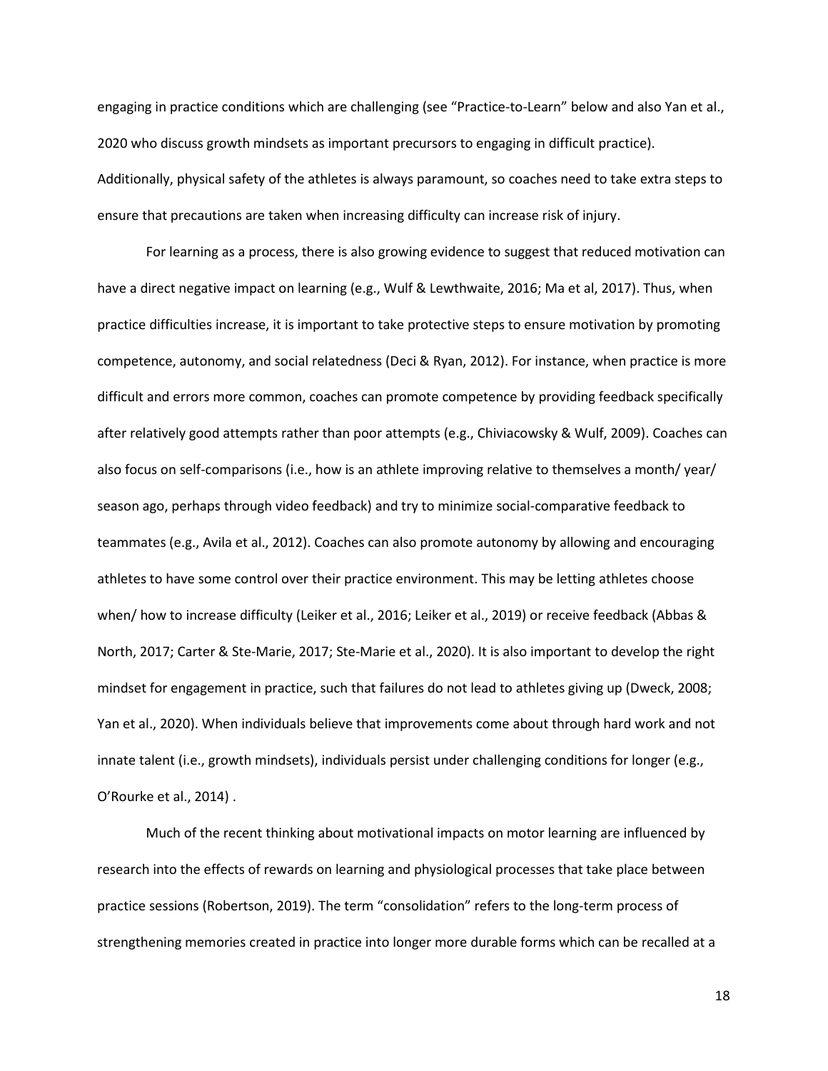engaging in practice conditions which are challenging (see "Practice-to-Learn" below and also Yan et al., 2020 who discuss growth mindsets as important precursors to engaging in difficult practice). Additionally, physical safety of the athletes is always paramount, so coaches need to take extra steps to ensure that precautions are taken when increasing difficulty can increase risk of injury.

For learning as a process, there is also growing evidence to suggest that reduced motivation can have a direct negative impact on learning (e.g., Wulf & Lewthwaite, 2016; Ma et al, 2017). Thus, when practice difficulties increase, it is important to take protective steps to ensure motivation by promoting competence, autonomy, and social relatedness (Deci & Ryan, 2012). For instance, when practice is more difficult and errors more common, coaches can promote competence by providing feedback specifically after relatively good attempts rather than poor attempts (e.g., Chiviacowsky & Wulf, 2009). Coaches can also focus on self-comparisons (i.e., how is an athlete improving relative to themselves a month/ year/ season ago, perhaps through video feedback) and try to minimize social-comparative feedback to teammates (e.g., Avila et al., 2012). Coaches can also promote autonomy by allowing and encouraging athletes to have some control over their practice environment. This may be letting athletes choose when/ how to increase difficulty (Leiker et al., 2016; Leiker et al., 2019) or receive feedback (Abbas & North, 2017; Carter & Ste-Marie, 2017; Ste-Marie et al., 2020). It is also important to develop the right mindset for engagement in practice, such that failures do not lead to athletes giving up (Dweck, 2008; Yan et al., 2020). When individuals believe that improvements come about through hard work and not innate talent (i.e., growth mindsets), individuals persist under challenging conditions for longer (e.g., O'Rourke et al., 2014) .

Much of the recent thinking about motivational impacts on motor learning are influenced by research into the effects of rewards on learning and physiological processes that take place between practice sessions (Robertson, 2019). The term "consolidation" refers to the long-term process of strengthening memories created in practice into longer more durable forms which can be recalled at a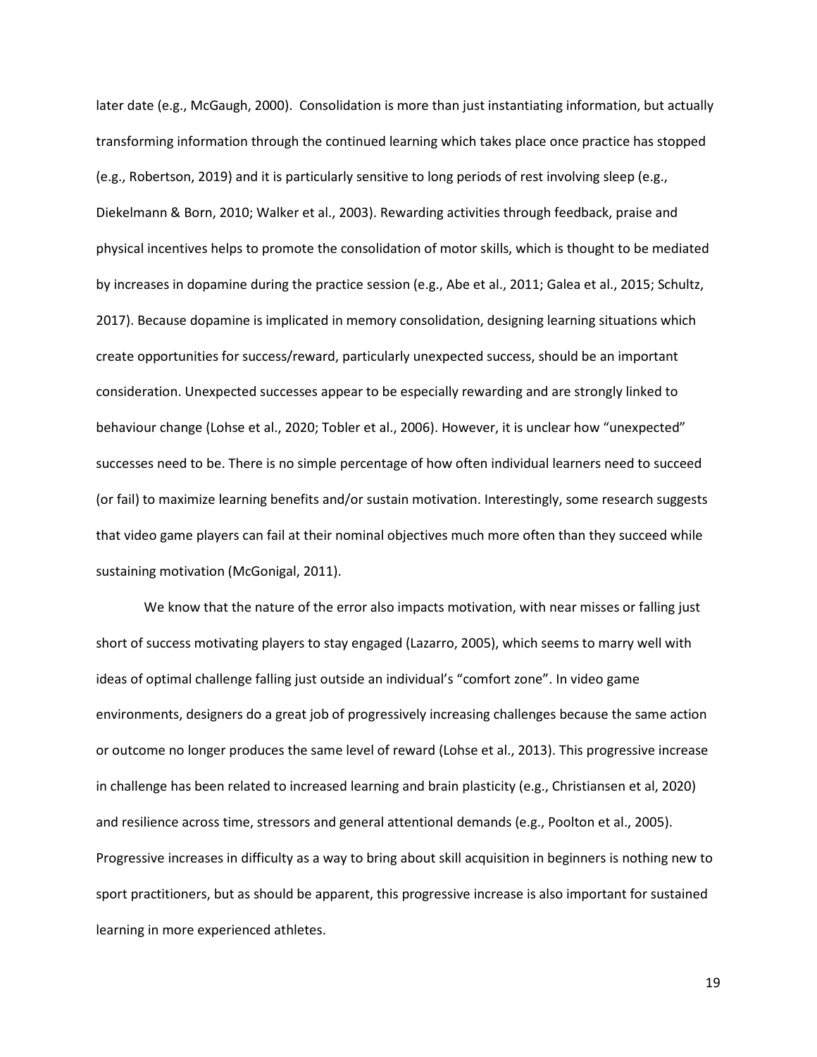later date (e.g., McGaugh, 2000). Consolidation is more than just instantiating information, but actually transforming information through the continued learning which takes place once practice has stopped (e.g., Robertson, 2019) and it is particularly sensitive to long periods of rest involving sleep (e.g., Diekelmann & Born, 2010; Walker et al., 2003). Rewarding activities through feedback, praise and physical incentives helps to promote the consolidation of motor skills, which is thought to be mediated by increases in dopamine during the practice session (e.g., Abe et al., 2011; Galea et al., 2015; Schultz, 2017). Because dopamine is implicated in memory consolidation, designing learning situations which create opportunities for success/reward, particularly unexpected success, should be an important consideration. Unexpected successes appear to be especially rewarding and are strongly linked to behaviour change (Lohse et al., 2020; Tobler et al., 2006). However, it is unclear how "unexpected" successes need to be. There is no simple percentage of how often individual learners need to succeed (or fail) to maximize learning benefits and/or sustain motivation. Interestingly, some research suggests that video game players can fail at their nominal objectives much more often than they succeed while sustaining motivation (McGonigal, 2011).

We know that the nature of the error also impacts motivation, with near misses or falling just short of success motivating players to stay engaged (Lazarro, 2005), which seems to marry well with ideas of optimal challenge falling just outside an individual's "comfort zone". In video game environments, designers do a great job of progressively increasing challenges because the same action or outcome no longer produces the same level of reward (Lohse et al., 2013). This progressive increase in challenge has been related to increased learning and brain plasticity (e.g., Christiansen et al, 2020) and resilience across time, stressors and general attentional demands (e.g., Poolton et al., 2005). Progressive increases in difficulty as a way to bring about skill acquisition in beginners is nothing new to sport practitioners, but as should be apparent, this progressive increase is also important for sustained learning in more experienced athletes.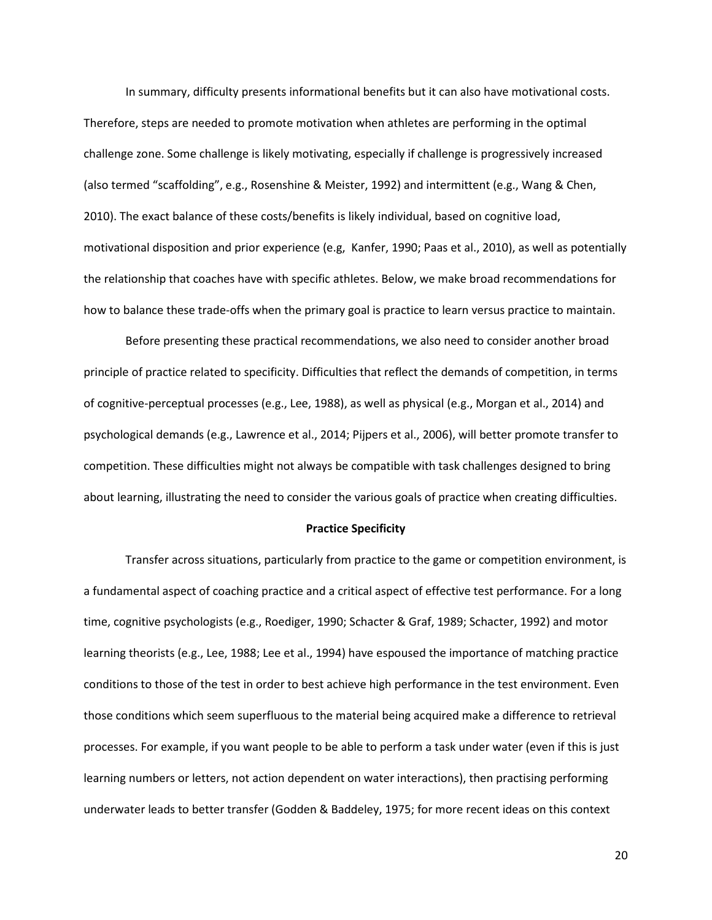In summary, difficulty presents informational benefits but it can also have motivational costs. Therefore, steps are needed to promote motivation when athletes are performing in the optimal challenge zone. Some challenge is likely motivating, especially if challenge is progressively increased (also termed "scaffolding", e.g., Rosenshine & Meister, 1992) and intermittent (e.g., Wang & Chen, 2010). The exact balance of these costs/benefits is likely individual, based on cognitive load, motivational disposition and prior experience (e.g, Kanfer, 1990; Paas et al., 2010), as well as potentially the relationship that coaches have with specific athletes. Below, we make broad recommendations for how to balance these trade-offs when the primary goal is practice to learn versus practice to maintain.

Before presenting these practical recommendations, we also need to consider another broad principle of practice related to specificity. Difficulties that reflect the demands of competition, in terms of cognitive-perceptual processes (e.g., Lee, 1988), as well as physical (e.g., Morgan et al., 2014) and psychological demands (e.g., Lawrence et al., 2014; Pijpers et al., 2006), will better promote transfer to competition. These difficulties might not always be compatible with task challenges designed to bring about learning, illustrating the need to consider the various goals of practice when creating difficulties.

**Practice Specificity**

Transfer across situations, particularly from practice to the game or competition environment, is a fundamental aspect of coaching practice and a critical aspect of effective test performance. For a long time, cognitive psychologists (e.g., Roediger, 1990; Schacter & Graf, 1989; Schacter, 1992) and motor learning theorists (e.g., Lee, 1988; Lee et al., 1994) have espoused the importance of matching practice conditions to those of the test in order to best achieve high performance in the test environment. Even those conditions which seem superfluous to the material being acquired make a difference to retrieval processes. For example, if you want people to be able to perform a task under water (even if this is just learning numbers or letters, not action dependent on water interactions), then practising performing underwater leads to better transfer (Godden & Baddeley, 1975; for more recent ideas on this context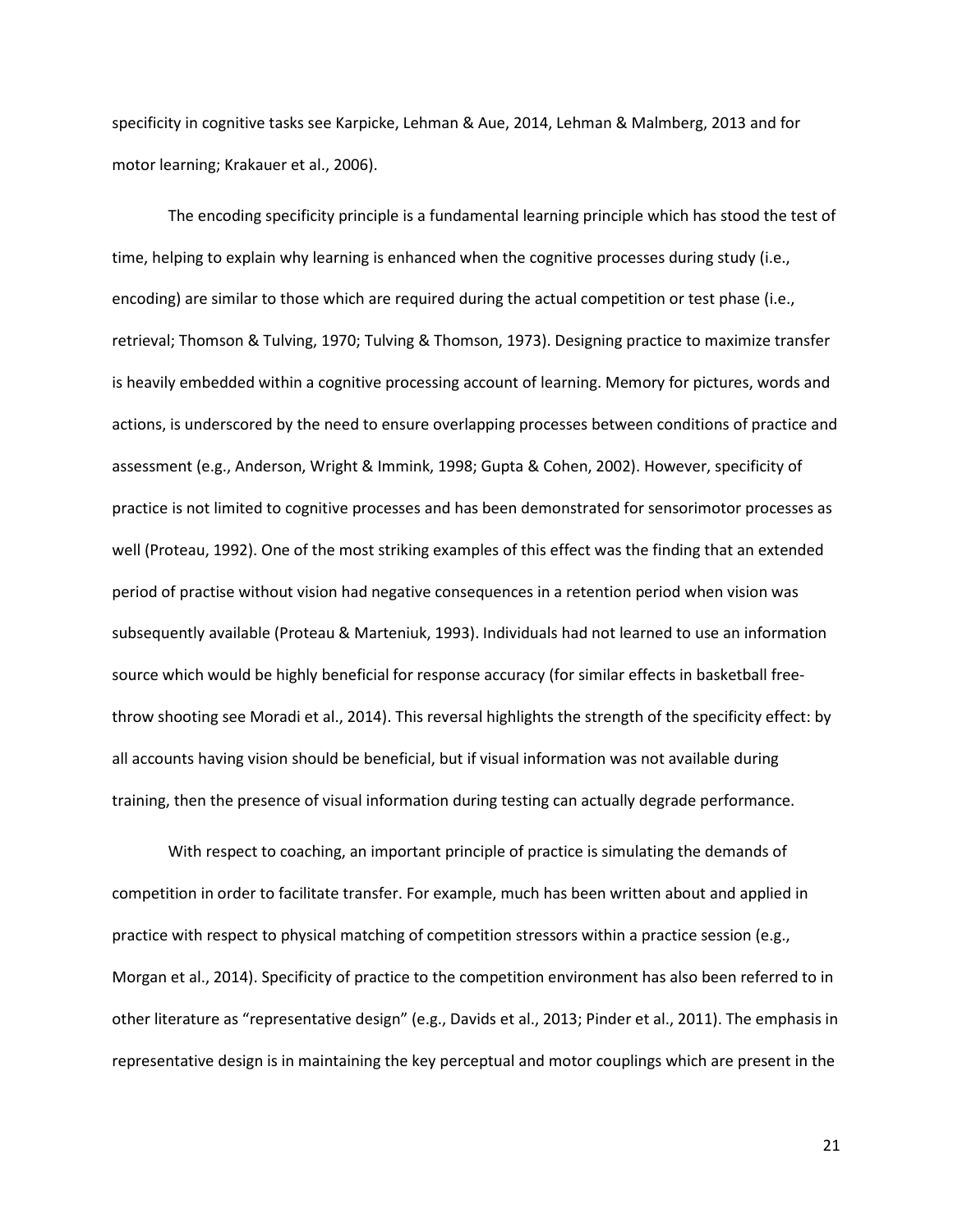specificity in cognitive tasks see Karpicke, Lehman & Aue, 2014, Lehman & Malmberg, 2013 and for motor learning; Krakauer et al., 2006).

The encoding specificity principle is a fundamental learning principle which has stood the test of time, helping to explain why learning is enhanced when the cognitive processes during study (i.e., encoding) are similar to those which are required during the actual competition or test phase (i.e., retrieval; Thomson & Tulving, 1970; Tulving & Thomson, 1973). Designing practice to maximize transfer is heavily embedded within a cognitive processing account of learning. Memory for pictures, words and actions, is underscored by the need to ensure overlapping processes between conditions of practice and assessment (e.g., Anderson, Wright & Immink, 1998; Gupta & Cohen, 2002). However, specificity of practice is not limited to cognitive processes and has been demonstrated for sensorimotor processes as well (Proteau, 1992). One of the most striking examples of this effect was the finding that an extended period of practise without vision had negative consequences in a retention period when vision was subsequently available (Proteau & Marteniuk, 1993). Individuals had not learned to use an information source which would be highly beneficial for response accuracy (for similar effects in basketball free-throw shooting see Moradi et al., 2014). This reversal highlights the strength of the specificity effect: by all accounts having vision should be beneficial, but if visual information was not available during training, then the presence of visual information during testing can actually degrade performance.

With respect to coaching, an important principle of practice is simulating the demands of competition in order to facilitate transfer. For example, much has been written about and applied in practice with respect to physical matching of competition stressors within a practice session (e.g., Morgan et al., 2014). Specificity of practice to the competition environment has also been referred to in other literature as "representative design" (e.g., Davids et al., 2013; Pinder et al., 2011). The emphasis in representative design is in maintaining the key perceptual and motor couplings which are present in the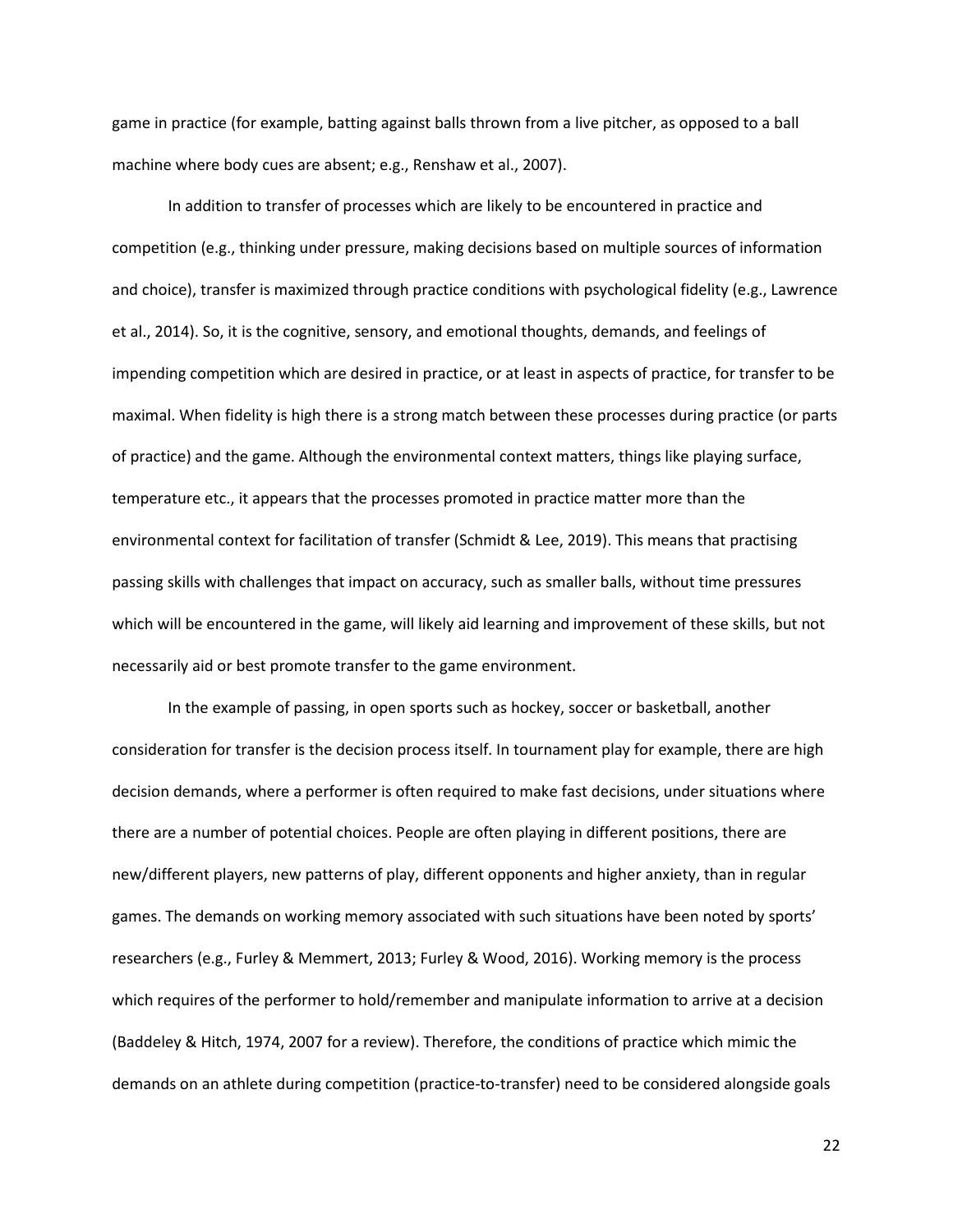game in practice (for example, batting against balls thrown from a live pitcher, as opposed to a ball machine where body cues are absent; e.g., Renshaw et al., 2007).

In addition to transfer of processes which are likely to be encountered in practice and competition (e.g., thinking under pressure, making decisions based on multiple sources of information and choice), transfer is maximized through practice conditions with psychological fidelity (e.g., Lawrence et al., 2014). So, it is the cognitive, sensory, and emotional thoughts, demands, and feelings of impending competition which are desired in practice, or at least in aspects of practice, for transfer to be maximal. When fidelity is high there is a strong match between these processes during practice (or parts of practice) and the game. Although the environmental context matters, things like playing surface, temperature etc., it appears that the processes promoted in practice matter more than the environmental context for facilitation of transfer (Schmidt & Lee, 2019). This means that practising passing skills with challenges that impact on accuracy, such as smaller balls, without time pressures which will be encountered in the game, will likely aid learning and improvement of these skills, but not necessarily aid or best promote transfer to the game environment.

In the example of passing, in open sports such as hockey, soccer or basketball, another consideration for transfer is the decision process itself. In tournament play for example, there are high decision demands, where a performer is often required to make fast decisions, under situations where there are a number of potential choices. People are often playing in different positions, there are new/different players, new patterns of play, different opponents and higher anxiety, than in regular games. The demands on working memory associated with such situations have been noted by sports' researchers (e.g., Furley & Memmert, 2013; Furley & Wood, 2016). Working memory is the process which requires of the performer to hold/remember and manipulate information to arrive at a decision (Baddeley & Hitch, 1974, 2007 for a review). Therefore, the conditions of practice which mimic the demands on an athlete during competition (practice-to-transfer) need to be considered alongside goals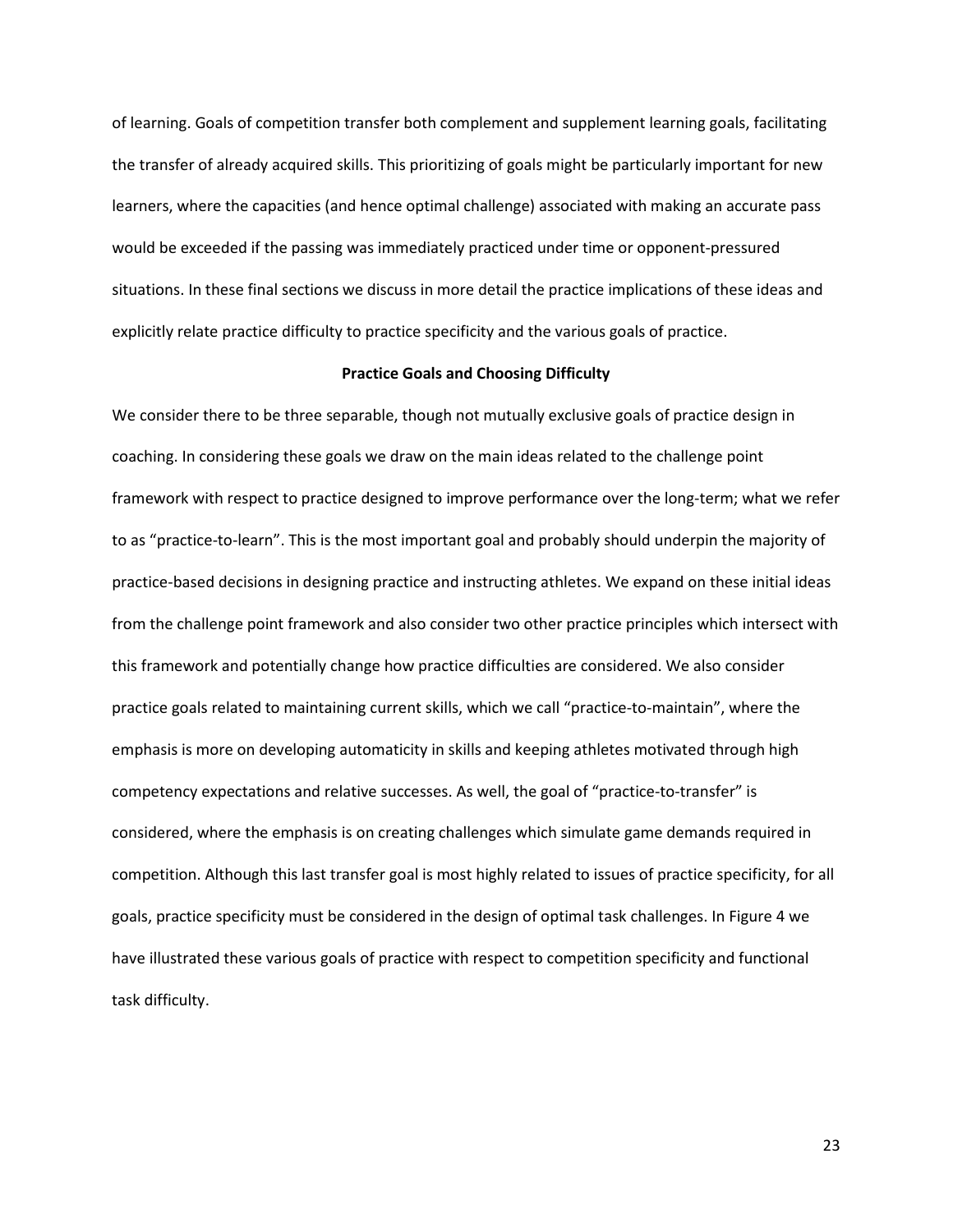of learning. Goals of competition transfer both complement and supplement learning goals, facilitating the transfer of already acquired skills. This prioritizing of goals might be particularly important for new learners, where the capacities (and hence optimal challenge) associated with making an accurate pass would be exceeded if the passing was immediately practiced under time or opponent-pressured situations. In these final sections we discuss in more detail the practice implications of these ideas and explicitly relate practice difficulty to practice specificity and the various goals of practice.

## Practice Goals and Choosing Difficulty

We consider there to be three separable, though not mutually exclusive goals of practice design in coaching. In considering these goals we draw on the main ideas related to the challenge point framework with respect to practice designed to improve performance over the long-term; what we refer to as "practice-to-learn". This is the most important goal and probably should underpin the majority of practice-based decisions in designing practice and instructing athletes. We expand on these initial ideas from the challenge point framework and also consider two other practice principles which intersect with this framework and potentially change how practice difficulties are considered. We also consider practice goals related to maintaining current skills, which we call "practice-to-maintain", where the emphasis is more on developing automaticity in skills and keeping athletes motivated through high competency expectations and relative successes. As well, the goal of "practice-to-transfer" is considered, where the emphasis is on creating challenges which simulate game demands required in competition. Although this last transfer goal is most highly related to issues of practice specificity, for all goals, practice specificity must be considered in the design of optimal task challenges. In Figure 4 we have illustrated these various goals of practice with respect to competition specificity and functional task difficulty.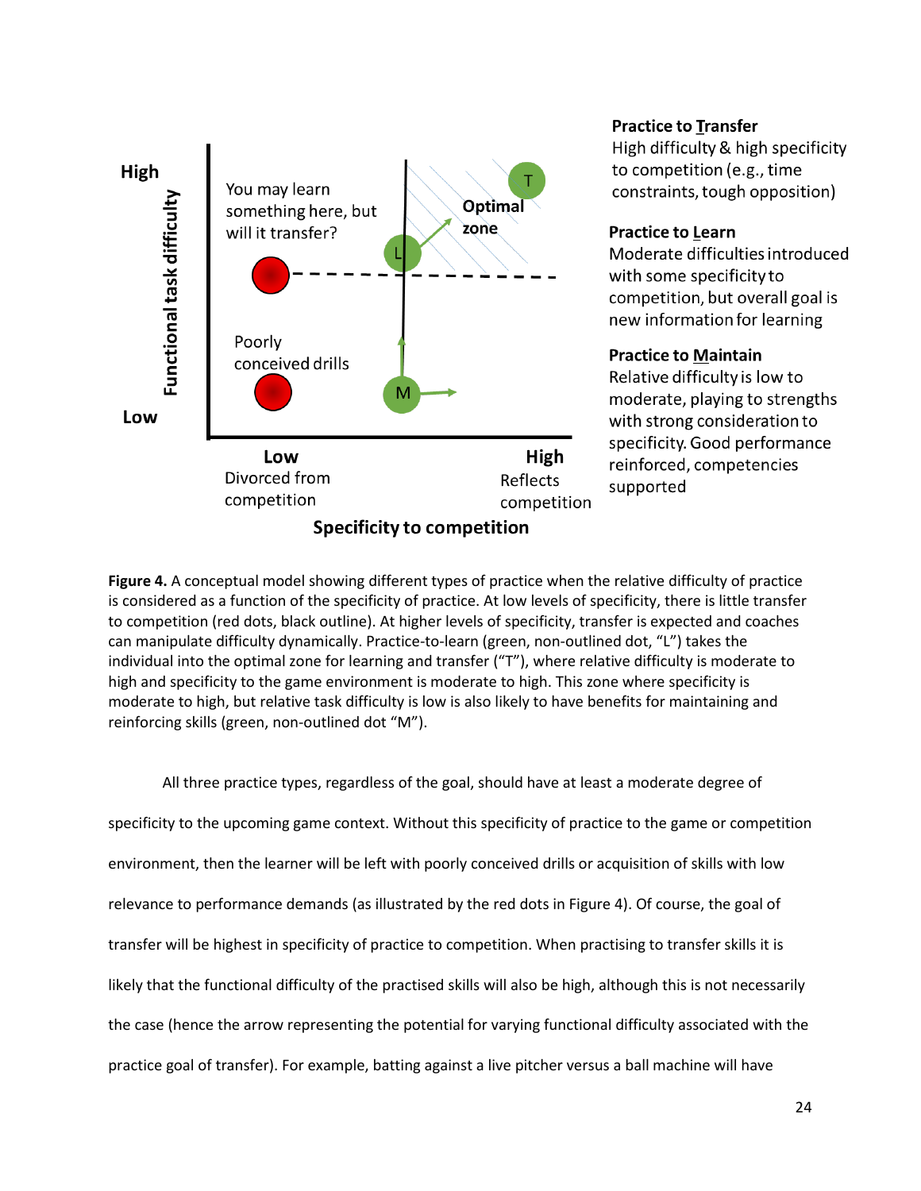**Practice to Transfer**
High difficulty & high specificity to competition (e.g., time constraints, tough opposition)

**Practice to Learn**
Moderate difficulties introduced with some specificity to competition, but overall goal is new information for learning

**Practice to Maintain**
Relative difficulty is low to moderate, playing to strengths with strong consideration to specificity. Good performance reinforced, competencies supported

**Figure 4.** A conceptual model showing different types of practice when the relative difficulty of practice is considered as a function of the specificity of practice. At low levels of specificity, there is little transfer to competition (red dots, black outline). At higher levels of specificity, transfer is expected and coaches can manipulate difficulty dynamically. Practice-to-learn (green, non-outlined dot, "L") takes the individual into the optimal zone for learning and transfer ("T"), where relative difficulty is moderate to high and specificity to the game environment is moderate to high. This zone where specificity is moderate to high, but relative task difficulty is low is also likely to have benefits for maintaining and reinforcing skills (green, non-outlined dot "M").

All three practice types, regardless of the goal, should have at least a moderate degree of specificity to the upcoming game context. Without this specificity of practice to the game or competition environment, then the learner will be left with poorly conceived drills or acquisition of skills with low relevance to performance demands (as illustrated by the red dots in Figure 4). Of course, the goal of transfer will be highest in specificity of practice to competition. When practising to transfer skills it is likely that the functional difficulty of the practised skills will also be high, although this is not necessarily the case (hence the arrow representing the potential for varying functional difficulty associated with the practice goal of transfer). For example, batting against a live pitcher versus a ball machine will have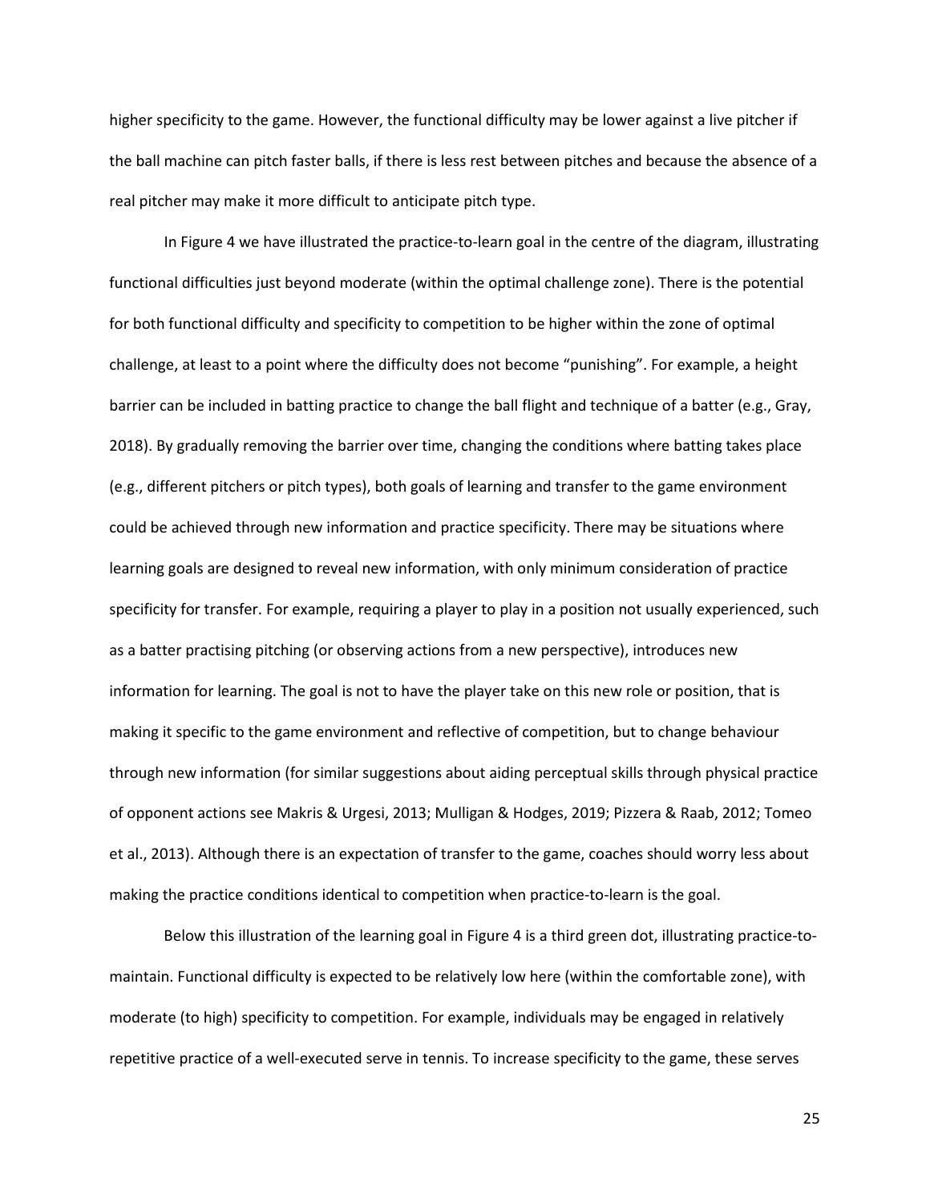higher specificity to the game. However, the functional difficulty may be lower against a live pitcher if the ball machine can pitch faster balls, if there is less rest between pitches and because the absence of a real pitcher may make it more difficult to anticipate pitch type.

In Figure 4 we have illustrated the practice-to-learn goal in the centre of the diagram, illustrating functional difficulties just beyond moderate (within the optimal challenge zone). There is the potential for both functional difficulty and specificity to competition to be higher within the zone of optimal challenge, at least to a point where the difficulty does not become "punishing". For example, a height barrier can be included in batting practice to change the ball flight and technique of a batter (e.g., Gray, 2018). By gradually removing the barrier over time, changing the conditions where batting takes place (e.g., different pitchers or pitch types), both goals of learning and transfer to the game environment could be achieved through new information and practice specificity. There may be situations where learning goals are designed to reveal new information, with only minimum consideration of practice specificity for transfer. For example, requiring a player to play in a position not usually experienced, such as a batter practising pitching (or observing actions from a new perspective), introduces new information for learning. The goal is not to have the player take on this new role or position, that is making it specific to the game environment and reflective of competition, but to change behaviour through new information (for similar suggestions about aiding perceptual skills through physical practice of opponent actions see Makris & Urgesi, 2013; Mulligan & Hodges, 2019; Pizzera & Raab, 2012; Tomeo et al., 2013). Although there is an expectation of transfer to the game, coaches should worry less about making the practice conditions identical to competition when practice-to-learn is the goal.

Below this illustration of the learning goal in Figure 4 is a third green dot, illustrating practice-to-maintain. Functional difficulty is expected to be relatively low here (within the comfortable zone), with moderate (to high) specificity to competition. For example, individuals may be engaged in relatively repetitive practice of a well-executed serve in tennis. To increase specificity to the game, these serves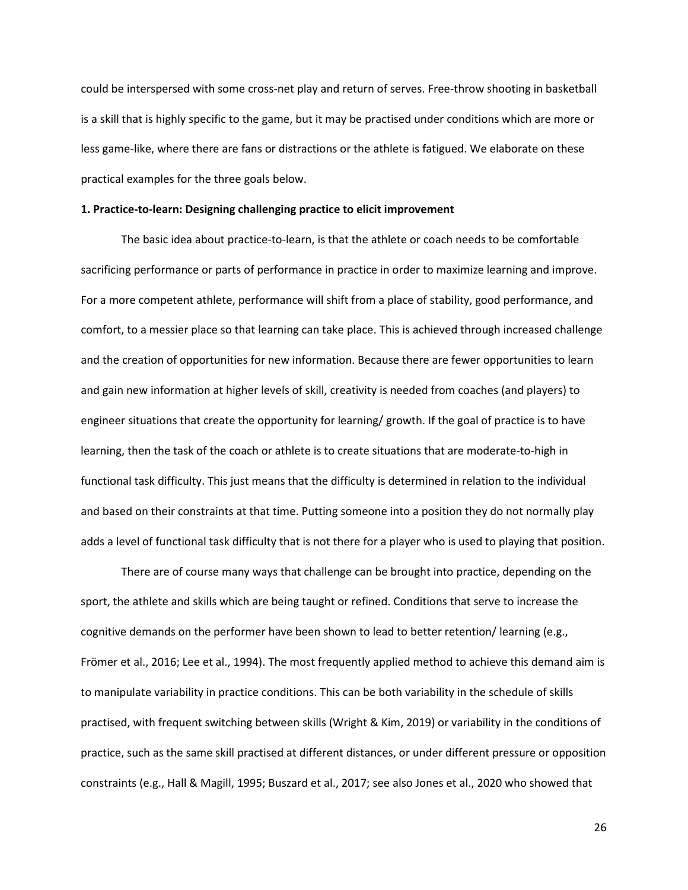could be interspersed with some cross-net play and return of serves. Free-throw shooting in basketball is a skill that is highly specific to the game, but it may be practised under conditions which are more or less game-like, where there are fans or distractions or the athlete is fatigued. We elaborate on these practical examples for the three goals below.

**1. Practice-to-learn: Designing challenging practice to elicit improvement**

The basic idea about practice-to-learn, is that the athlete or coach needs to be comfortable sacrificing performance or parts of performance in practice in order to maximize learning and improve. For a more competent athlete, performance will shift from a place of stability, good performance, and comfort, to a messier place so that learning can take place. This is achieved through increased challenge and the creation of opportunities for new information. Because there are fewer opportunities to learn and gain new information at higher levels of skill, creativity is needed from coaches (and players) to engineer situations that create the opportunity for learning/ growth. If the goal of practice is to have learning, then the task of the coach or athlete is to create situations that are moderate-to-high in functional task difficulty. This just means that the difficulty is determined in relation to the individual and based on their constraints at that time. Putting someone into a position they do not normally play adds a level of functional task difficulty that is not there for a player who is used to playing that position.

There are of course many ways that challenge can be brought into practice, depending on the sport, the athlete and skills which are being taught or refined. Conditions that serve to increase the cognitive demands on the performer have been shown to lead to better retention/ learning (e.g., Frömer et al., 2016; Lee et al., 1994). The most frequently applied method to achieve this demand aim is to manipulate variability in practice conditions. This can be both variability in the schedule of skills practised, with frequent switching between skills (Wright & Kim, 2019) or variability in the conditions of practice, such as the same skill practised at different distances, or under different pressure or opposition constraints (e.g., Hall & Magill, 1995; Buszard et al., 2017; see also Jones et al., 2020 who showed that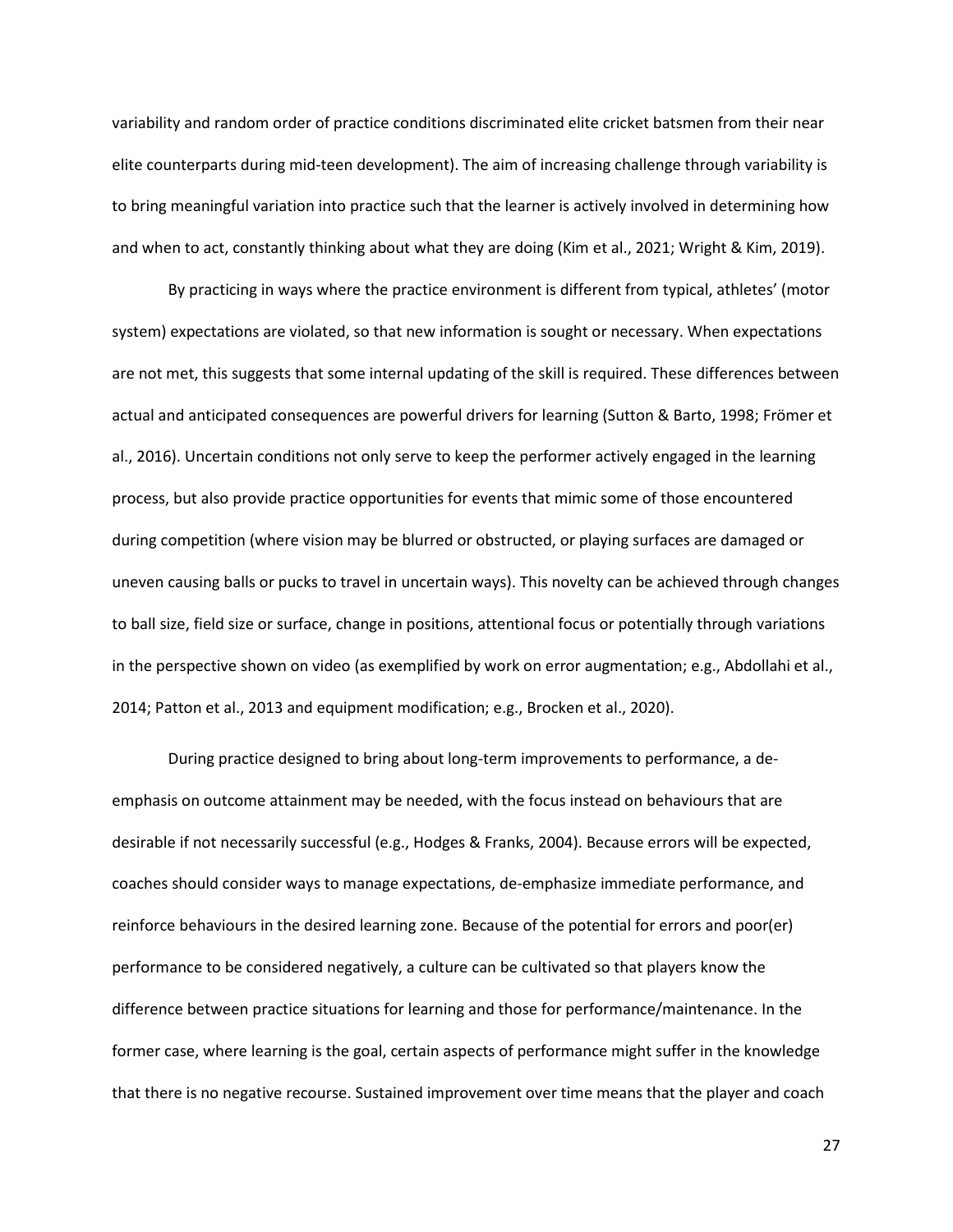variability and random order of practice conditions discriminated elite cricket batsmen from their near elite counterparts during mid-teen development). The aim of increasing challenge through variability is to bring meaningful variation into practice such that the learner is actively involved in determining how and when to act, constantly thinking about what they are doing (Kim et al., 2021; Wright & Kim, 2019).

By practicing in ways where the practice environment is different from typical, athletes' (motor system) expectations are violated, so that new information is sought or necessary. When expectations are not met, this suggests that some internal updating of the skill is required. These differences between actual and anticipated consequences are powerful drivers for learning (Sutton & Barto, 1998; Frömer et al., 2016). Uncertain conditions not only serve to keep the performer actively engaged in the learning process, but also provide practice opportunities for events that mimic some of those encountered during competition (where vision may be blurred or obstructed, or playing surfaces are damaged or uneven causing balls or pucks to travel in uncertain ways). This novelty can be achieved through changes to ball size, field size or surface, change in positions, attentional focus or potentially through variations in the perspective shown on video (as exemplified by work on error augmentation; e.g., Abdollahi et al., 2014; Patton et al., 2013 and equipment modification; e.g., Brocken et al., 2020).

During practice designed to bring about long-term improvements to performance, a de-emphasis on outcome attainment may be needed, with the focus instead on behaviours that are desirable if not necessarily successful (e.g., Hodges & Franks, 2004). Because errors will be expected, coaches should consider ways to manage expectations, de-emphasize immediate performance, and reinforce behaviours in the desired learning zone. Because of the potential for errors and poor(er) performance to be considered negatively, a culture can be cultivated so that players know the difference between practice situations for learning and those for performance/maintenance. In the former case, where learning is the goal, certain aspects of performance might suffer in the knowledge that there is no negative recourse. Sustained improvement over time means that the player and coach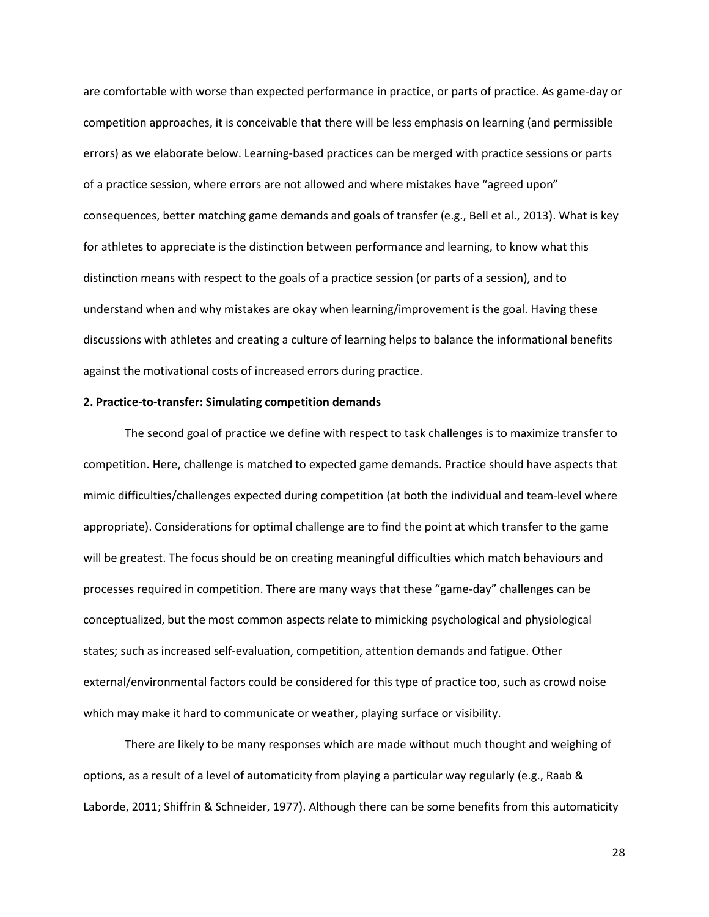are comfortable with worse than expected performance in practice, or parts of practice. As game-day or competition approaches, it is conceivable that there will be less emphasis on learning (and permissible errors) as we elaborate below. Learning-based practices can be merged with practice sessions or parts of a practice session, where errors are not allowed and where mistakes have "agreed upon" consequences, better matching game demands and goals of transfer (e.g., Bell et al., 2013). What is key for athletes to appreciate is the distinction between performance and learning, to know what this distinction means with respect to the goals of a practice session (or parts of a session), and to understand when and why mistakes are okay when learning/improvement is the goal. Having these discussions with athletes and creating a culture of learning helps to balance the informational benefits against the motivational costs of increased errors during practice.

**2. Practice-to-transfer: Simulating competition demands**

The second goal of practice we define with respect to task challenges is to maximize transfer to competition. Here, challenge is matched to expected game demands. Practice should have aspects that mimic difficulties/challenges expected during competition (at both the individual and team-level where appropriate). Considerations for optimal challenge are to find the point at which transfer to the game will be greatest. The focus should be on creating meaningful difficulties which match behaviours and processes required in competition. There are many ways that these "game-day" challenges can be conceptualized, but the most common aspects relate to mimicking psychological and physiological states; such as increased self-evaluation, competition, attention demands and fatigue. Other external/environmental factors could be considered for this type of practice too, such as crowd noise which may make it hard to communicate or weather, playing surface or visibility.

There are likely to be many responses which are made without much thought and weighing of options, as a result of a level of automaticity from playing a particular way regularly (e.g., Raab & Laborde, 2011; Shiffrin & Schneider, 1977). Although there can be some benefits from this automaticity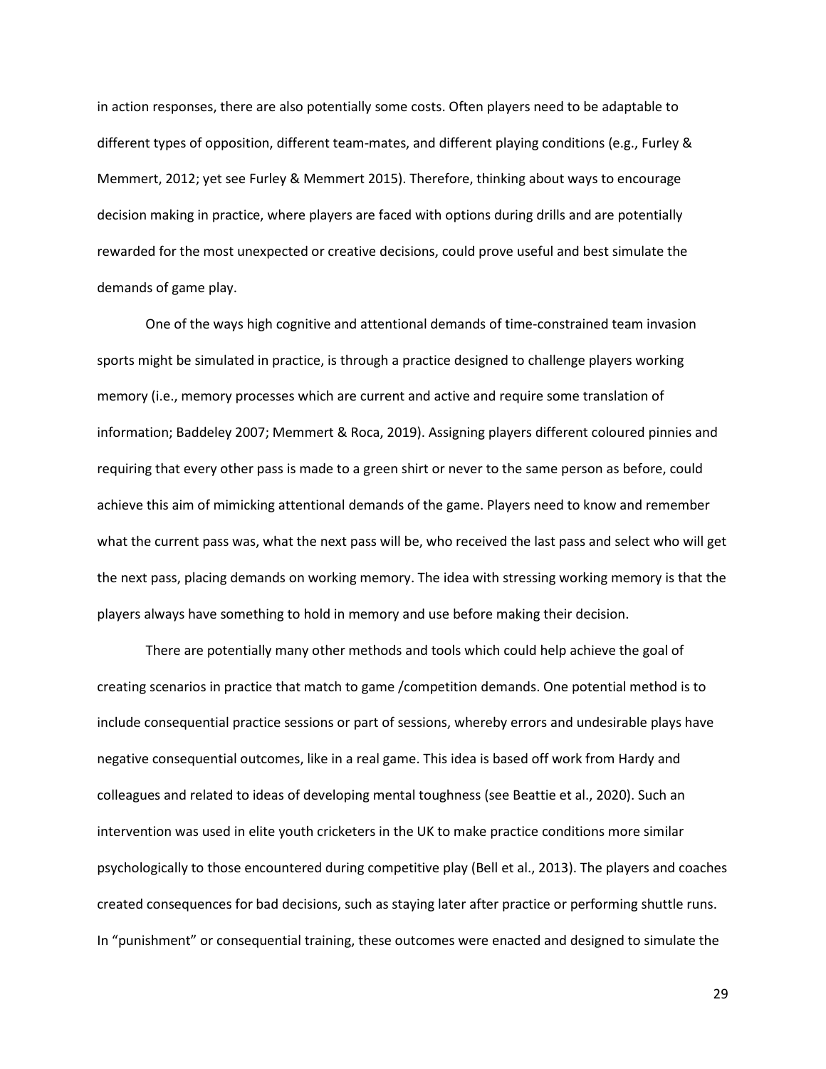in action responses, there are also potentially some costs. Often players need to be adaptable to different types of opposition, different team-mates, and different playing conditions (e.g., Furley & Memmert, 2012; yet see Furley & Memmert 2015). Therefore, thinking about ways to encourage decision making in practice, where players are faced with options during drills and are potentially rewarded for the most unexpected or creative decisions, could prove useful and best simulate the demands of game play.

One of the ways high cognitive and attentional demands of time-constrained team invasion sports might be simulated in practice, is through a practice designed to challenge players working memory (i.e., memory processes which are current and active and require some translation of information; Baddeley 2007; Memmert & Roca, 2019). Assigning players different coloured pinnies and requiring that every other pass is made to a green shirt or never to the same person as before, could achieve this aim of mimicking attentional demands of the game. Players need to know and remember what the current pass was, what the next pass will be, who received the last pass and select who will get the next pass, placing demands on working memory. The idea with stressing working memory is that the players always have something to hold in memory and use before making their decision.

There are potentially many other methods and tools which could help achieve the goal of creating scenarios in practice that match to game /competition demands. One potential method is to include consequential practice sessions or part of sessions, whereby errors and undesirable plays have negative consequential outcomes, like in a real game. This idea is based off work from Hardy and colleagues and related to ideas of developing mental toughness (see Beattie et al., 2020). Such an intervention was used in elite youth cricketers in the UK to make practice conditions more similar psychologically to those encountered during competitive play (Bell et al., 2013). The players and coaches created consequences for bad decisions, such as staying later after practice or performing shuttle runs. In "punishment" or consequential training, these outcomes were enacted and designed to simulate the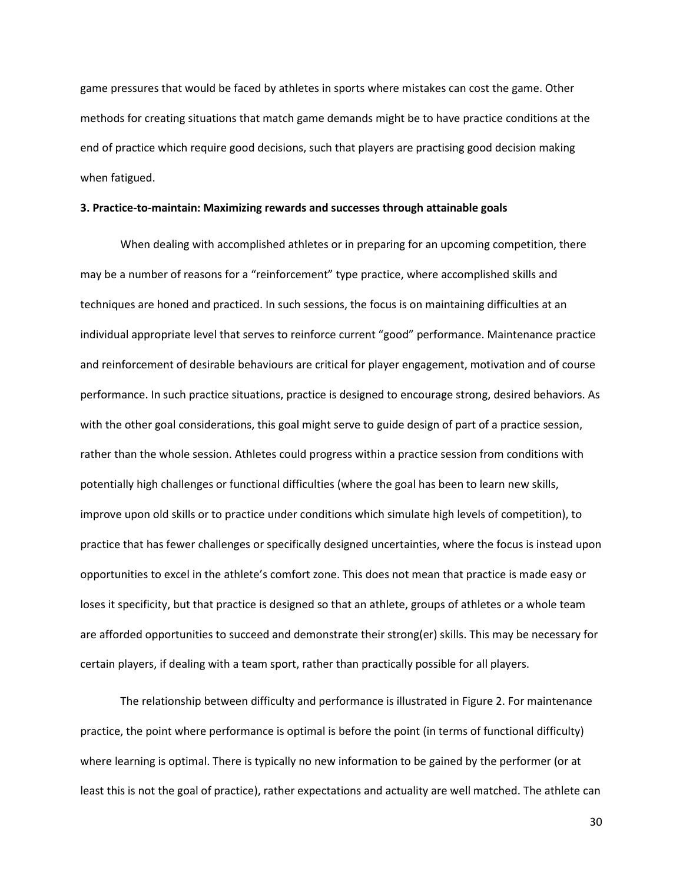game pressures that would be faced by athletes in sports where mistakes can cost the game. Other methods for creating situations that match game demands might be to have practice conditions at the end of practice which require good decisions, such that players are practising good decision making when fatigued.

**3. Practice-to-maintain: Maximizing rewards and successes through attainable goals**

When dealing with accomplished athletes or in preparing for an upcoming competition, there may be a number of reasons for a “reinforcement” type practice, where accomplished skills and techniques are honed and practiced. In such sessions, the focus is on maintaining difficulties at an individual appropriate level that serves to reinforce current “good” performance. Maintenance practice and reinforcement of desirable behaviours are critical for player engagement, motivation and of course performance. In such practice situations, practice is designed to encourage strong, desired behaviors. As with the other goal considerations, this goal might serve to guide design of part of a practice session, rather than the whole session. Athletes could progress within a practice session from conditions with potentially high challenges or functional difficulties (where the goal has been to learn new skills, improve upon old skills or to practice under conditions which simulate high levels of competition), to practice that has fewer challenges or specifically designed uncertainties, where the focus is instead upon opportunities to excel in the athlete’s comfort zone. This does not mean that practice is made easy or loses it specificity, but that practice is designed so that an athlete, groups of athletes or a whole team are afforded opportunities to succeed and demonstrate their strong(er) skills. This may be necessary for certain players, if dealing with a team sport, rather than practically possible for all players.

The relationship between difficulty and performance is illustrated in Figure 2. For maintenance practice, the point where performance is optimal is before the point (in terms of functional difficulty) where learning is optimal. There is typically no new information to be gained by the performer (or at least this is not the goal of practice), rather expectations and actuality are well matched. The athlete can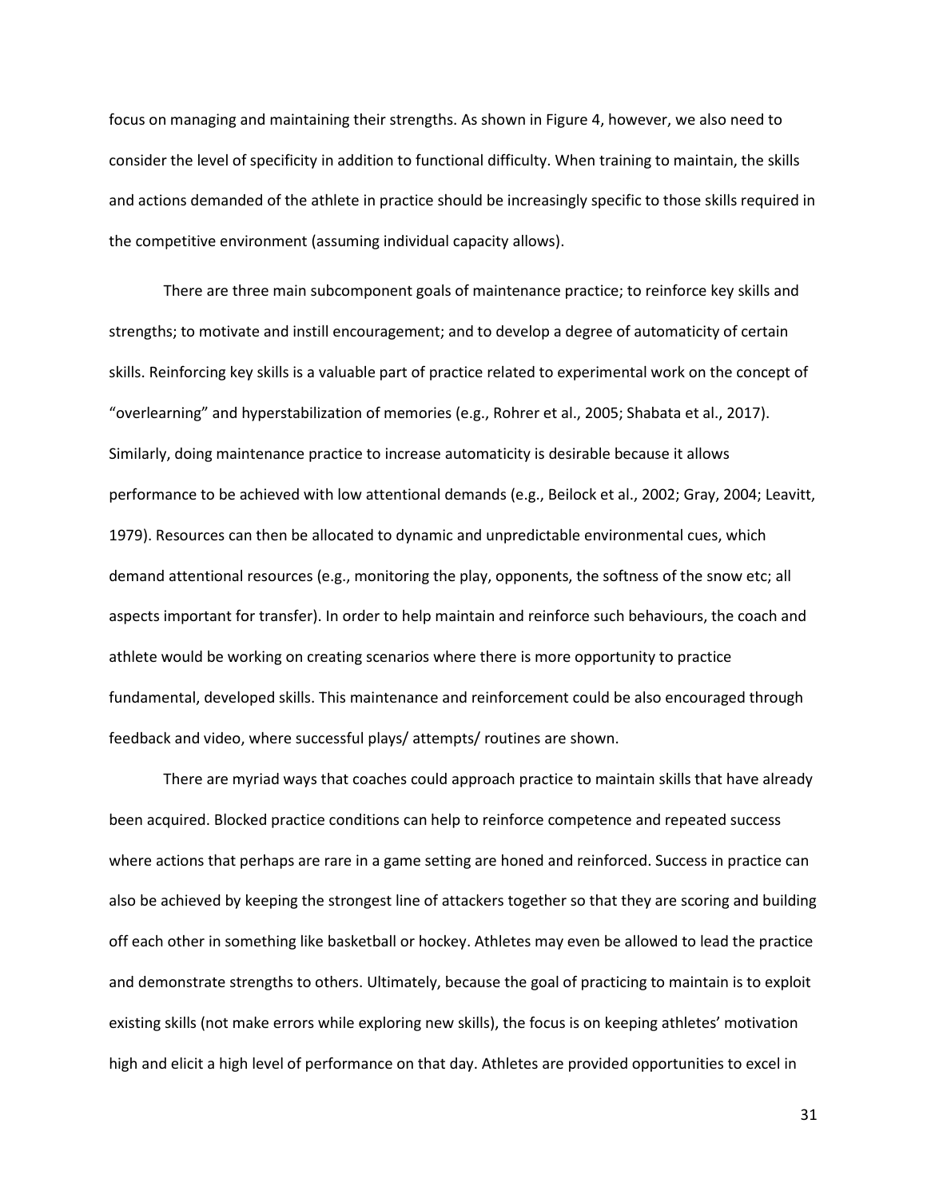focus on managing and maintaining their strengths. As shown in Figure 4, however, we also need to consider the level of specificity in addition to functional difficulty. When training to maintain, the skills and actions demanded of the athlete in practice should be increasingly specific to those skills required in the competitive environment (assuming individual capacity allows).

There are three main subcomponent goals of maintenance practice; to reinforce key skills and strengths; to motivate and instill encouragement; and to develop a degree of automaticity of certain skills. Reinforcing key skills is a valuable part of practice related to experimental work on the concept of "overlearning" and hyperstabilization of memories (e.g., Rohrer et al., 2005; Shabata et al., 2017). Similarly, doing maintenance practice to increase automaticity is desirable because it allows performance to be achieved with low attentional demands (e.g., Beilock et al., 2002; Gray, 2004; Leavitt, 1979). Resources can then be allocated to dynamic and unpredictable environmental cues, which demand attentional resources (e.g., monitoring the play, opponents, the softness of the snow etc; all aspects important for transfer). In order to help maintain and reinforce such behaviours, the coach and athlete would be working on creating scenarios where there is more opportunity to practice fundamental, developed skills. This maintenance and reinforcement could be also encouraged through feedback and video, where successful plays/ attempts/ routines are shown.

There are myriad ways that coaches could approach practice to maintain skills that have already been acquired. Blocked practice conditions can help to reinforce competence and repeated success where actions that perhaps are rare in a game setting are honed and reinforced. Success in practice can also be achieved by keeping the strongest line of attackers together so that they are scoring and building off each other in something like basketball or hockey. Athletes may even be allowed to lead the practice and demonstrate strengths to others. Ultimately, because the goal of practicing to maintain is to exploit existing skills (not make errors while exploring new skills), the focus is on keeping athletes' motivation high and elicit a high level of performance on that day. Athletes are provided opportunities to excel in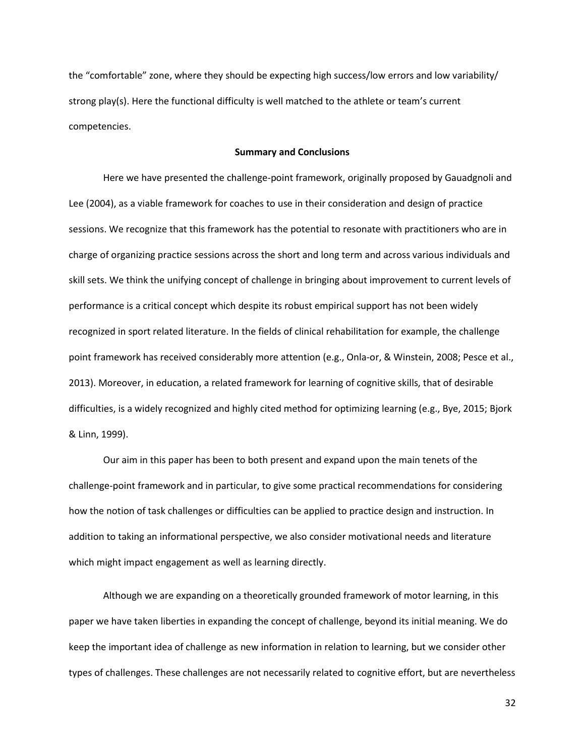the "comfortable" zone, where they should be expecting high success/low errors and low variability/ strong play(s). Here the functional difficulty is well matched to the athlete or team's current competencies.

## Summary and Conclusions

Here we have presented the challenge-point framework, originally proposed by Gauadgnoli and Lee (2004), as a viable framework for coaches to use in their consideration and design of practice sessions. We recognize that this framework has the potential to resonate with practitioners who are in charge of organizing practice sessions across the short and long term and across various individuals and skill sets. We think the unifying concept of challenge in bringing about improvement to current levels of performance is a critical concept which despite its robust empirical support has not been widely recognized in sport related literature. In the fields of clinical rehabilitation for example, the challenge point framework has received considerably more attention (e.g., Onla-or, & Winstein, 2008; Pesce et al., 2013). Moreover, in education, a related framework for learning of cognitive skills, that of desirable difficulties, is a widely recognized and highly cited method for optimizing learning (e.g., Bye, 2015; Bjork & Linn, 1999).

Our aim in this paper has been to both present and expand upon the main tenets of the challenge-point framework and in particular, to give some practical recommendations for considering how the notion of task challenges or difficulties can be applied to practice design and instruction. In addition to taking an informational perspective, we also consider motivational needs and literature which might impact engagement as well as learning directly.

Although we are expanding on a theoretically grounded framework of motor learning, in this paper we have taken liberties in expanding the concept of challenge, beyond its initial meaning. We do keep the important idea of challenge as new information in relation to learning, but we consider other types of challenges. These challenges are not necessarily related to cognitive effort, but are nevertheless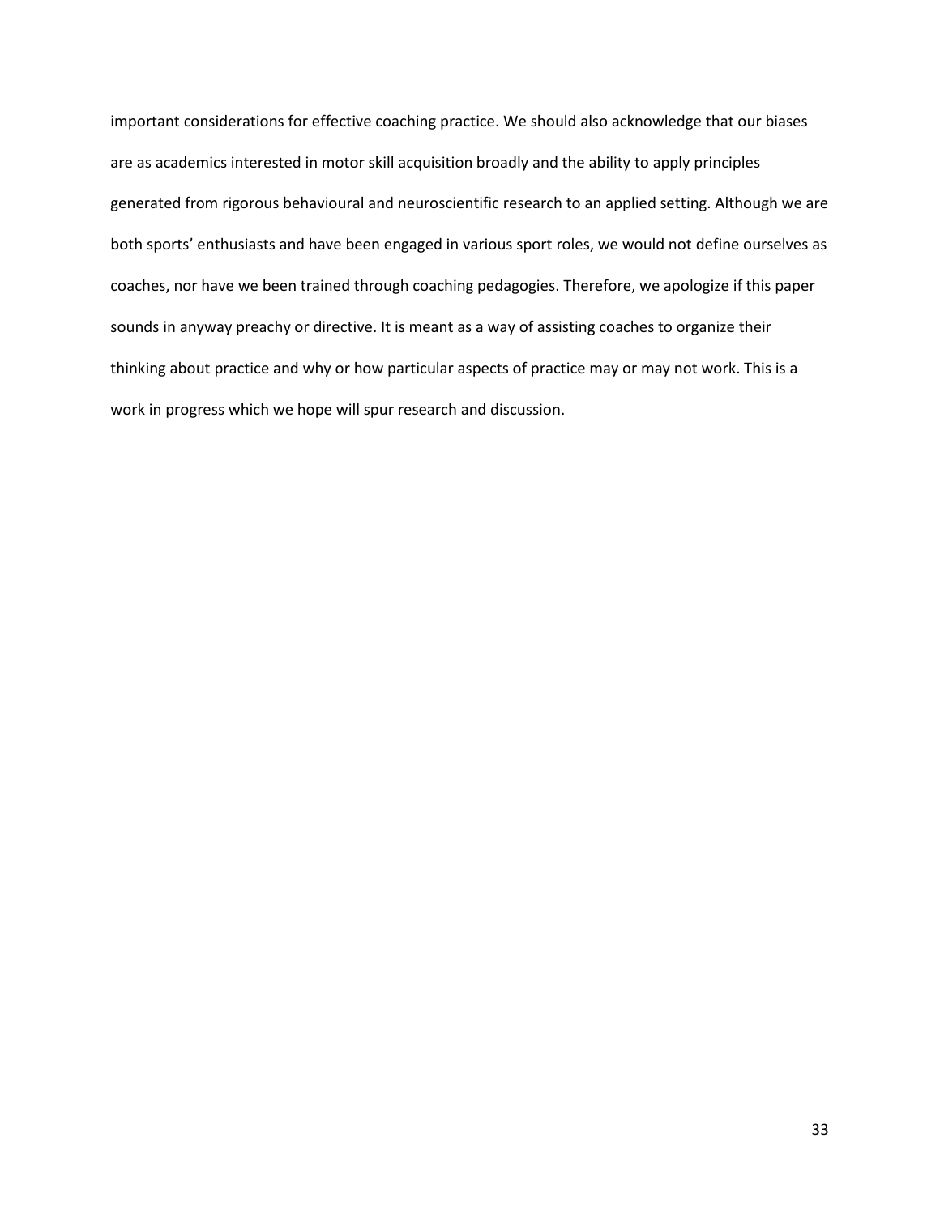important considerations for effective coaching practice. We should also acknowledge that our biases are as academics interested in motor skill acquisition broadly and the ability to apply principles generated from rigorous behavioural and neuroscientific research to an applied setting. Although we are both sports' enthusiasts and have been engaged in various sport roles, we would not define ourselves as coaches, nor have we been trained through coaching pedagogies. Therefore, we apologize if this paper sounds in anyway preachy or directive. It is meant as a way of assisting coaches to organize their thinking about practice and why or how particular aspects of practice may or may not work. This is a work in progress which we hope will spur research and discussion.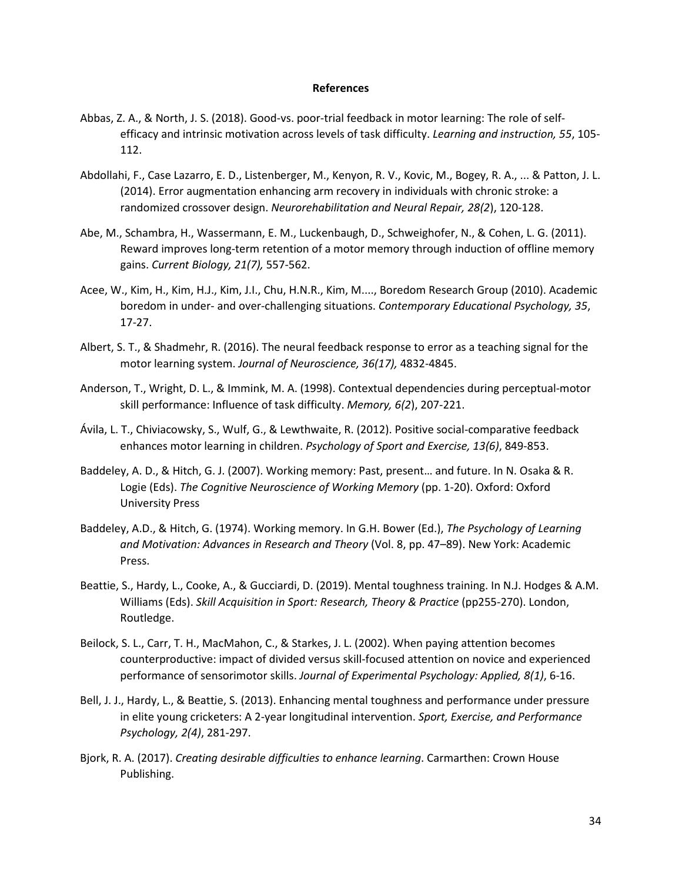**References**

Abbas, Z. A., & North, J. S. (2018). Good-vs. poor-trial feedback in motor learning: The role of self-efficacy and intrinsic motivation across levels of task difficulty. *Learning and instruction, 55*, 105-112.

Abdollahi, F., Case Lazarro, E. D., Listenberger, M., Kenyon, R. V., Kovic, M., Bogey, R. A., ... & Patton, J. L. (2014). Error augmentation enhancing arm recovery in individuals with chronic stroke: a randomized crossover design. *Neurorehabilitation and Neural Repair, 28(2*), 120-128.

Abe, M., Schambra, H., Wassermann, E. M., Luckenbaugh, D., Schweighofer, N., & Cohen, L. G. (2011). Reward improves long-term retention of a motor memory through induction of offline memory gains. *Current Biology, 21(7),* 557-562.

Acee, W., Kim, H., Kim, H.J., Kim, J.I., Chu, H.N.R., Kim, M...., Boredom Research Group (2010). Academic boredom in under- and over-challenging situations. *Contemporary Educational Psychology, 35*, 17-27.

Albert, S. T., & Shadmehr, R. (2016). The neural feedback response to error as a teaching signal for the motor learning system. *Journal of Neuroscience, 36(17),* 4832-4845.

Anderson, T., Wright, D. L., & Immink, M. A. (1998). Contextual dependencies during perceptual-motor skill performance: Influence of task difficulty. *Memory, 6(2*), 207-221.

Ávila, L. T., Chiviacowsky, S., Wulf, G., & Lewthwaite, R. (2012). Positive social-comparative feedback enhances motor learning in children. *Psychology of Sport and Exercise, 13(6)*, 849-853.

Baddeley, A. D., & Hitch, G. J. (2007). Working memory: Past, present… and future. In N. Osaka & R. Logie (Eds). *The Cognitive Neuroscience of Working Memory* (pp. 1-20). Oxford: Oxford University Press

Baddeley, A.D., & Hitch, G. (1974). Working memory. In G.H. Bower (Ed.), *The Psychology of Learning and Motivation: Advances in Research and Theory* (Vol. 8, pp. 47–89). New York: Academic Press.

Beattie, S., Hardy, L., Cooke, A., & Gucciardi, D. (2019). Mental toughness training. In N.J. Hodges & A.M. Williams (Eds). *Skill Acquisition in Sport: Research, Theory & Practice* (pp255-270). London, Routledge.

Beilock, S. L., Carr, T. H., MacMahon, C., & Starkes, J. L. (2002). When paying attention becomes counterproductive: impact of divided versus skill-focused attention on novice and experienced performance of sensorimotor skills. *Journal of Experimental Psychology: Applied, 8(1)*, 6-16.

Bell, J. J., Hardy, L., & Beattie, S. (2013). Enhancing mental toughness and performance under pressure in elite young cricketers: A 2-year longitudinal intervention. *Sport, Exercise, and Performance Psychology, 2(4)*, 281-297.

Bjork, R. A. (2017). *Creating desirable difficulties to enhance learning*. Carmarthen: Crown House Publishing.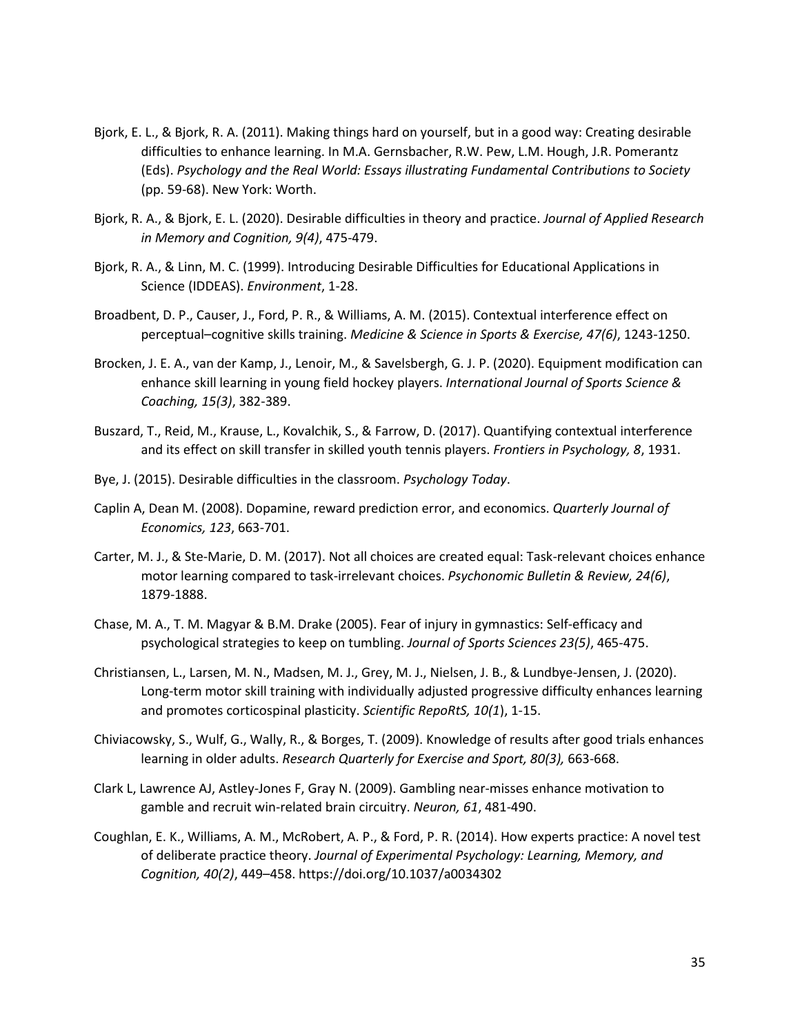Bjork, E. L., & Bjork, R. A. (2011). Making things hard on yourself, but in a good way: Creating desirable difficulties to enhance learning. In M.A. Gernsbacher, R.W. Pew, L.M. Hough, J.R. Pomerantz (Eds). *Psychology and the Real World: Essays illustrating Fundamental Contributions to Society* (pp. 59-68). New York: Worth.

Bjork, R. A., & Bjork, E. L. (2020). Desirable difficulties in theory and practice. *Journal of Applied Research in Memory and Cognition, 9(4)*, 475-479.

Bjork, R. A., & Linn, M. C. (1999). Introducing Desirable Difficulties for Educational Applications in Science (IDDEAS). *Environment*, 1-28.

Broadbent, D. P., Causer, J., Ford, P. R., & Williams, A. M. (2015). Contextual interference effect on perceptual–cognitive skills training. *Medicine & Science in Sports & Exercise, 47(6)*, 1243-1250.

Brocken, J. E. A., van der Kamp, J., Lenoir, M., & Savelsbergh, G. J. P. (2020). Equipment modification can enhance skill learning in young field hockey players. *International Journal of Sports Science & Coaching, 15(3)*, 382-389.

Buszard, T., Reid, M., Krause, L., Kovalchik, S., & Farrow, D. (2017). Quantifying contextual interference and its effect on skill transfer in skilled youth tennis players. *Frontiers in Psychology, 8*, 1931.

Bye, J. (2015). Desirable difficulties in the classroom. *Psychology Today*.

Caplin A, Dean M. (2008). Dopamine, reward prediction error, and economics. *Quarterly Journal of Economics, 123*, 663-701.

Carter, M. J., & Ste-Marie, D. M. (2017). Not all choices are created equal: Task-relevant choices enhance motor learning compared to task-irrelevant choices. *Psychonomic Bulletin & Review, 24(6)*, 1879-1888.

Chase, M. A., T. M. Magyar & B.M. Drake (2005). Fear of injury in gymnastics: Self-efficacy and psychological strategies to keep on tumbling. *Journal of Sports Sciences 23(5)*, 465-475.

Christiansen, L., Larsen, M. N., Madsen, M. J., Grey, M. J., Nielsen, J. B., & Lundbye-Jensen, J. (2020). Long-term motor skill training with individually adjusted progressive difficulty enhances learning and promotes corticospinal plasticity. *Scientific RepoRtS, 10(1*), 1-15.

Chiviacowsky, S., Wulf, G., Wally, R., & Borges, T. (2009). Knowledge of results after good trials enhances learning in older adults. *Research Quarterly for Exercise and Sport, 80(3),* 663-668.

Clark L, Lawrence AJ, Astley-Jones F, Gray N. (2009). Gambling near-misses enhance motivation to gamble and recruit win-related brain circuitry. *Neuron, 61*, 481-490.

Coughlan, E. K., Williams, A. M., McRobert, A. P., & Ford, P. R. (2014). How experts practice: A novel test of deliberate practice theory. *Journal of Experimental Psychology: Learning, Memory, and Cognition, 40(2)*, 449–458. https://doi.org/10.1037/a0034302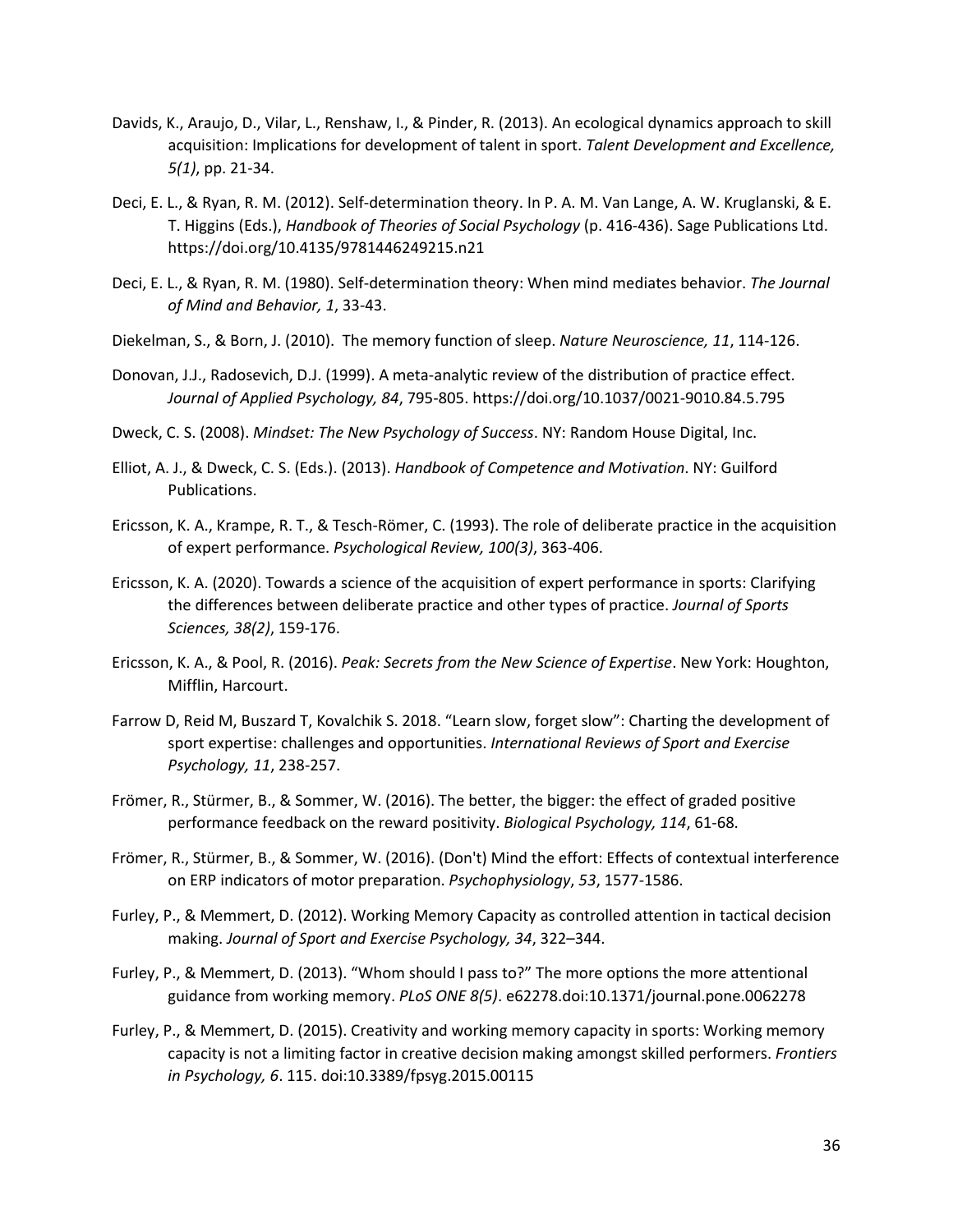Davids, K., Araujo, D., Vilar, L., Renshaw, I., & Pinder, R. (2013). An ecological dynamics approach to skill acquisition: Implications for development of talent in sport. *Talent Development and Excellence, 5(1)*, pp. 21-34.

Deci, E. L., & Ryan, R. M. (2012). Self-determination theory. In P. A. M. Van Lange, A. W. Kruglanski, & E. T. Higgins (Eds.), *Handbook of Theories of Social Psychology* (p. 416-436). Sage Publications Ltd. https://doi.org/10.4135/9781446249215.n21

Deci, E. L., & Ryan, R. M. (1980). Self-determination theory: When mind mediates behavior. *The Journal of Mind and Behavior, 1*, 33-43.

Diekelman, S., & Born, J. (2010). The memory function of sleep. *Nature Neuroscience, 11*, 114-126.

Donovan, J.J., Radosevich, D.J. (1999). A meta-analytic review of the distribution of practice effect. *Journal of Applied Psychology, 84*, 795-805. https://doi.org/10.1037/0021-9010.84.5.795

Dweck, C. S. (2008). *Mindset: The New Psychology of Success*. NY: Random House Digital, Inc.

Elliot, A. J., & Dweck, C. S. (Eds.). (2013). *Handbook of Competence and Motivation*. NY: Guilford Publications.

Ericsson, K. A., Krampe, R. T., & Tesch-Römer, C. (1993). The role of deliberate practice in the acquisition of expert performance. *Psychological Review, 100(3)*, 363-406.

Ericsson, K. A. (2020). Towards a science of the acquisition of expert performance in sports: Clarifying the differences between deliberate practice and other types of practice. *Journal of Sports Sciences, 38(2)*, 159-176.

Ericsson, K. A., & Pool, R. (2016). *Peak: Secrets from the New Science of Expertise*. New York: Houghton, Mifflin, Harcourt.

Farrow D, Reid M, Buszard T, Kovalchik S. 2018. "Learn slow, forget slow": Charting the development of sport expertise: challenges and opportunities. *International Reviews of Sport and Exercise Psychology, 11*, 238-257.

Frömer, R., Stürmer, B., & Sommer, W. (2016). The better, the bigger: the effect of graded positive performance feedback on the reward positivity. *Biological Psychology, 114*, 61-68.

Frömer, R., Stürmer, B., & Sommer, W. (2016). (Don't) Mind the effort: Effects of contextual interference on ERP indicators of motor preparation. *Psychophysiology*, *53*, 1577-1586.

Furley, P., & Memmert, D. (2012). Working Memory Capacity as controlled attention in tactical decision making. *Journal of Sport and Exercise Psychology, 34*, 322–344.

Furley, P., & Memmert, D. (2013). "Whom should I pass to?" The more options the more attentional guidance from working memory. *PLoS ONE 8(5)*. e62278.doi:10.1371/journal.pone.0062278

Furley, P., & Memmert, D. (2015). Creativity and working memory capacity in sports: Working memory capacity is not a limiting factor in creative decision making amongst skilled performers. *Frontiers in Psychology, 6*. 115. doi:10.3389/fpsyg.2015.00115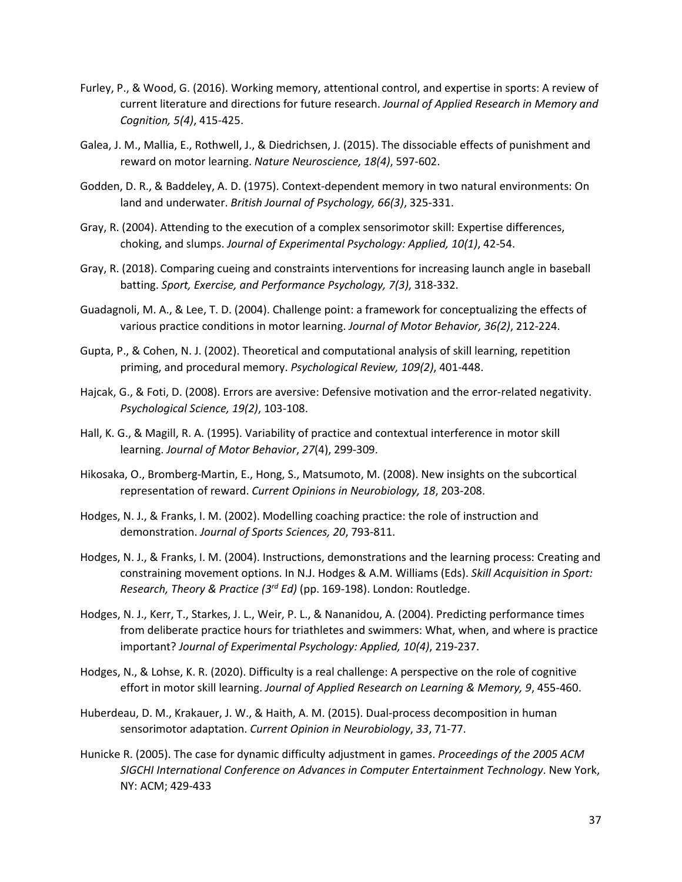Furley, P., & Wood, G. (2016). Working memory, attentional control, and expertise in sports: A review of current literature and directions for future research. *Journal of Applied Research in Memory and Cognition, 5(4)*, 415-425.

Galea, J. M., Mallia, E., Rothwell, J., & Diedrichsen, J. (2015). The dissociable effects of punishment and reward on motor learning. *Nature Neuroscience, 18(4)*, 597-602.

Godden, D. R., & Baddeley, A. D. (1975). Context-dependent memory in two natural environments: On land and underwater. *British Journal of Psychology, 66(3)*, 325-331.

Gray, R. (2004). Attending to the execution of a complex sensorimotor skill: Expertise differences, choking, and slumps. *Journal of Experimental Psychology: Applied, 10(1)*, 42-54.

Gray, R. (2018). Comparing cueing and constraints interventions for increasing launch angle in baseball batting. *Sport, Exercise, and Performance Psychology, 7(3)*, 318-332.

Guadagnoli, M. A., & Lee, T. D. (2004). Challenge point: a framework for conceptualizing the effects of various practice conditions in motor learning. *Journal of Motor Behavior, 36(2)*, 212-224.

Gupta, P., & Cohen, N. J. (2002). Theoretical and computational analysis of skill learning, repetition priming, and procedural memory. *Psychological Review, 109(2)*, 401-448.

Hajcak, G., & Foti, D. (2008). Errors are aversive: Defensive motivation and the error-related negativity. *Psychological Science, 19(2)*, 103-108.

Hall, K. G., & Magill, R. A. (1995). Variability of practice and contextual interference in motor skill learning. *Journal of Motor Behavior*, *27*(4), 299-309.

Hikosaka, O., Bromberg-Martin, E., Hong, S., Matsumoto, M. (2008). New insights on the subcortical representation of reward. *Current Opinions in Neurobiology, 18*, 203-208.

Hodges, N. J., & Franks, I. M. (2002). Modelling coaching practice: the role of instruction and demonstration. *Journal of Sports Sciences, 20*, 793-811.

Hodges, N. J., & Franks, I. M. (2004). Instructions, demonstrations and the learning process: Creating and constraining movement options. In N.J. Hodges & A.M. Williams (Eds). *Skill Acquisition in Sport: Research, Theory & Practice (3rd Ed)* (pp. 169-198). London: Routledge.

Hodges, N. J., Kerr, T., Starkes, J. L., Weir, P. L., & Nananidou, A. (2004). Predicting performance times from deliberate practice hours for triathletes and swimmers: What, when, and where is practice important? *Journal of Experimental Psychology: Applied, 10(4)*, 219-237.

Hodges, N., & Lohse, K. R. (2020). Difficulty is a real challenge: A perspective on the role of cognitive effort in motor skill learning. *Journal of Applied Research on Learning & Memory, 9*, 455-460.

Huberdeau, D. M., Krakauer, J. W., & Haith, A. M. (2015). Dual-process decomposition in human sensorimotor adaptation. *Current Opinion in Neurobiology*, *33*, 71-77.

Hunicke R. (2005). The case for dynamic difficulty adjustment in games. *Proceedings of the 2005 ACM SIGCHI International Conference on Advances in Computer Entertainment Technology*. New York, NY: ACM; 429-433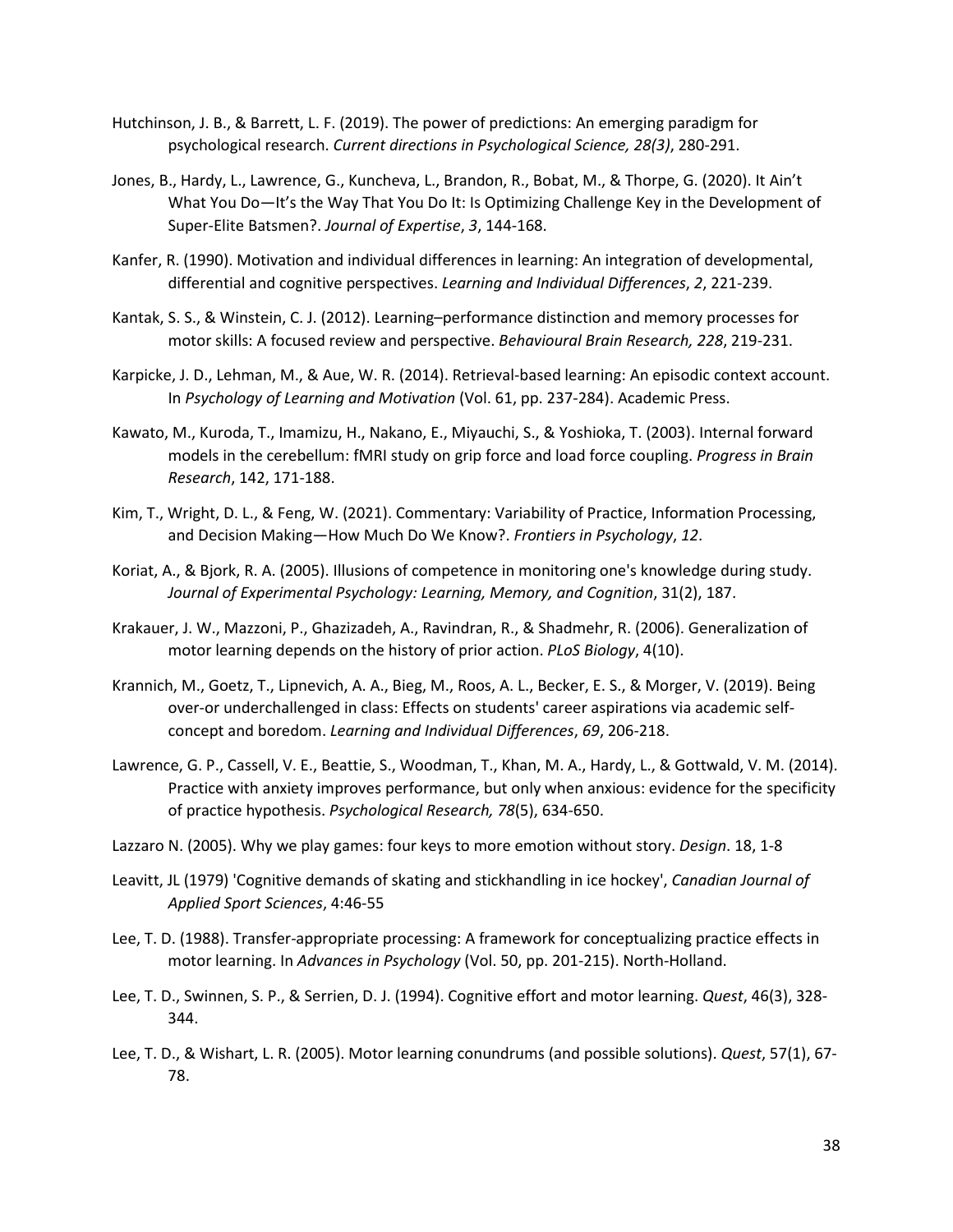Hutchinson, J. B., & Barrett, L. F. (2019). The power of predictions: An emerging paradigm for psychological research. *Current directions in Psychological Science, 28(3)*, 280-291.

Jones, B., Hardy, L., Lawrence, G., Kuncheva, L., Brandon, R., Bobat, M., & Thorpe, G. (2020). It Ain't What You Do—It's the Way That You Do It: Is Optimizing Challenge Key in the Development of Super-Elite Batsmen?. *Journal of Expertise*, *3*, 144-168.

Kanfer, R. (1990). Motivation and individual differences in learning: An integration of developmental, differential and cognitive perspectives. *Learning and Individual Differences*, *2*, 221-239.

Kantak, S. S., & Winstein, C. J. (2012). Learning–performance distinction and memory processes for motor skills: A focused review and perspective. *Behavioural Brain Research, 228*, 219-231.

Karpicke, J. D., Lehman, M., & Aue, W. R. (2014). Retrieval-based learning: An episodic context account. In *Psychology of Learning and Motivation* (Vol. 61, pp. 237-284). Academic Press.

Kawato, M., Kuroda, T., Imamizu, H., Nakano, E., Miyauchi, S., & Yoshioka, T. (2003). Internal forward models in the cerebellum: fMRI study on grip force and load force coupling. *Progress in Brain Research*, 142, 171-188.

Kim, T., Wright, D. L., & Feng, W. (2021). Commentary: Variability of Practice, Information Processing, and Decision Making—How Much Do We Know?. *Frontiers in Psychology*, *12*.

Koriat, A., & Bjork, R. A. (2005). Illusions of competence in monitoring one's knowledge during study. *Journal of Experimental Psychology: Learning, Memory, and Cognition*, 31(2), 187.

Krakauer, J. W., Mazzoni, P., Ghazizadeh, A., Ravindran, R., & Shadmehr, R. (2006). Generalization of motor learning depends on the history of prior action. *PLoS Biology*, 4(10).

Krannich, M., Goetz, T., Lipnevich, A. A., Bieg, M., Roos, A. L., Becker, E. S., & Morger, V. (2019). Being over-or underchallenged in class: Effects on students' career aspirations via academic self-concept and boredom. *Learning and Individual Differences*, *69*, 206-218.

Lawrence, G. P., Cassell, V. E., Beattie, S., Woodman, T., Khan, M. A., Hardy, L., & Gottwald, V. M. (2014). Practice with anxiety improves performance, but only when anxious: evidence for the specificity of practice hypothesis. *Psychological Research, 78*(5), 634-650.

Lazzaro N. (2005). Why we play games: four keys to more emotion without story. *Design*. 18, 1-8

Leavitt, JL (1979) 'Cognitive demands of skating and stickhandling in ice hockey', *Canadian Journal of Applied Sport Sciences*, 4:46-55

Lee, T. D. (1988). Transfer-appropriate processing: A framework for conceptualizing practice effects in motor learning. In *Advances in Psychology* (Vol. 50, pp. 201-215). North-Holland.

Lee, T. D., Swinnen, S. P., & Serrien, D. J. (1994). Cognitive effort and motor learning. *Quest*, 46(3), 328-344.

Lee, T. D., & Wishart, L. R. (2005). Motor learning conundrums (and possible solutions). *Quest*, 57(1), 67-78.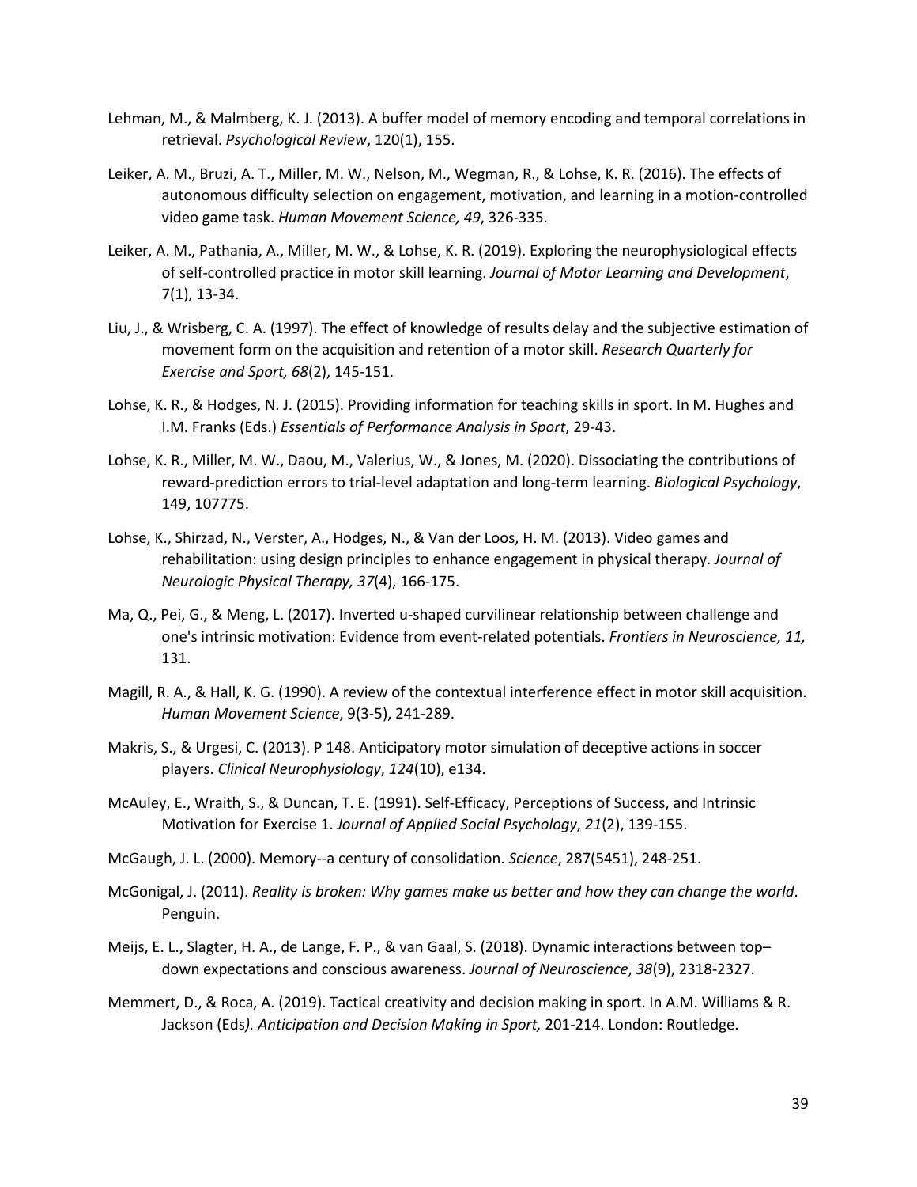Lehman, M., & Malmberg, K. J. (2013). A buffer model of memory encoding and temporal correlations in retrieval. *Psychological Review*, 120(1), 155.

Leiker, A. M., Bruzi, A. T., Miller, M. W., Nelson, M., Wegman, R., & Lohse, K. R. (2016). The effects of autonomous difficulty selection on engagement, motivation, and learning in a motion-controlled video game task. *Human Movement Science, 49*, 326-335.

Leiker, A. M., Pathania, A., Miller, M. W., & Lohse, K. R. (2019). Exploring the neurophysiological effects of self-controlled practice in motor skill learning. *Journal of Motor Learning and Development*, 7(1), 13-34.

Liu, J., & Wrisberg, C. A. (1997). The effect of knowledge of results delay and the subjective estimation of movement form on the acquisition and retention of a motor skill. *Research Quarterly for Exercise and Sport, 68*(2), 145-151.

Lohse, K. R., & Hodges, N. J. (2015). Providing information for teaching skills in sport. In M. Hughes and I.M. Franks (Eds.) *Essentials of Performance Analysis in Sport*, 29-43.

Lohse, K. R., Miller, M. W., Daou, M., Valerius, W., & Jones, M. (2020). Dissociating the contributions of reward-prediction errors to trial-level adaptation and long-term learning. *Biological Psychology*, 149, 107775.

Lohse, K., Shirzad, N., Verster, A., Hodges, N., & Van der Loos, H. M. (2013). Video games and rehabilitation: using design principles to enhance engagement in physical therapy. *Journal of Neurologic Physical Therapy, 37*(4), 166-175.

Ma, Q., Pei, G., & Meng, L. (2017). Inverted u-shaped curvilinear relationship between challenge and one's intrinsic motivation: Evidence from event-related potentials. *Frontiers in Neuroscience, 11,* 131.

Magill, R. A., & Hall, K. G. (1990). A review of the contextual interference effect in motor skill acquisition. *Human Movement Science*, 9(3-5), 241-289.

Makris, S., & Urgesi, C. (2013). P 148. Anticipatory motor simulation of deceptive actions in soccer players. *Clinical Neurophysiology*, *124*(10), e134.

McAuley, E., Wraith, S., & Duncan, T. E. (1991). Self-Efficacy, Perceptions of Success, and Intrinsic Motivation for Exercise 1. *Journal of Applied Social Psychology*, *21*(2), 139-155.

McGaugh, J. L. (2000). Memory--a century of consolidation. *Science*, 287(5451), 248-251.

McGonigal, J. (2011). *Reality is broken: Why games make us better and how they can change the world*. Penguin.

Meijs, E. L., Slagter, H. A., de Lange, F. P., & van Gaal, S. (2018). Dynamic interactions between top–down expectations and conscious awareness. *Journal of Neuroscience*, *38*(9), 2318-2327.

Memmert, D., & Roca, A. (2019). Tactical creativity and decision making in sport. In A.M. Williams & R. Jackson (Eds*). Anticipation and Decision Making in Sport,* 201-214. London: Routledge.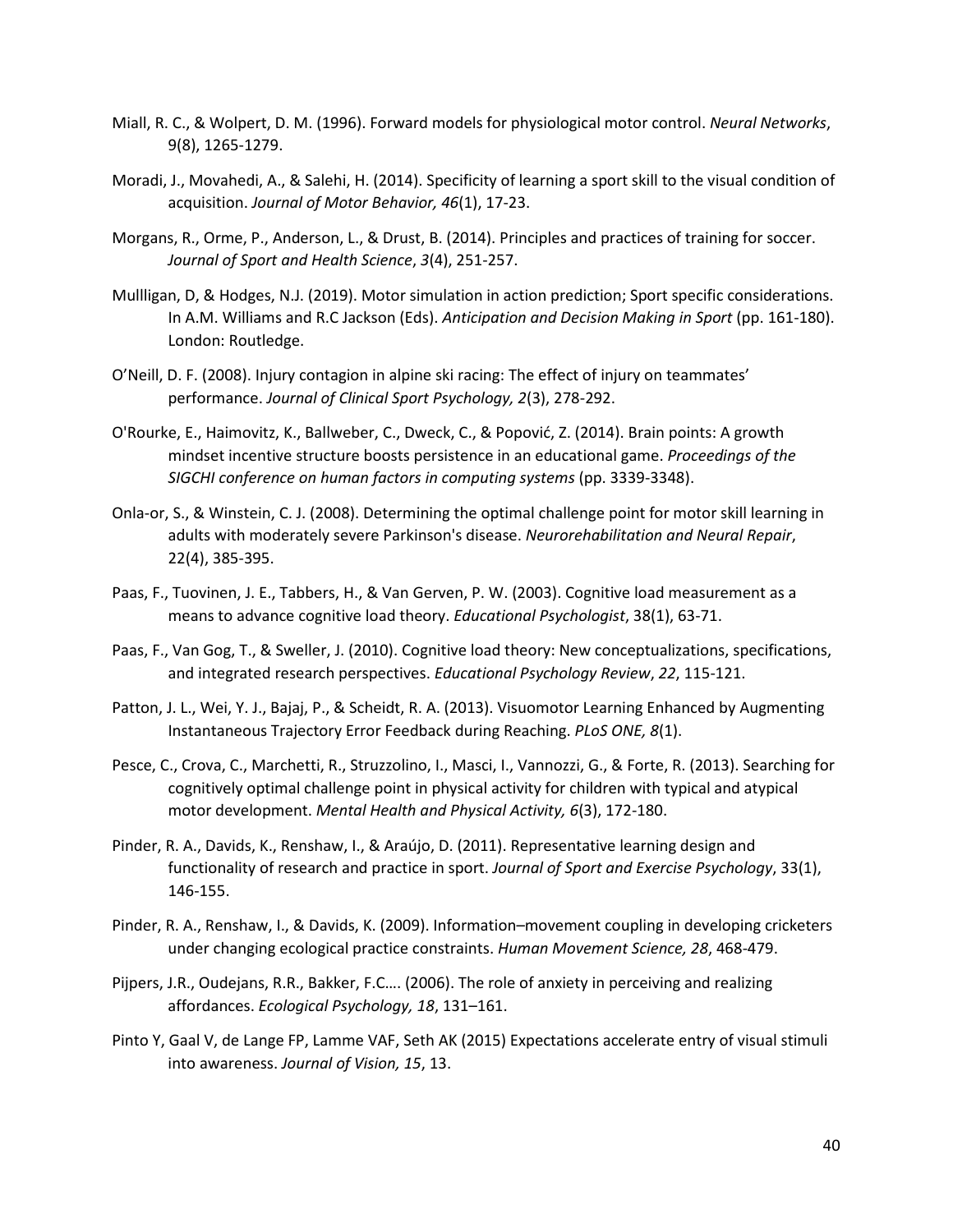Miall, R. C., & Wolpert, D. M. (1996). Forward models for physiological motor control. *Neural Networks*, 9(8), 1265-1279.

Moradi, J., Movahedi, A., & Salehi, H. (2014). Specificity of learning a sport skill to the visual condition of acquisition. *Journal of Motor Behavior, 46*(1), 17-23.

Morgans, R., Orme, P., Anderson, L., & Drust, B. (2014). Principles and practices of training for soccer. *Journal of Sport and Health Science*, *3*(4), 251-257.

Mullligan, D, & Hodges, N.J. (2019). Motor simulation in action prediction; Sport specific considerations. In A.M. Williams and R.C Jackson (Eds). *Anticipation and Decision Making in Sport* (pp. 161-180). London: Routledge.

O'Neill, D. F. (2008). Injury contagion in alpine ski racing: The effect of injury on teammates' performance. *Journal of Clinical Sport Psychology, 2*(3), 278-292.

O'Rourke, E., Haimovitz, K., Ballweber, C., Dweck, C., & Popović, Z. (2014). Brain points: A growth mindset incentive structure boosts persistence in an educational game. *Proceedings of the SIGCHI conference on human factors in computing systems* (pp. 3339-3348).

Onla-or, S., & Winstein, C. J. (2008). Determining the optimal challenge point for motor skill learning in adults with moderately severe Parkinson's disease. *Neurorehabilitation and Neural Repair*, 22(4), 385-395.

Paas, F., Tuovinen, J. E., Tabbers, H., & Van Gerven, P. W. (2003). Cognitive load measurement as a means to advance cognitive load theory. *Educational Psychologist*, 38(1), 63-71.

Paas, F., Van Gog, T., & Sweller, J. (2010). Cognitive load theory: New conceptualizations, specifications, and integrated research perspectives. *Educational Psychology Review*, *22*, 115-121.

Patton, J. L., Wei, Y. J., Bajaj, P., & Scheidt, R. A. (2013). Visuomotor Learning Enhanced by Augmenting Instantaneous Trajectory Error Feedback during Reaching. *PLoS ONE, 8*(1).

Pesce, C., Crova, C., Marchetti, R., Struzzolino, I., Masci, I., Vannozzi, G., & Forte, R. (2013). Searching for cognitively optimal challenge point in physical activity for children with typical and atypical motor development. *Mental Health and Physical Activity, 6*(3), 172-180.

Pinder, R. A., Davids, K., Renshaw, I., & Araújo, D. (2011). Representative learning design and functionality of research and practice in sport. *Journal of Sport and Exercise Psychology*, 33(1), 146-155.

Pinder, R. A., Renshaw, I., & Davids, K. (2009). Information–movement coupling in developing cricketers under changing ecological practice constraints. *Human Movement Science, 28*, 468-479.

Pijpers, J.R., Oudejans, R.R., Bakker, F.C…. (2006). The role of anxiety in perceiving and realizing affordances. *Ecological Psychology, 18*, 131–161.

Pinto Y, Gaal V, de Lange FP, Lamme VAF, Seth AK (2015) Expectations accelerate entry of visual stimuli into awareness. *Journal of Vision, 15*, 13.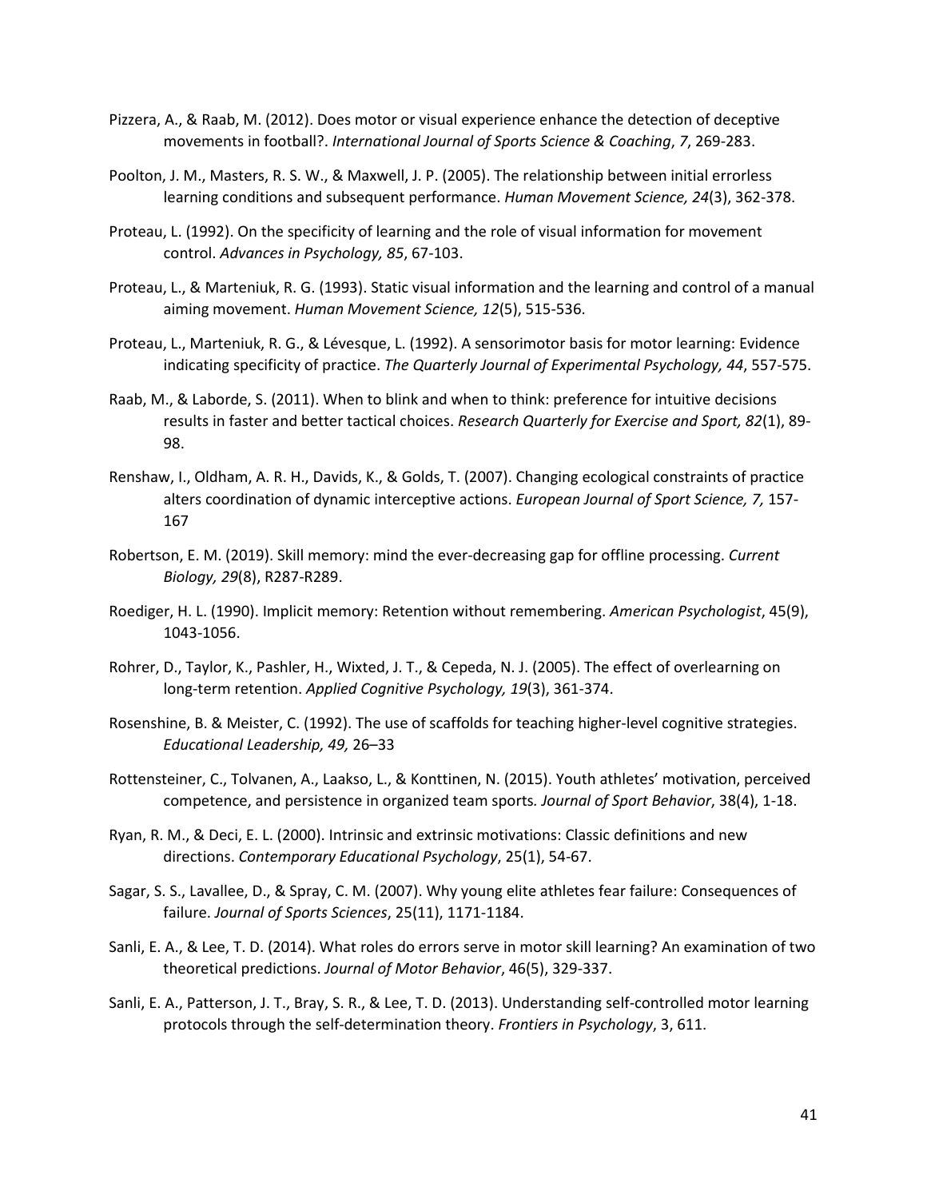Pizzera, A., & Raab, M. (2012). Does motor or visual experience enhance the detection of deceptive movements in football?. *International Journal of Sports Science & Coaching*, *7*, 269-283.

Poolton, J. M., Masters, R. S. W., & Maxwell, J. P. (2005). The relationship between initial errorless learning conditions and subsequent performance. *Human Movement Science, 24*(3), 362-378.

Proteau, L. (1992). On the specificity of learning and the role of visual information for movement control. *Advances in Psychology, 85*, 67-103.

Proteau, L., & Marteniuk, R. G. (1993). Static visual information and the learning and control of a manual aiming movement. *Human Movement Science, 12*(5), 515-536.

Proteau, L., Marteniuk, R. G., & Lévesque, L. (1992). A sensorimotor basis for motor learning: Evidence indicating specificity of practice. *The Quarterly Journal of Experimental Psychology, 44*, 557-575.

Raab, M., & Laborde, S. (2011). When to blink and when to think: preference for intuitive decisions results in faster and better tactical choices. *Research Quarterly for Exercise and Sport, 82*(1), 89-98.

Renshaw, I., Oldham, A. R. H., Davids, K., & Golds, T. (2007). Changing ecological constraints of practice alters coordination of dynamic interceptive actions. *European Journal of Sport Science, 7,* 157-167

Robertson, E. M. (2019). Skill memory: mind the ever-decreasing gap for offline processing. *Current Biology, 29*(8), R287-R289.

Roediger, H. L. (1990). Implicit memory: Retention without remembering. *American Psychologist*, 45(9), 1043-1056.

Rohrer, D., Taylor, K., Pashler, H., Wixted, J. T., & Cepeda, N. J. (2005). The effect of overlearning on long-term retention. *Applied Cognitive Psychology, 19*(3), 361-374.

Rosenshine, B. & Meister, C. (1992). The use of scaffolds for teaching higher-level cognitive strategies. *Educational Leadership, 49,* 26–33

Rottensteiner, C., Tolvanen, A., Laakso, L., & Konttinen, N. (2015). Youth athletes' motivation, perceived competence, and persistence in organized team sports*. Journal of Sport Behavior*, 38(4), 1-18.

Ryan, R. M., & Deci, E. L. (2000). Intrinsic and extrinsic motivations: Classic definitions and new directions. *Contemporary Educational Psychology*, 25(1), 54-67.

Sagar, S. S., Lavallee, D., & Spray, C. M. (2007). Why young elite athletes fear failure: Consequences of failure. *Journal of Sports Sciences*, 25(11), 1171-1184.

Sanli, E. A., & Lee, T. D. (2014). What roles do errors serve in motor skill learning? An examination of two theoretical predictions. *Journal of Motor Behavior*, 46(5), 329-337.

Sanli, E. A., Patterson, J. T., Bray, S. R., & Lee, T. D. (2013). Understanding self-controlled motor learning protocols through the self-determination theory. *Frontiers in Psychology*, 3, 611.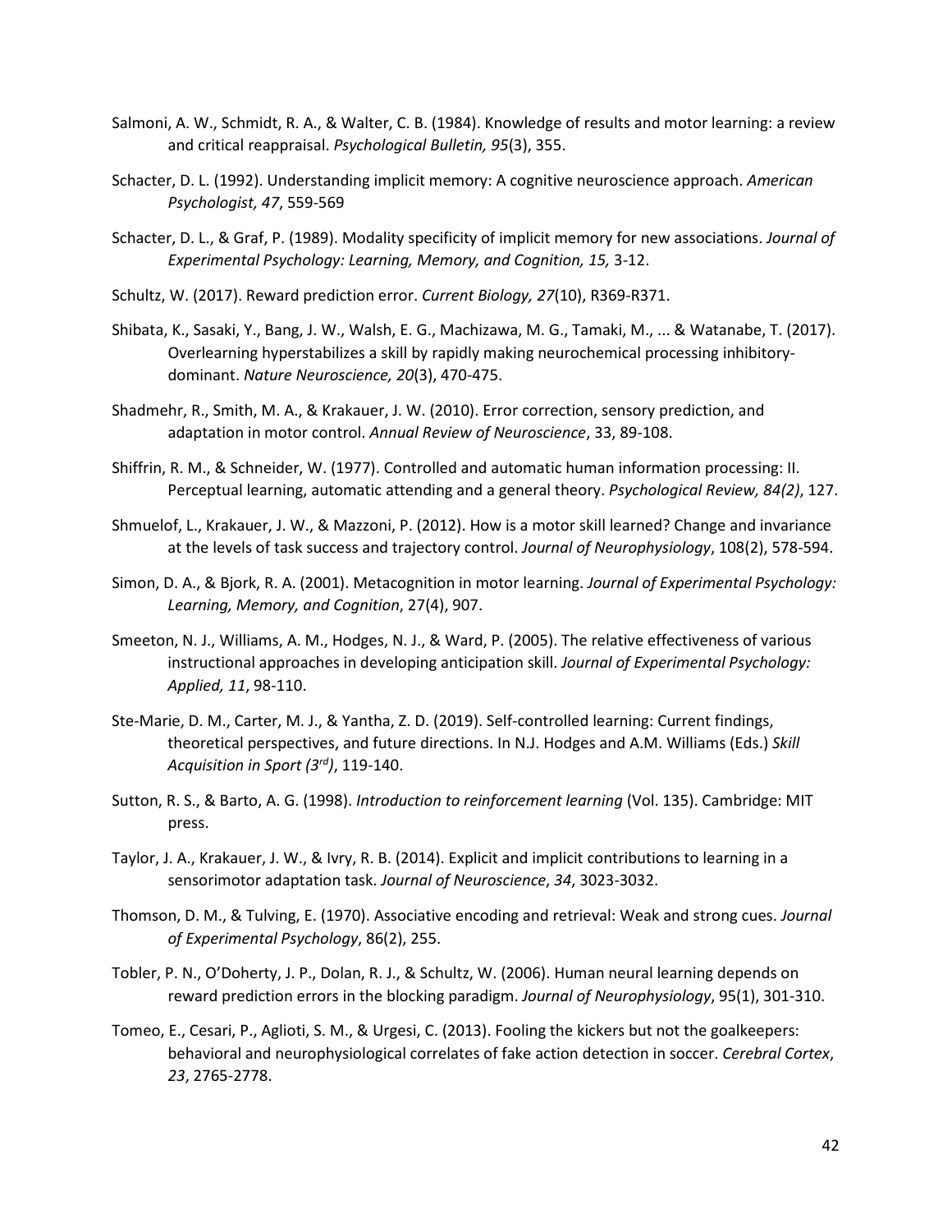Salmoni, A. W., Schmidt, R. A., & Walter, C. B. (1984). Knowledge of results and motor learning: a review and critical reappraisal. *Psychological Bulletin, 95*(3), 355.

Schacter, D. L. (1992). Understanding implicit memory: A cognitive neuroscience approach. *American Psychologist, 47*, 559-569

Schacter, D. L., & Graf, P. (1989). Modality specificity of implicit memory for new associations. *Journal of Experimental Psychology: Learning, Memory, and Cognition, 15,* 3-12.

Schultz, W. (2017). Reward prediction error. *Current Biology, 27*(10), R369-R371.

Shibata, K., Sasaki, Y., Bang, J. W., Walsh, E. G., Machizawa, M. G., Tamaki, M., ... & Watanabe, T. (2017). Overlearning hyperstabilizes a skill by rapidly making neurochemical processing inhibitory-dominant. *Nature Neuroscience, 20*(3), 470-475.

Shadmehr, R., Smith, M. A., & Krakauer, J. W. (2010). Error correction, sensory prediction, and adaptation in motor control. *Annual Review of Neuroscience*, 33, 89-108.

Shiffrin, R. M., & Schneider, W. (1977). Controlled and automatic human information processing: II. Perceptual learning, automatic attending and a general theory. *Psychological Review, 84(2)*, 127.

Shmuelof, L., Krakauer, J. W., & Mazzoni, P. (2012). How is a motor skill learned? Change and invariance at the levels of task success and trajectory control. *Journal of Neurophysiology*, 108(2), 578-594.

Simon, D. A., & Bjork, R. A. (2001). Metacognition in motor learning. *Journal of Experimental Psychology: Learning, Memory, and Cognition*, 27(4), 907.

Smeeton, N. J., Williams, A. M., Hodges, N. J., & Ward, P. (2005). The relative effectiveness of various instructional approaches in developing anticipation skill. *Journal of Experimental Psychology: Applied, 11*, 98-110.

Ste-Marie, D. M., Carter, M. J., & Yantha, Z. D. (2019). Self-controlled learning: Current findings, theoretical perspectives, and future directions. In N.J. Hodges and A.M. Williams (Eds.) *Skill Acquisition in Sport (3rd)*, 119-140.

Sutton, R. S., & Barto, A. G. (1998). *Introduction to reinforcement learning* (Vol. 135). Cambridge: MIT press.

Taylor, J. A., Krakauer, J. W., & Ivry, R. B. (2014). Explicit and implicit contributions to learning in a sensorimotor adaptation task. *Journal of Neuroscience*, *34*, 3023-3032.

Thomson, D. M., & Tulving, E. (1970). Associative encoding and retrieval: Weak and strong cues. *Journal of Experimental Psychology*, 86(2), 255.

Tobler, P. N., O'Doherty, J. P., Dolan, R. J., & Schultz, W. (2006). Human neural learning depends on reward prediction errors in the blocking paradigm. *Journal of Neurophysiology*, 95(1), 301-310.

Tomeo, E., Cesari, P., Aglioti, S. M., & Urgesi, C. (2013). Fooling the kickers but not the goalkeepers: behavioral and neurophysiological correlates of fake action detection in soccer. *Cerebral Cortex*, *23*, 2765-2778.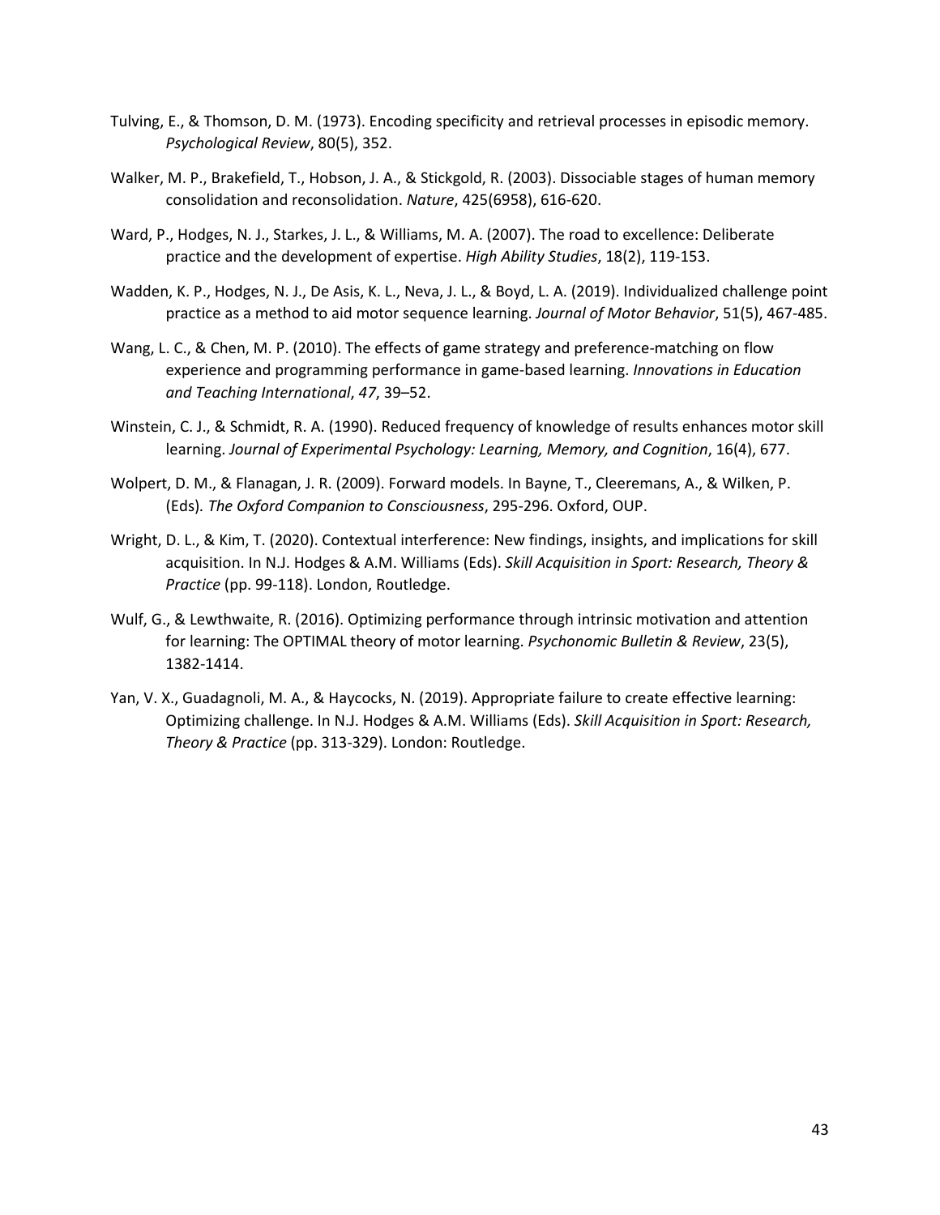Tulving, E., & Thomson, D. M. (1973). Encoding specificity and retrieval processes in episodic memory. *Psychological Review*, 80(5), 352.

Walker, M. P., Brakefield, T., Hobson, J. A., & Stickgold, R. (2003). Dissociable stages of human memory consolidation and reconsolidation. *Nature*, 425(6958), 616-620.

Ward, P., Hodges, N. J., Starkes, J. L., & Williams, M. A. (2007). The road to excellence: Deliberate practice and the development of expertise. *High Ability Studies*, 18(2), 119-153.

Wadden, K. P., Hodges, N. J., De Asis, K. L., Neva, J. L., & Boyd, L. A. (2019). Individualized challenge point practice as a method to aid motor sequence learning. *Journal of Motor Behavior*, 51(5), 467-485.

Wang, L. C., & Chen, M. P. (2010). The effects of game strategy and preference-matching on flow experience and programming performance in game-based learning. *Innovations in Education and Teaching International*, *47*, 39–52.

Winstein, C. J., & Schmidt, R. A. (1990). Reduced frequency of knowledge of results enhances motor skill learning. *Journal of Experimental Psychology: Learning, Memory, and Cognition*, 16(4), 677.

Wolpert, D. M., & Flanagan, J. R. (2009). Forward models. In Bayne, T., Cleeremans, A., & Wilken, P. (Eds). *The Oxford Companion to Consciousness*, 295-296. Oxford, OUP.

Wright, D. L., & Kim, T. (2020). Contextual interference: New findings, insights, and implications for skill acquisition. In N.J. Hodges & A.M. Williams (Eds). *Skill Acquisition in Sport: Research, Theory & Practice* (pp. 99-118). London, Routledge.

Wulf, G., & Lewthwaite, R. (2016). Optimizing performance through intrinsic motivation and attention for learning: The OPTIMAL theory of motor learning. *Psychonomic Bulletin & Review*, 23(5), 1382-1414.

Yan, V. X., Guadagnoli, M. A., & Haycocks, N. (2019). Appropriate failure to create effective learning: Optimizing challenge. In N.J. Hodges & A.M. Williams (Eds). *Skill Acquisition in Sport: Research, Theory & Practice* (pp. 313-329). London: Routledge.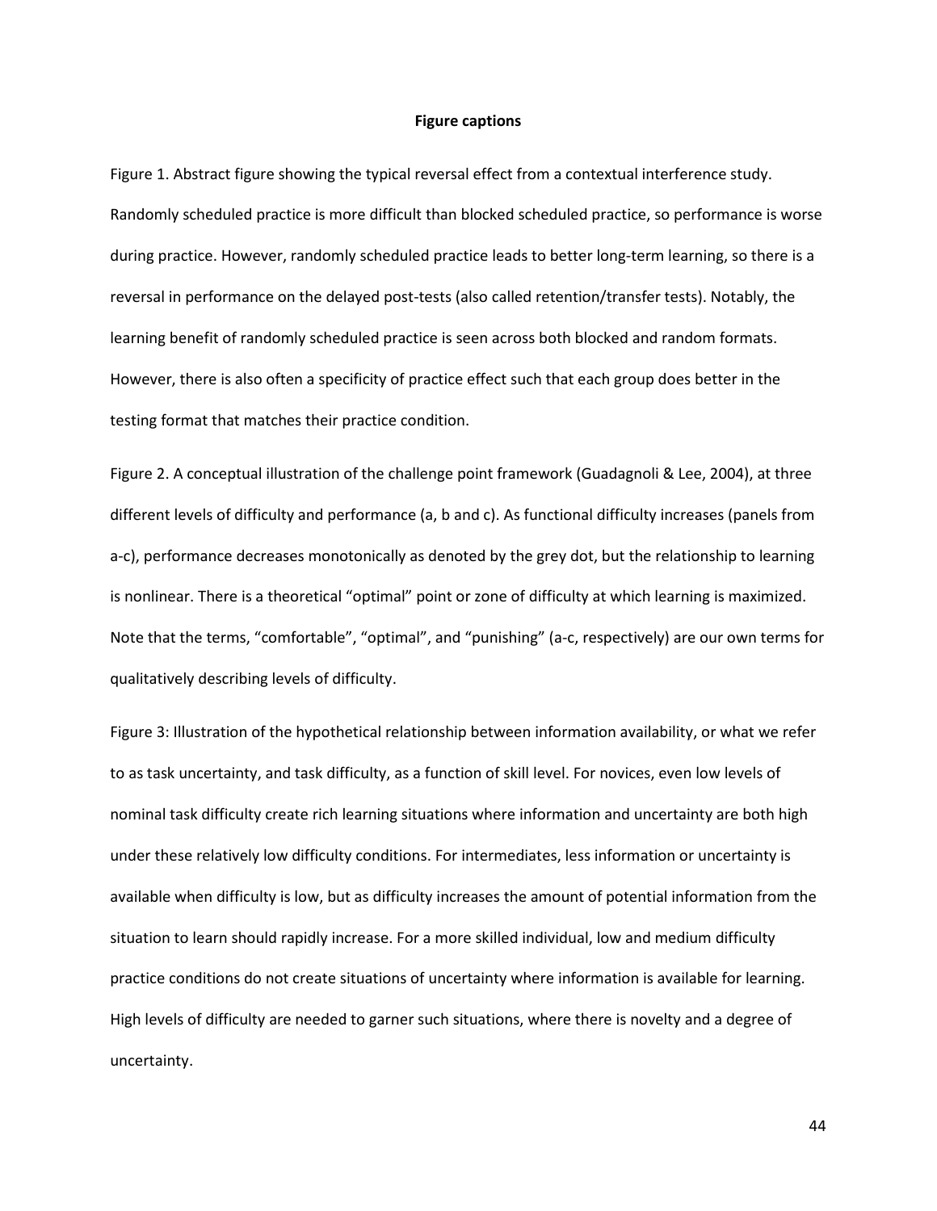## Figure captions

Figure 1. Abstract figure showing the typical reversal effect from a contextual interference study. Randomly scheduled practice is more difficult than blocked scheduled practice, so performance is worse during practice. However, randomly scheduled practice leads to better long-term learning, so there is a reversal in performance on the delayed post-tests (also called retention/transfer tests). Notably, the learning benefit of randomly scheduled practice is seen across both blocked and random formats. However, there is also often a specificity of practice effect such that each group does better in the testing format that matches their practice condition.

Figure 2. A conceptual illustration of the challenge point framework (Guadagnoli & Lee, 2004), at three different levels of difficulty and performance (a, b and c). As functional difficulty increases (panels from a-c), performance decreases monotonically as denoted by the grey dot, but the relationship to learning is nonlinear. There is a theoretical "optimal" point or zone of difficulty at which learning is maximized. Note that the terms, "comfortable", "optimal", and "punishing" (a-c, respectively) are our own terms for qualitatively describing levels of difficulty.

Figure 3: Illustration of the hypothetical relationship between information availability, or what we refer to as task uncertainty, and task difficulty, as a function of skill level. For novices, even low levels of nominal task difficulty create rich learning situations where information and uncertainty are both high under these relatively low difficulty conditions. For intermediates, less information or uncertainty is available when difficulty is low, but as difficulty increases the amount of potential information from the situation to learn should rapidly increase. For a more skilled individual, low and medium difficulty practice conditions do not create situations of uncertainty where information is available for learning. High levels of difficulty are needed to garner such situations, where there is novelty and a degree of uncertainty.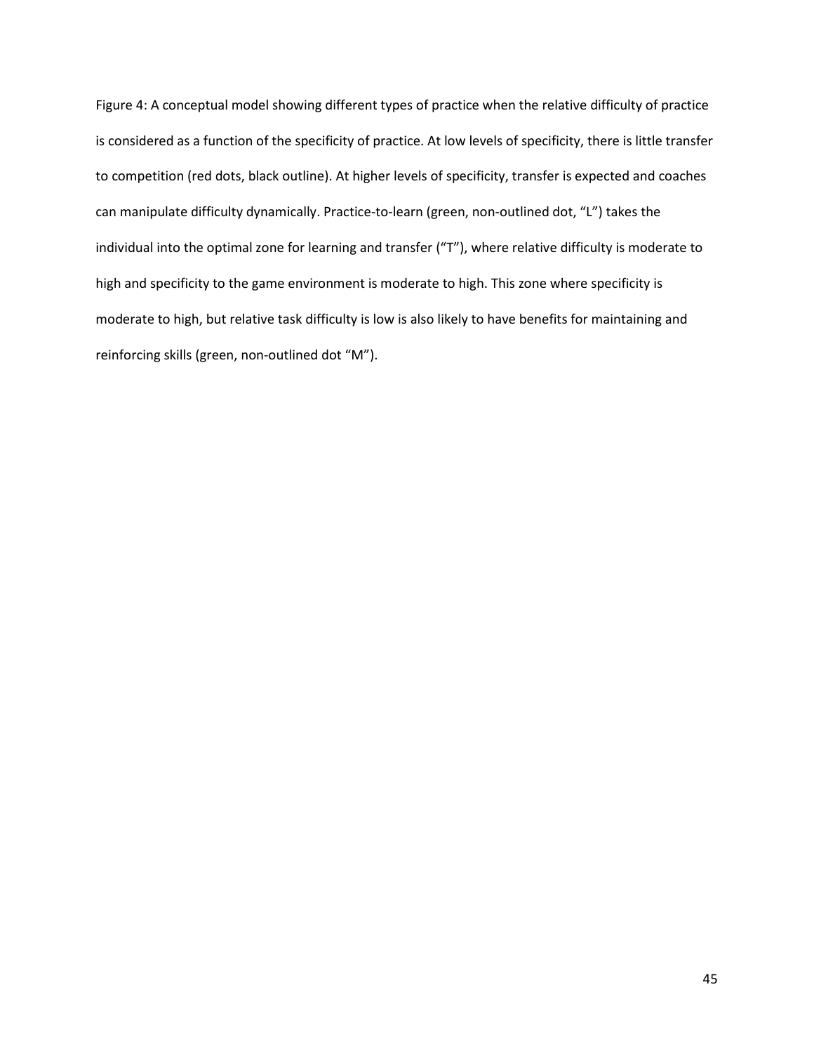Figure 4: A conceptual model showing different types of practice when the relative difficulty of practice is considered as a function of the specificity of practice. At low levels of specificity, there is little transfer to competition (red dots, black outline). At higher levels of specificity, transfer is expected and coaches can manipulate difficulty dynamically. Practice-to-learn (green, non-outlined dot, “L”) takes the individual into the optimal zone for learning and transfer (“T”), where relative difficulty is moderate to high and specificity to the game environment is moderate to high. This zone where specificity is moderate to high, but relative task difficulty is low is also likely to have benefits for maintaining and reinforcing skills (green, non-outlined dot “M”).